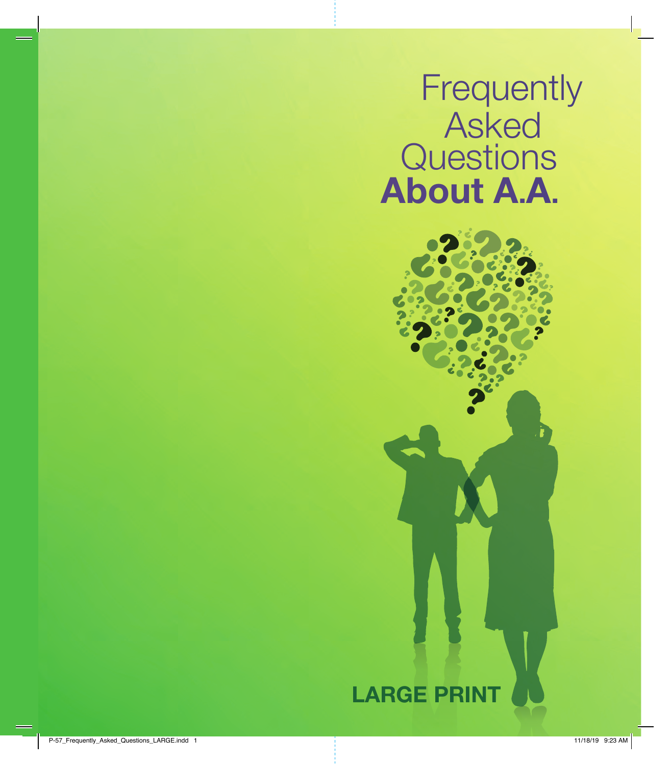# Frequently Asked Questions **About A.A.**

**LARGE PRINT**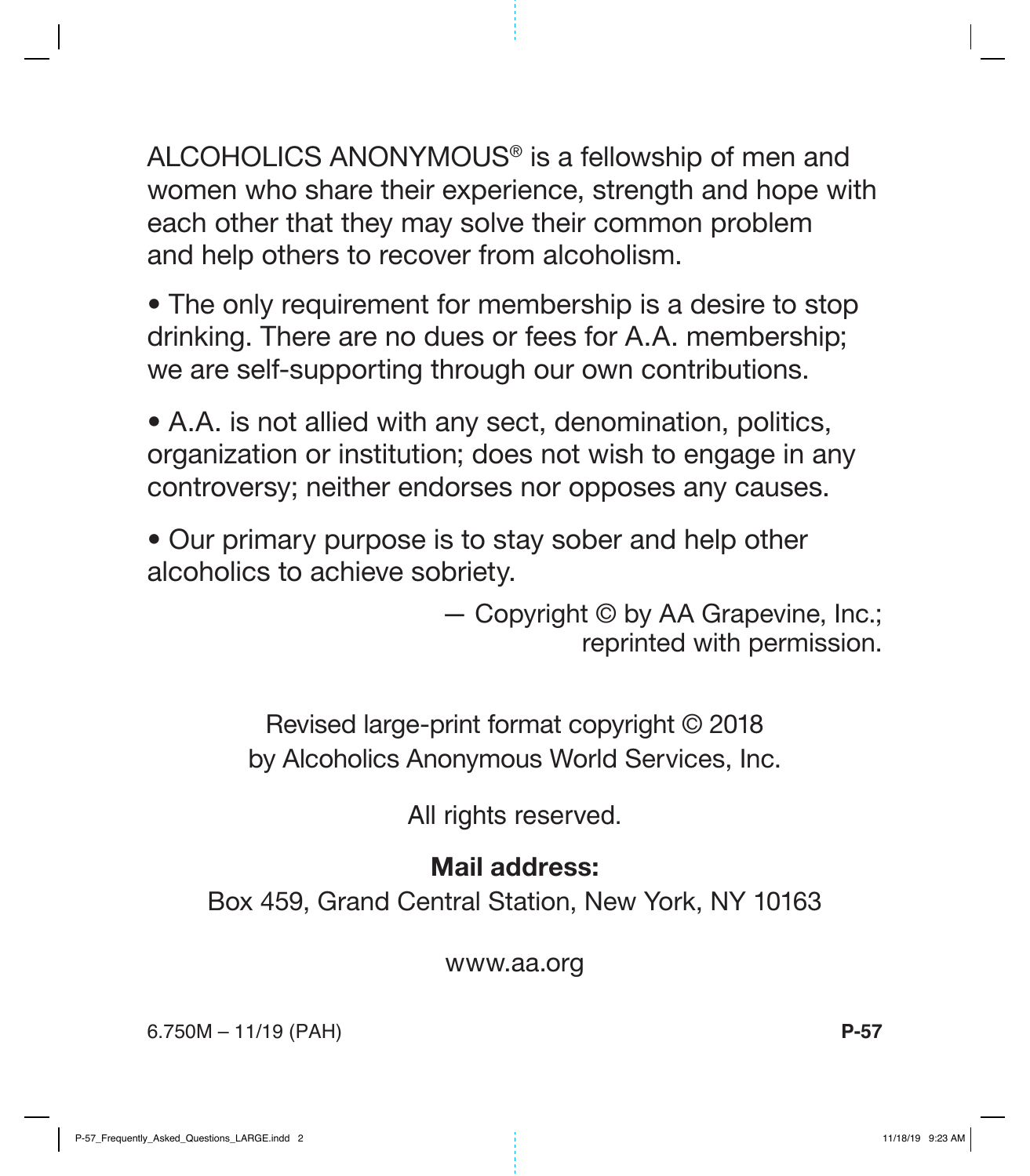ALCOHOLICS ANONYMOUS® is a fellowship of men and women who share their experience, strength and hope with each other that they may solve their common problem and help others to recover from alcoholism.

- The only requirement for membership is a desire to stop drinking. There are no dues or fees for A.A. membership; we are self-supporting through our own contributions.

- A.A. is not allied with any sect, denomination, politics, organization or institution; does not wish to engage in any controversy; neither endorses nor opposes any causes.

- Our primary purpose is to stay sober and help other alcoholics to achieve sobriety.

— Copyright © by AA Grapevine, Inc.;
reprinted with permission.

Revised large-print format copyright © 2018
by Alcoholics Anonymous World Services, Inc.

All rights reserved.

**Mail address:**

Box 459, Grand Central Station, New York, NY 10163

www.aa.org

6.750M – 11/19 (PAH) **P-57**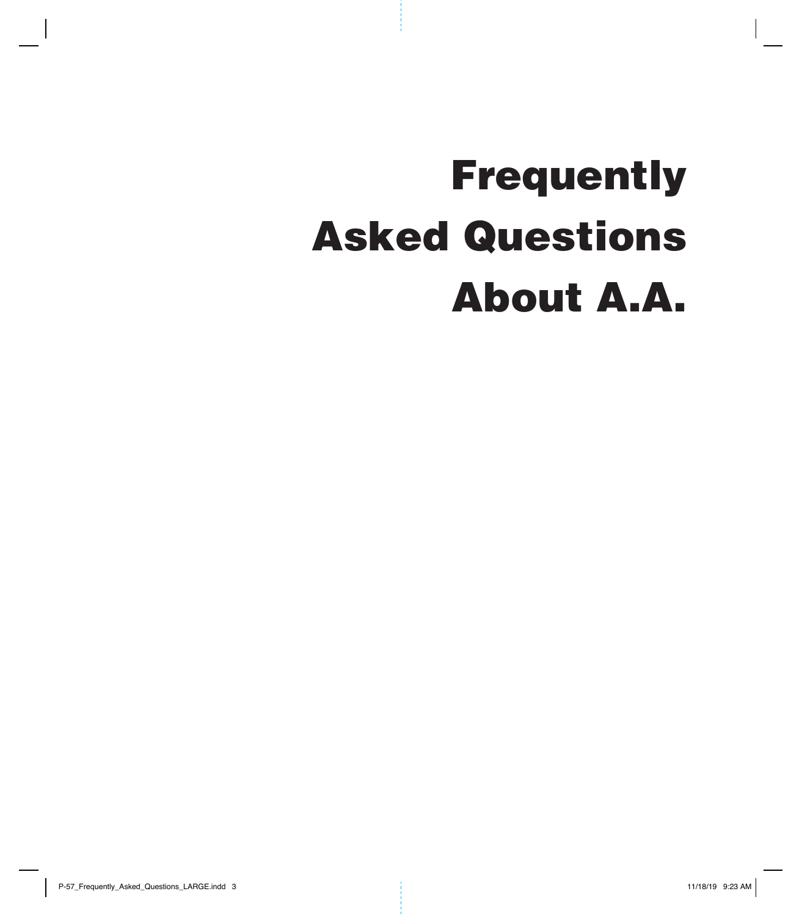# Frequently Asked Questions About A.A.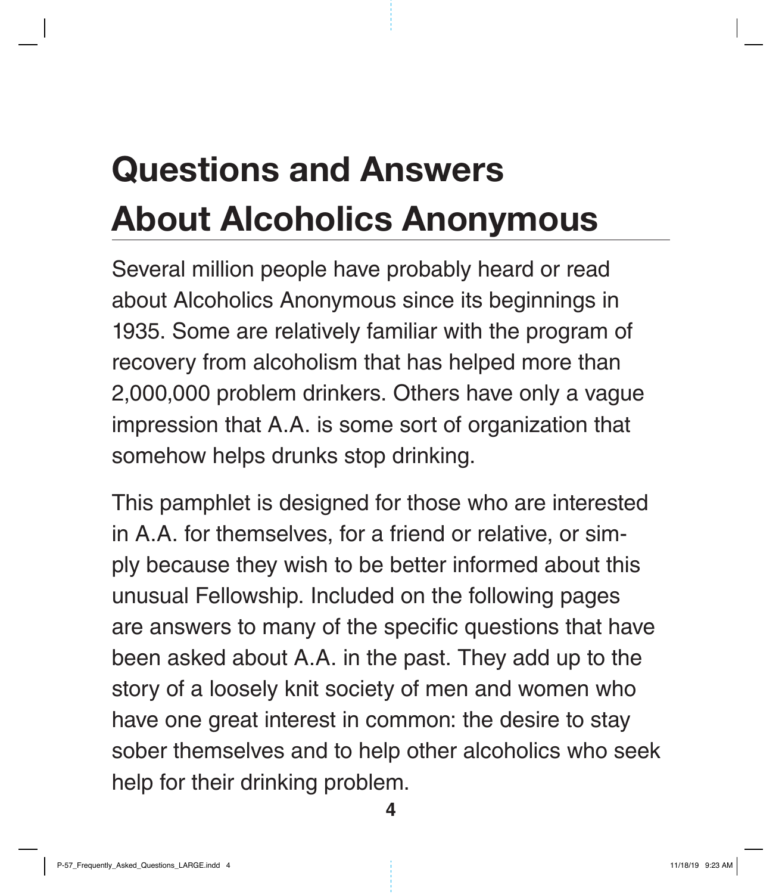# Questions and Answers About Alcoholics Anonymous

Several million people have probably heard or read about Alcoholics Anonymous since its beginnings in 1935. Some are relatively familiar with the program of recovery from alcoholism that has helped more than 2,000,000 problem drinkers. Others have only a vague impression that A.A. is some sort of organization that somehow helps drunks stop drinking.

This pamphlet is designed for those who are interested in A.A. for themselves, for a friend or relative, or simply because they wish to be better informed about this unusual Fellowship. Included on the following pages are answers to many of the specific questions that have been asked about A.A. in the past. They add up to the story of a loosely knit society of men and women who have one great interest in common: the desire to stay sober themselves and to help other alcoholics who seek help for their drinking problem.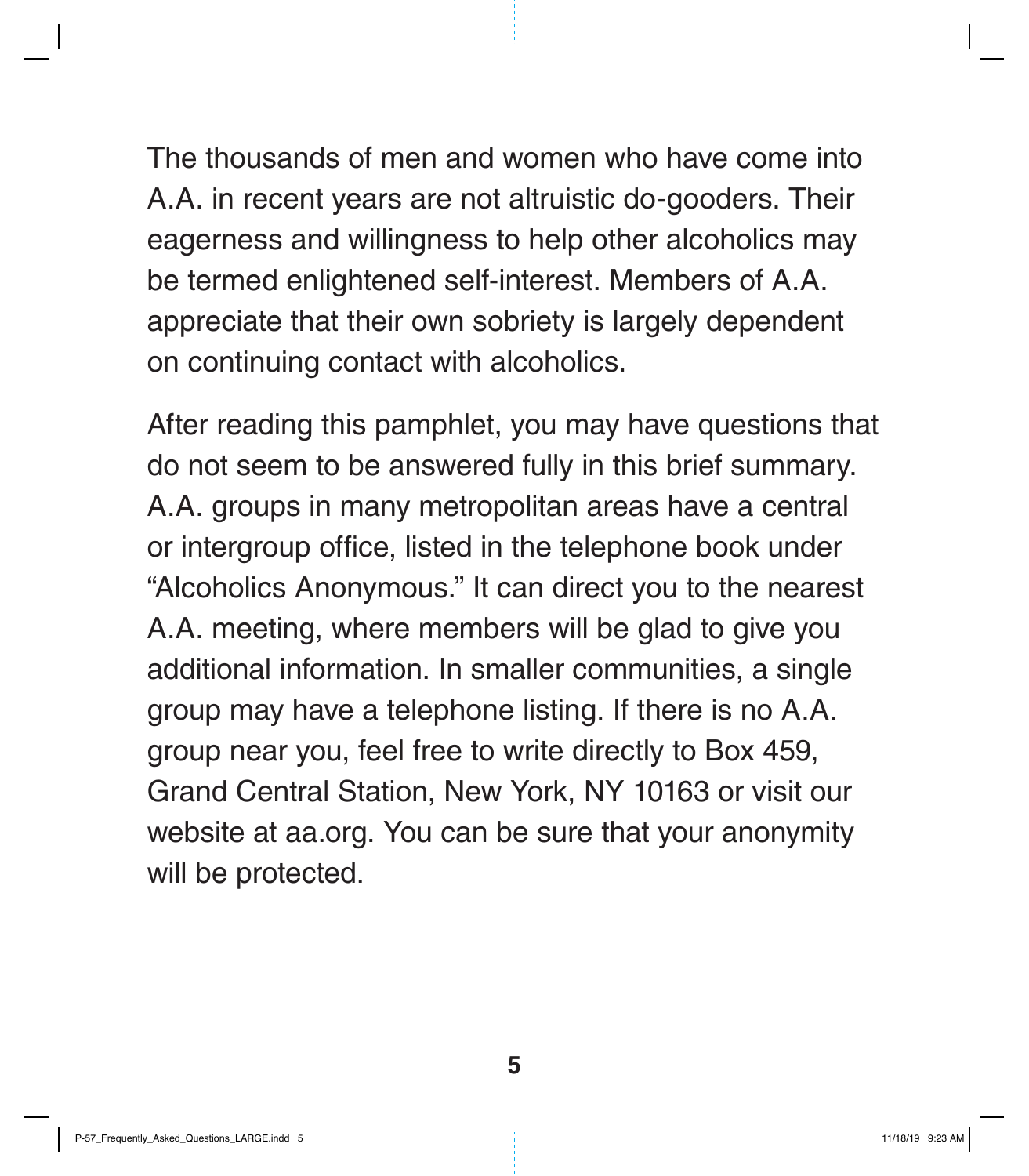The thousands of men and women who have come into A.A. in recent years are not altruistic do-gooders. Their eagerness and willingness to help other alcoholics may be termed enlightened self-interest. Members of A.A. appreciate that their own sobriety is largely dependent on continuing contact with alcoholics.

After reading this pamphlet, you may have questions that do not seem to be answered fully in this brief summary. A.A. groups in many metropolitan areas have a central or intergroup office, listed in the telephone book under "Alcoholics Anonymous." It can direct you to the nearest A.A. meeting, where members will be glad to give you additional information. In smaller communities, a single group may have a telephone listing. If there is no A.A. group near you, feel free to write directly to Box 459, Grand Central Station, New York, NY 10163 or visit our website at aa.org. You can be sure that your anonymity will be protected.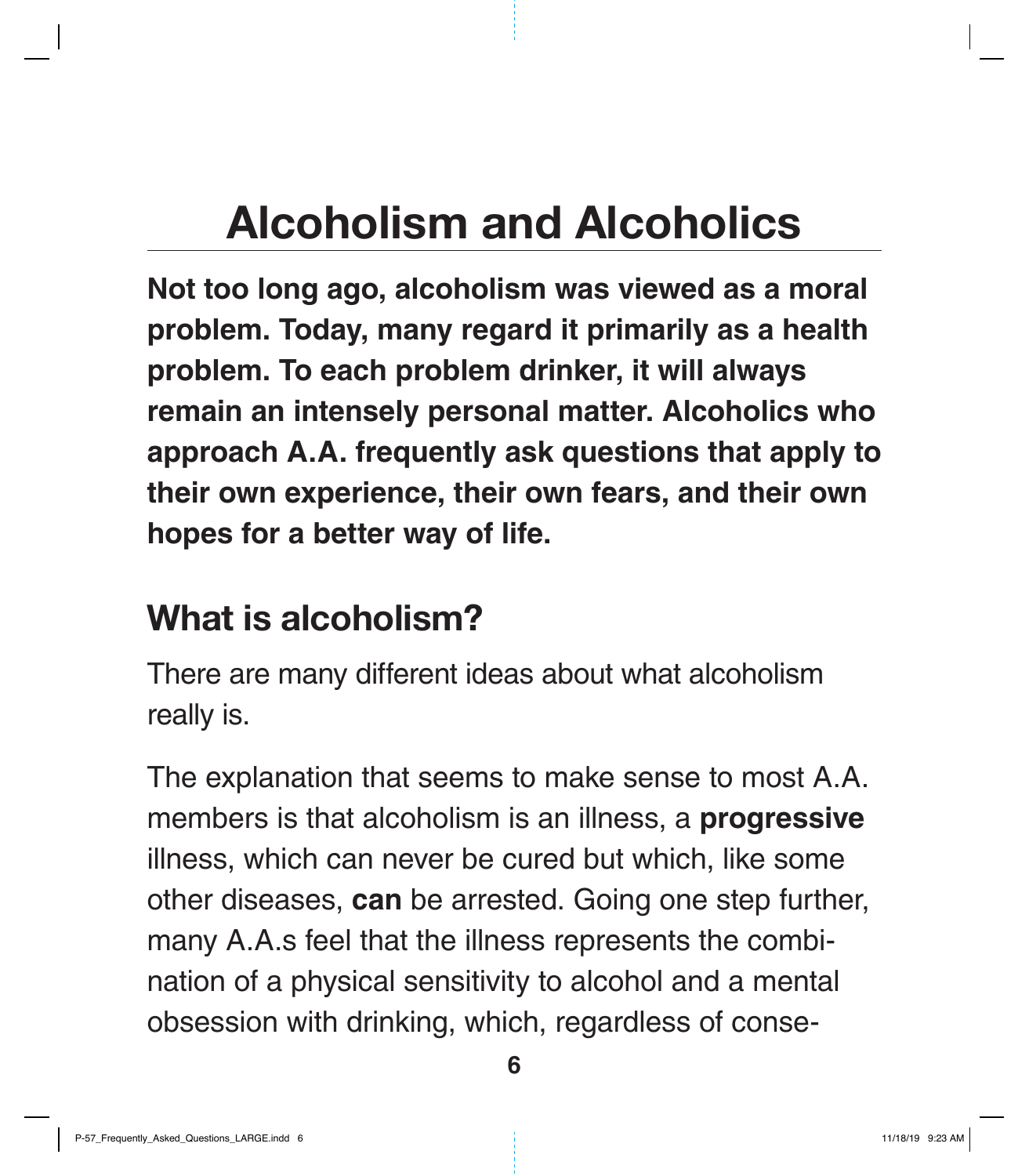# Alcoholism and Alcoholics

**Not too long ago, alcoholism was viewed as a moral problem. Today, many regard it primarily as a health problem. To each problem drinker, it will always remain an intensely personal matter. Alcoholics who approach A.A. frequently ask questions that apply to their own experience, their own fears, and their own hopes for a better way of life.**

## What is alcoholism?

There are many different ideas about what alcoholism really is.

The explanation that seems to make sense to most A.A. members is that alcoholism is an illness, a **progressive** illness, which can never be cured but which, like some other diseases, **can** be arrested. Going one step further, many A.A.s feel that the illness represents the combination of a physical sensitivity to alcohol and a mental obsession with drinking, which, regardless of conse-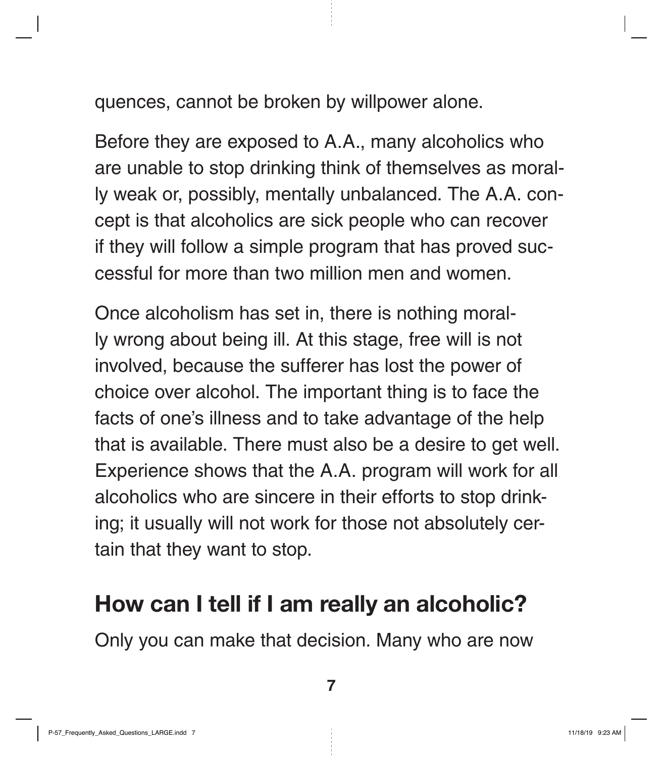quences, cannot be broken by willpower alone.

Before they are exposed to A.A., many alcoholics who are unable to stop drinking think of themselves as morally weak or, possibly, mentally unbalanced. The A.A. concept is that alcoholics are sick people who can recover if they will follow a simple program that has proved successful for more than two million men and women.

Once alcoholism has set in, there is nothing morally wrong about being ill. At this stage, free will is not involved, because the sufferer has lost the power of choice over alcohol. The important thing is to face the facts of one's illness and to take advantage of the help that is available. There must also be a desire to get well. Experience shows that the A.A. program will work for all alcoholics who are sincere in their efforts to stop drinking; it usually will not work for those not absolutely certain that they want to stop.

## How can I tell if I am really an alcoholic?

Only you can make that decision. Many who are now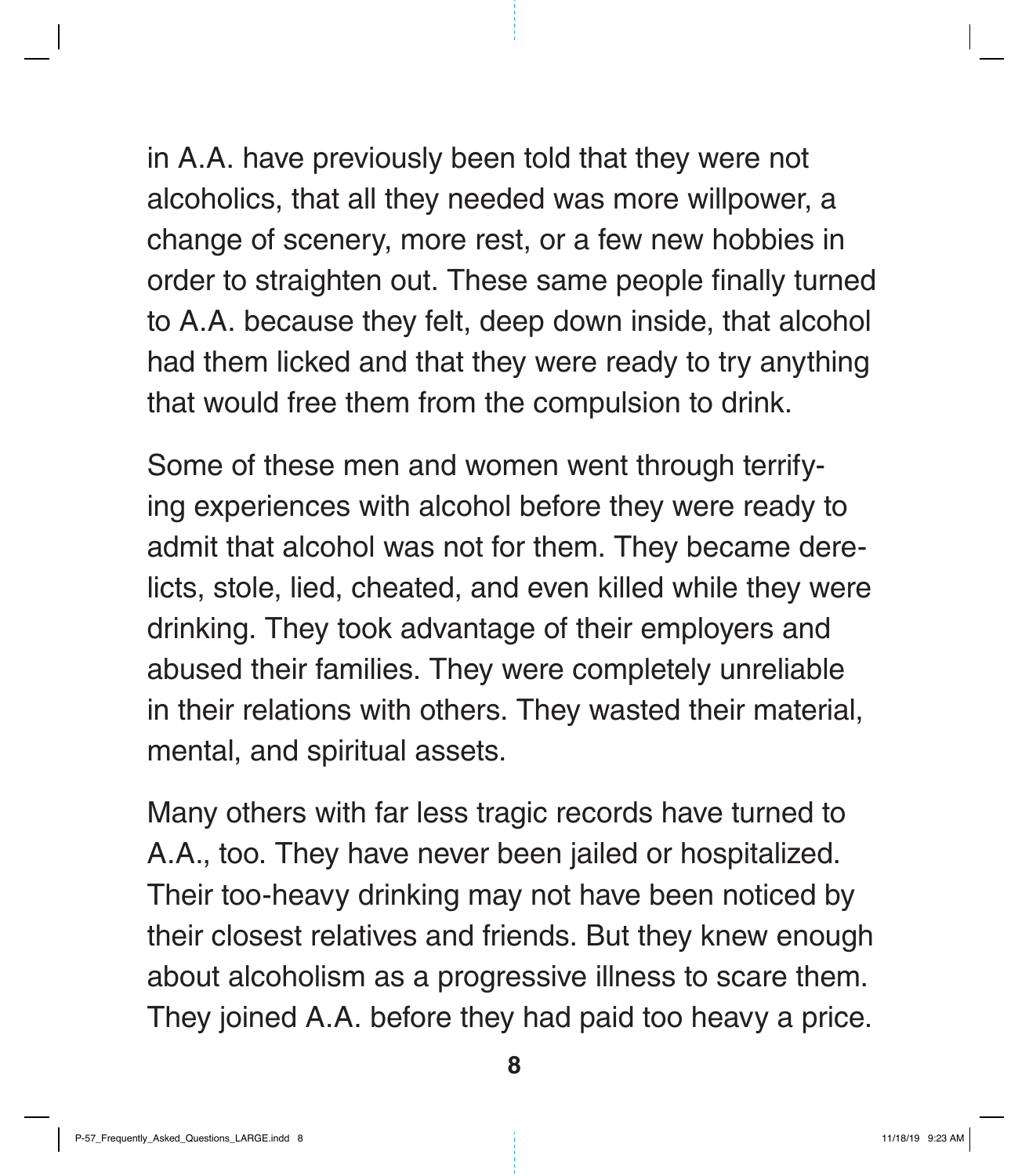in A.A. have previously been told that they were not alcoholics, that all they needed was more willpower, a change of scenery, more rest, or a few new hobbies in order to straighten out. These same people finally turned to A.A. because they felt, deep down inside, that alcohol had them licked and that they were ready to try anything that would free them from the compulsion to drink.

Some of these men and women went through terrifying experiences with alcohol before they were ready to admit that alcohol was not for them. They became derelicts, stole, lied, cheated, and even killed while they were drinking. They took advantage of their employers and abused their families. They were completely unreliable in their relations with others. They wasted their material, mental, and spiritual assets.

Many others with far less tragic records have turned to A.A., too. They have never been jailed or hospitalized. Their too-heavy drinking may not have been noticed by their closest relatives and friends. But they knew enough about alcoholism as a progressive illness to scare them. They joined A.A. before they had paid too heavy a price.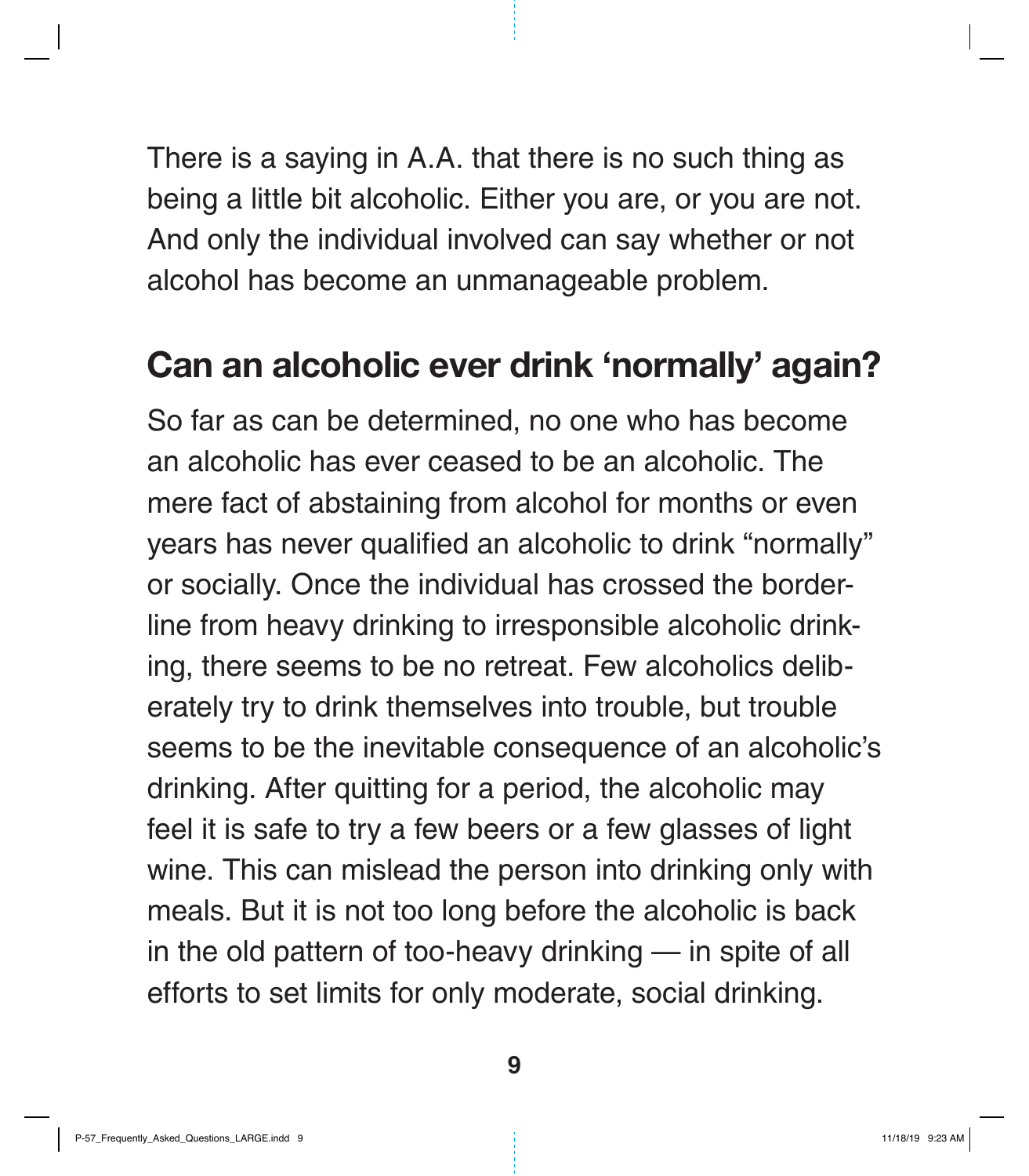There is a saying in A.A. that there is no such thing as being a little bit alcoholic. Either you are, or you are not. And only the individual involved can say whether or not alcohol has become an unmanageable problem.

## Can an alcoholic ever drink 'normally' again?

So far as can be determined, no one who has become an alcoholic has ever ceased to be an alcoholic. The mere fact of abstaining from alcohol for months or even years has never qualified an alcoholic to drink "normally" or socially. Once the individual has crossed the borderline from heavy drinking to irresponsible alcoholic drinking, there seems to be no retreat. Few alcoholics deliberately try to drink themselves into trouble, but trouble seems to be the inevitable consequence of an alcoholic's drinking. After quitting for a period, the alcoholic may feel it is safe to try a few beers or a few glasses of light wine. This can mislead the person into drinking only with meals. But it is not too long before the alcoholic is back in the old pattern of too-heavy drinking — in spite of all efforts to set limits for only moderate, social drinking.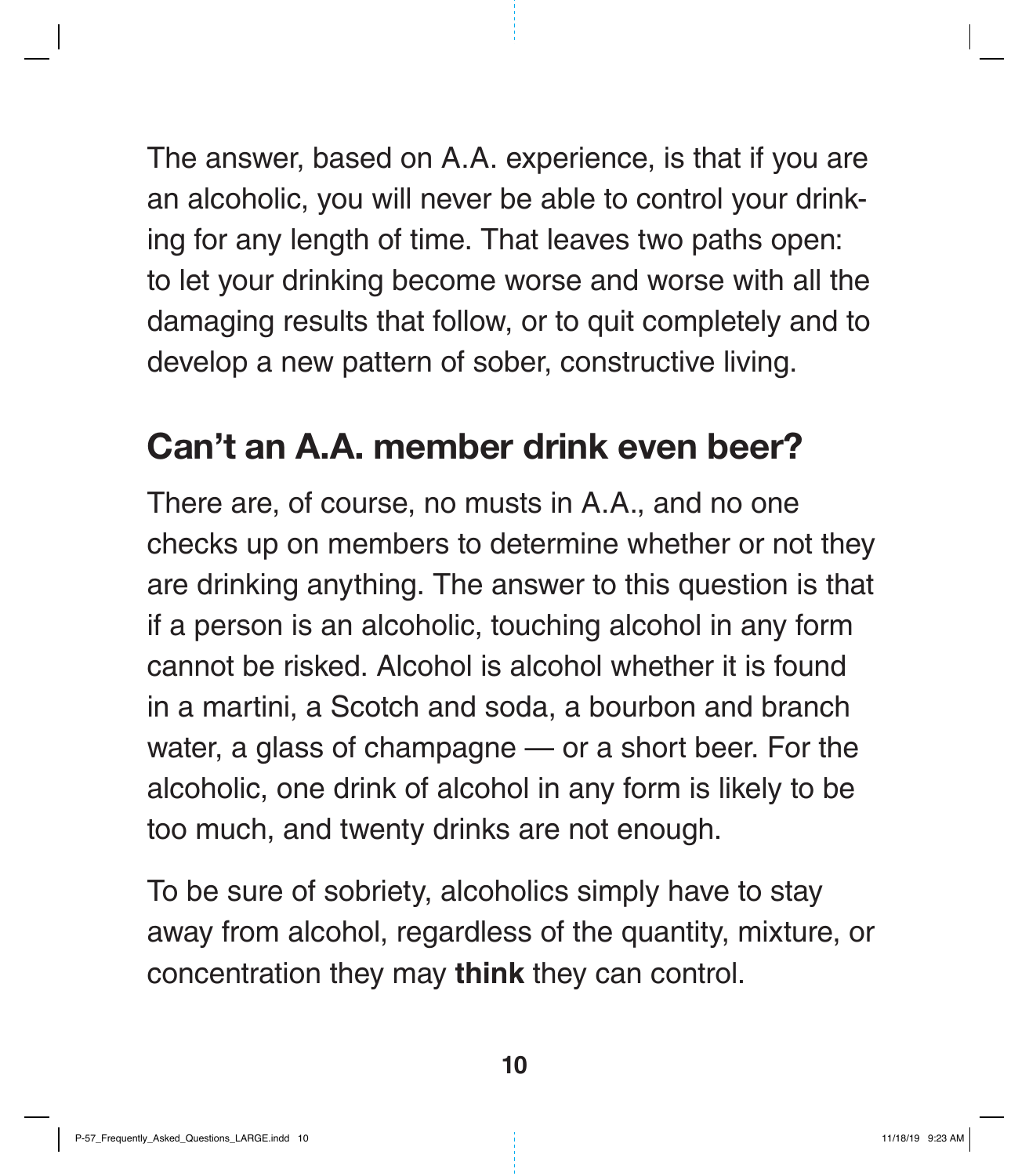The answer, based on A.A. experience, is that if you are an alcoholic, you will never be able to control your drinking for any length of time. That leaves two paths open: to let your drinking become worse and worse with all the damaging results that follow, or to quit completely and to develop a new pattern of sober, constructive living.

## Can't an A.A. member drink even beer?

There are, of course, no musts in A.A., and no one checks up on members to determine whether or not they are drinking anything. The answer to this question is that if a person is an alcoholic, touching alcohol in any form cannot be risked. Alcohol is alcohol whether it is found in a martini, a Scotch and soda, a bourbon and branch water, a glass of champagne — or a short beer. For the alcoholic, one drink of alcohol in any form is likely to be too much, and twenty drinks are not enough.

To be sure of sobriety, alcoholics simply have to stay away from alcohol, regardless of the quantity, mixture, or concentration they may **think** they can control.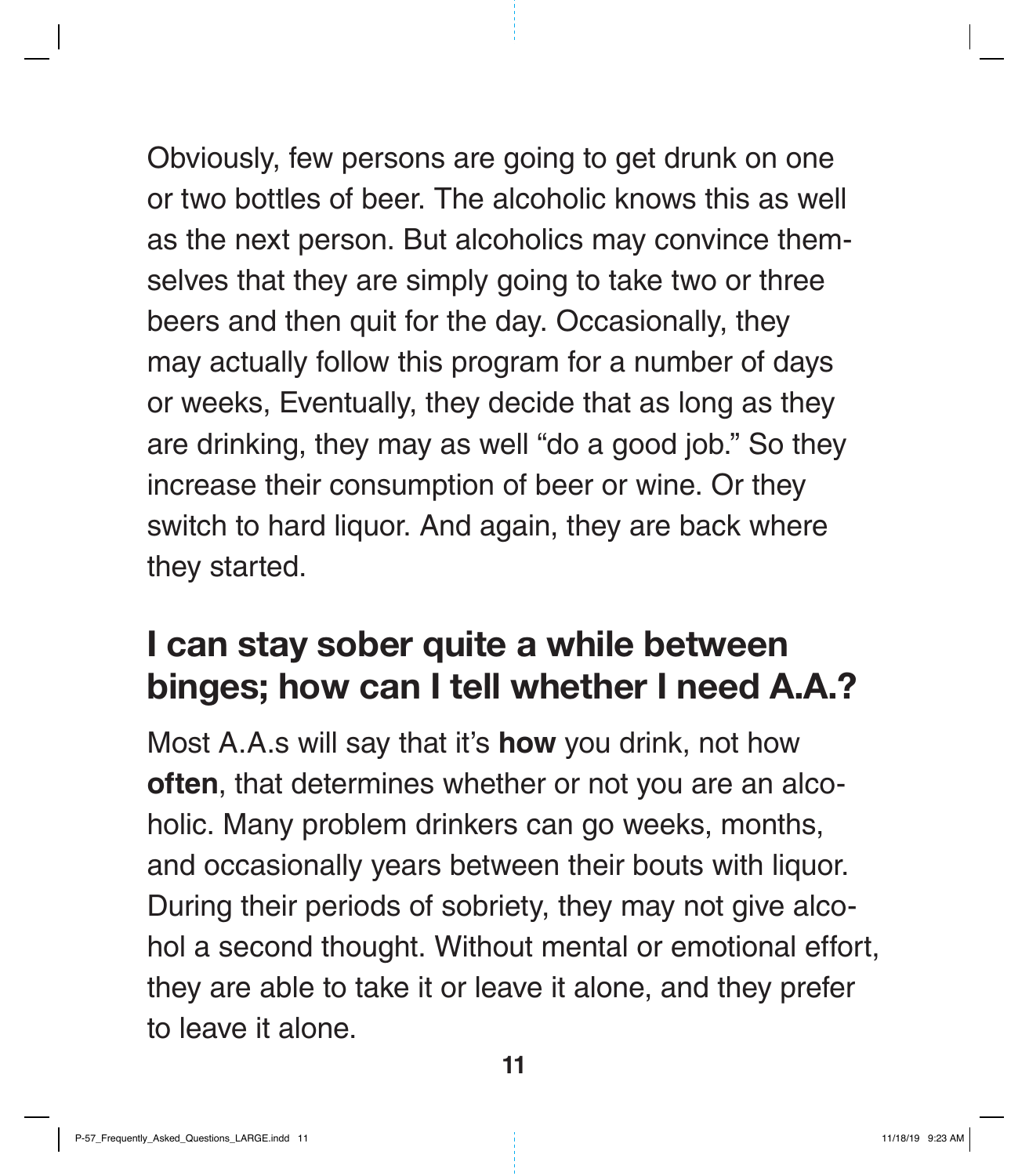Obviously, few persons are going to get drunk on one or two bottles of beer. The alcoholic knows this as well as the next person. But alcoholics may convince themselves that they are simply going to take two or three beers and then quit for the day. Occasionally, they may actually follow this program for a number of days or weeks, Eventually, they decide that as long as they are drinking, they may as well "do a good job." So they increase their consumption of beer or wine. Or they switch to hard liquor. And again, they are back where they started.

## I can stay sober quite a while between binges; how can I tell whether I need A.A.?

Most A.A.s will say that it's **how** you drink, not how **often**, that determines whether or not you are an alcoholic. Many problem drinkers can go weeks, months, and occasionally years between their bouts with liquor. During their periods of sobriety, they may not give alcohol a second thought. Without mental or emotional effort, they are able to take it or leave it alone, and they prefer to leave it alone.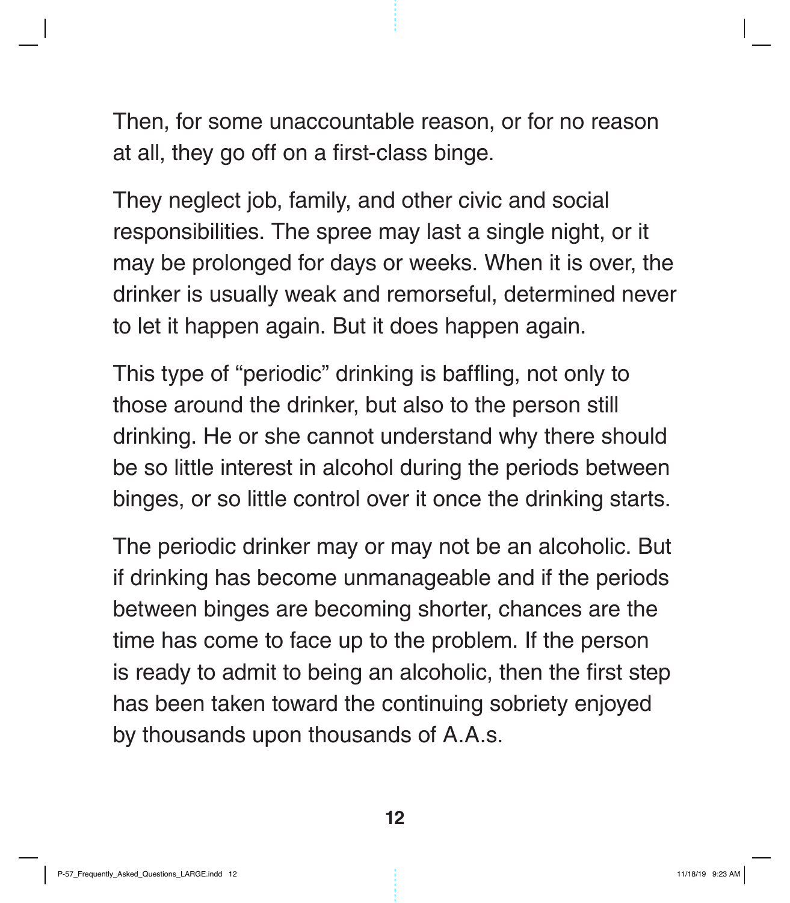Then, for some unaccountable reason, or for no reason at all, they go off on a first-class binge.

They neglect job, family, and other civic and social responsibilities. The spree may last a single night, or it may be prolonged for days or weeks. When it is over, the drinker is usually weak and remorseful, determined never to let it happen again. But it does happen again.

This type of "periodic" drinking is baffling, not only to those around the drinker, but also to the person still drinking. He or she cannot understand why there should be so little interest in alcohol during the periods between binges, or so little control over it once the drinking starts.

The periodic drinker may or may not be an alcoholic. But if drinking has become unmanageable and if the periods between binges are becoming shorter, chances are the time has come to face up to the problem. If the person is ready to admit to being an alcoholic, then the first step has been taken toward the continuing sobriety enjoyed by thousands upon thousands of A.A.s.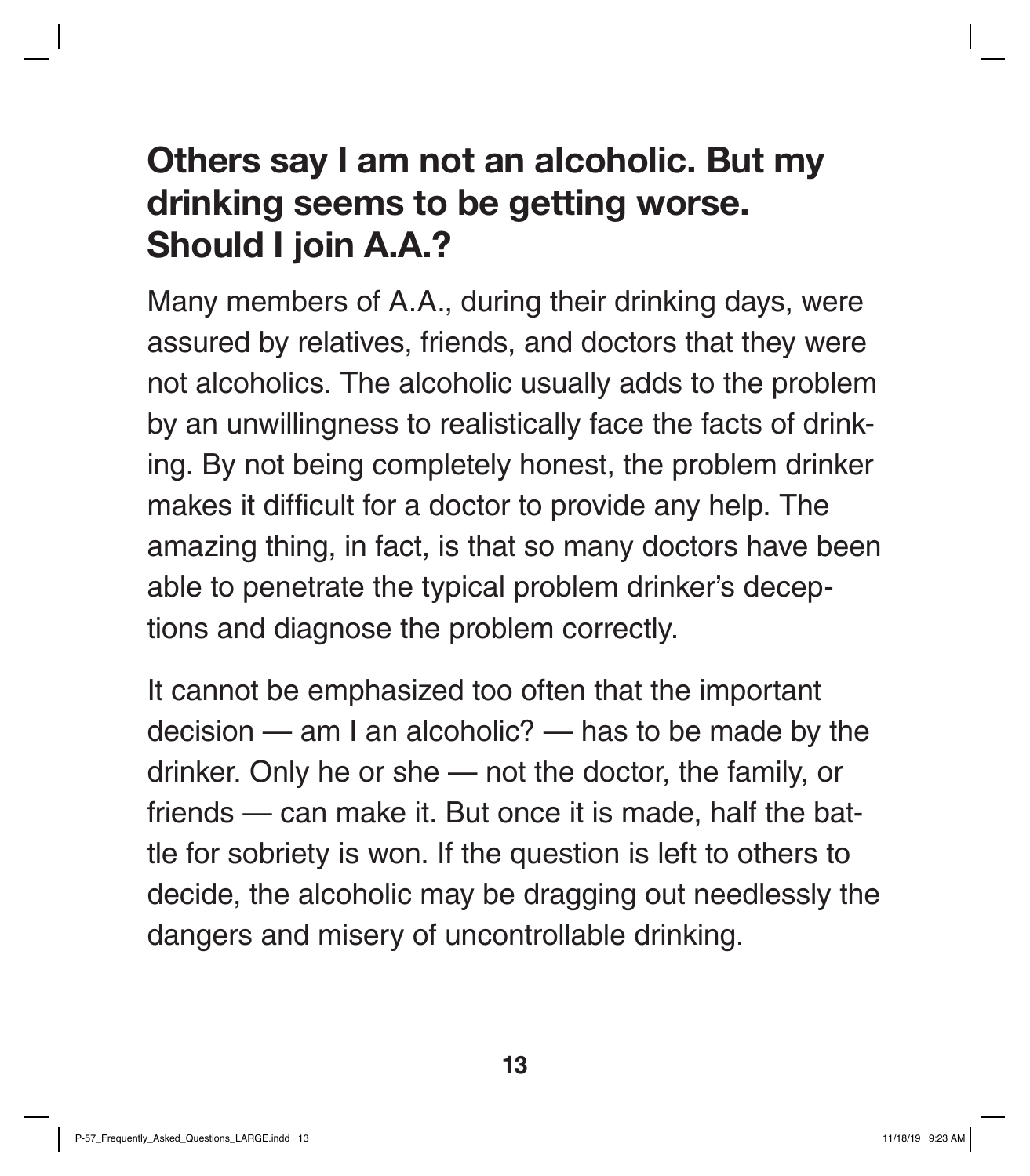## Others say I am not an alcoholic. But my drinking seems to be getting worse. Should I join A.A.?

Many members of A.A., during their drinking days, were assured by relatives, friends, and doctors that they were not alcoholics. The alcoholic usually adds to the problem by an unwillingness to realistically face the facts of drinking. By not being completely honest, the problem drinker makes it difficult for a doctor to provide any help. The amazing thing, in fact, is that so many doctors have been able to penetrate the typical problem drinker's deceptions and diagnose the problem correctly.

It cannot be emphasized too often that the important decision — am I an alcoholic? — has to be made by the drinker. Only he or she — not the doctor, the family, or friends — can make it. But once it is made, half the battle for sobriety is won. If the question is left to others to decide, the alcoholic may be dragging out needlessly the dangers and misery of uncontrollable drinking.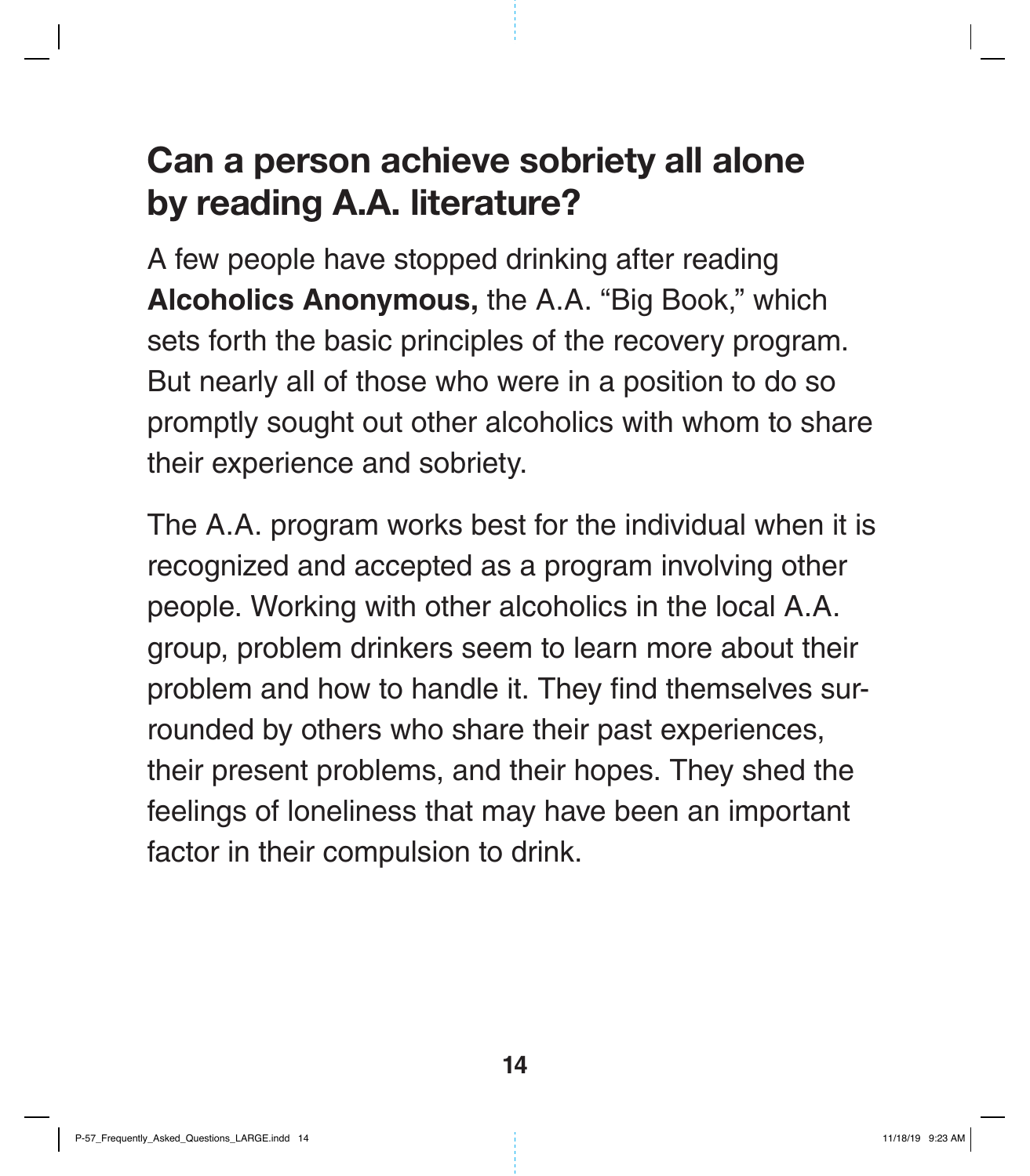## Can a person achieve sobriety all alone by reading A.A. literature?

A few people have stopped drinking after reading **Alcoholics Anonymous,** the A.A. "Big Book," which sets forth the basic principles of the recovery program. But nearly all of those who were in a position to do so promptly sought out other alcoholics with whom to share their experience and sobriety.

The A.A. program works best for the individual when it is recognized and accepted as a program involving other people. Working with other alcoholics in the local A.A. group, problem drinkers seem to learn more about their problem and how to handle it. They find themselves surrounded by others who share their past experiences, their present problems, and their hopes. They shed the feelings of loneliness that may have been an important factor in their compulsion to drink.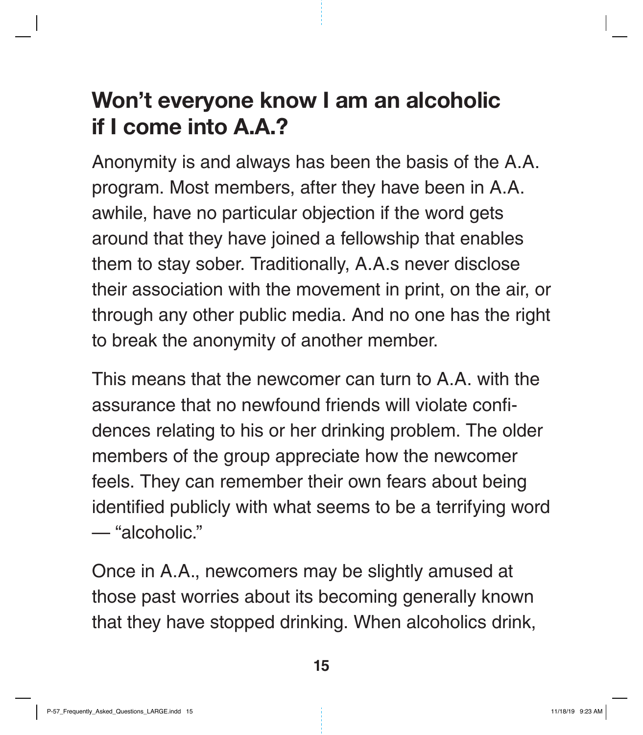## Won't everyone know I am an alcoholic if I come into A.A.?

Anonymity is and always has been the basis of the A.A. program. Most members, after they have been in A.A. awhile, have no particular objection if the word gets around that they have joined a fellowship that enables them to stay sober. Traditionally, A.A.s never disclose their association with the movement in print, on the air, or through any other public media. And no one has the right to break the anonymity of another member.

This means that the newcomer can turn to A.A. with the assurance that no newfound friends will violate confidences relating to his or her drinking problem. The older members of the group appreciate how the newcomer feels. They can remember their own fears about being identified publicly with what seems to be a terrifying word — "alcoholic."

Once in A.A., newcomers may be slightly amused at those past worries about its becoming generally known that they have stopped drinking. When alcoholics drink,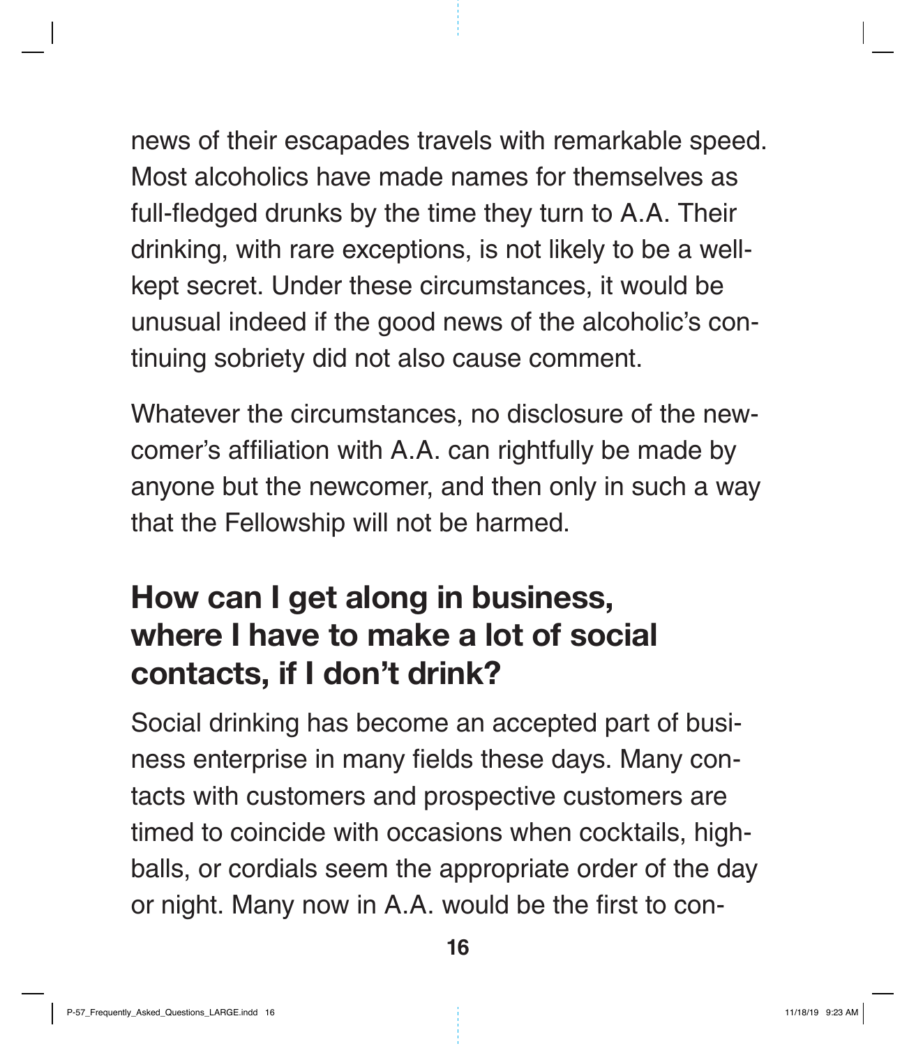news of their escapades travels with remarkable speed. Most alcoholics have made names for themselves as full-fledged drunks by the time they turn to A.A. Their drinking, with rare exceptions, is not likely to be a well-kept secret. Under these circumstances, it would be unusual indeed if the good news of the alcoholic's continuing sobriety did not also cause comment.

Whatever the circumstances, no disclosure of the newcomer's affiliation with A.A. can rightfully be made by anyone but the newcomer, and then only in such a way that the Fellowship will not be harmed.

## How can I get along in business, where I have to make a lot of social contacts, if I don't drink?

Social drinking has become an accepted part of business enterprise in many fields these days. Many contacts with customers and prospective customers are timed to coincide with occasions when cocktails, highballs, or cordials seem the appropriate order of the day or night. Many now in A.A. would be the first to con-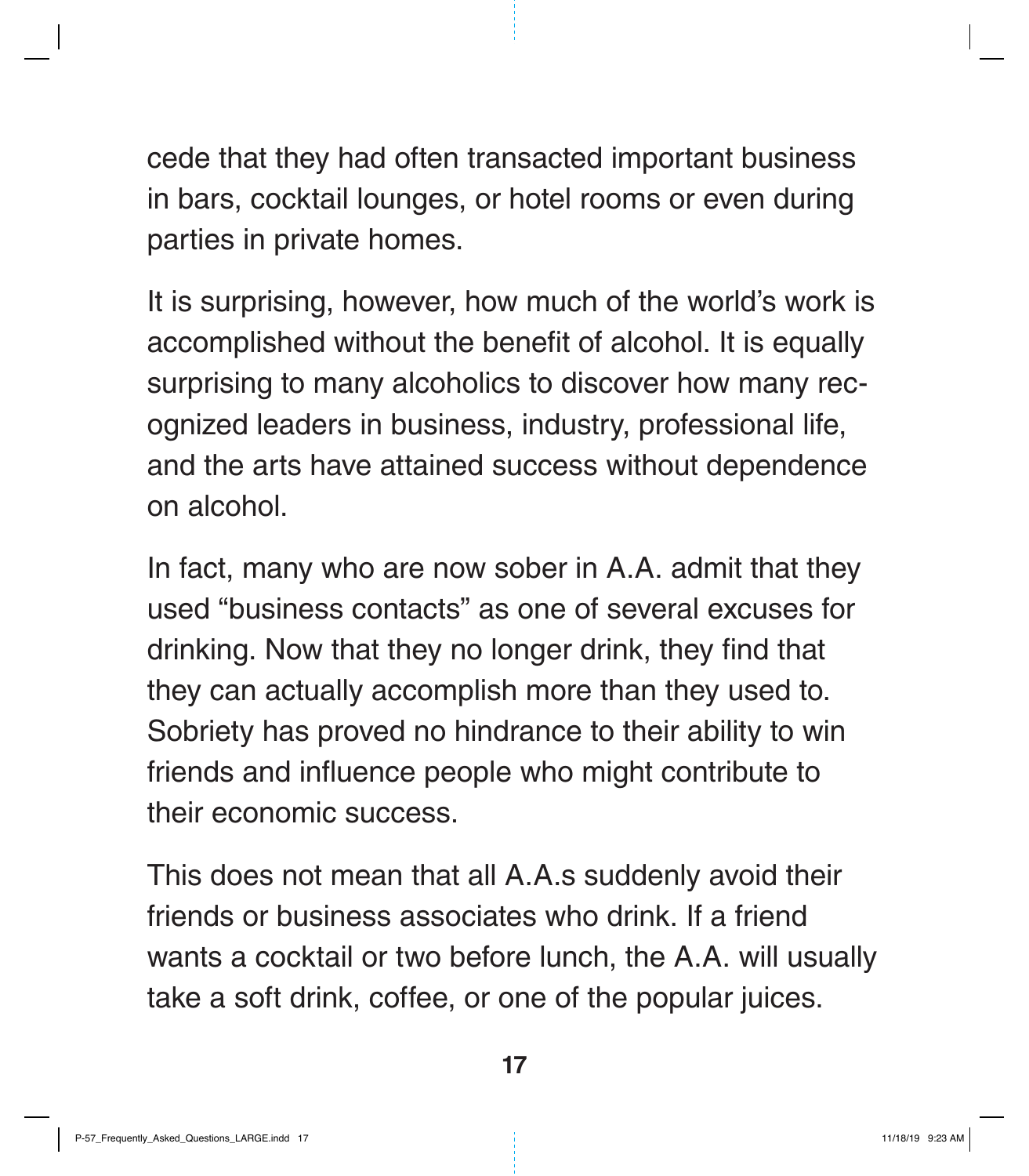cede that they had often transacted important business in bars, cocktail lounges, or hotel rooms or even during parties in private homes.

It is surprising, however, how much of the world's work is accomplished without the benefit of alcohol. It is equally surprising to many alcoholics to discover how many recognized leaders in business, industry, professional life, and the arts have attained success without dependence on alcohol.

In fact, many who are now sober in A.A. admit that they used "business contacts" as one of several excuses for drinking. Now that they no longer drink, they find that they can actually accomplish more than they used to. Sobriety has proved no hindrance to their ability to win friends and influence people who might contribute to their economic success.

This does not mean that all A.A.s suddenly avoid their friends or business associates who drink. If a friend wants a cocktail or two before lunch, the A.A. will usually take a soft drink, coffee, or one of the popular juices.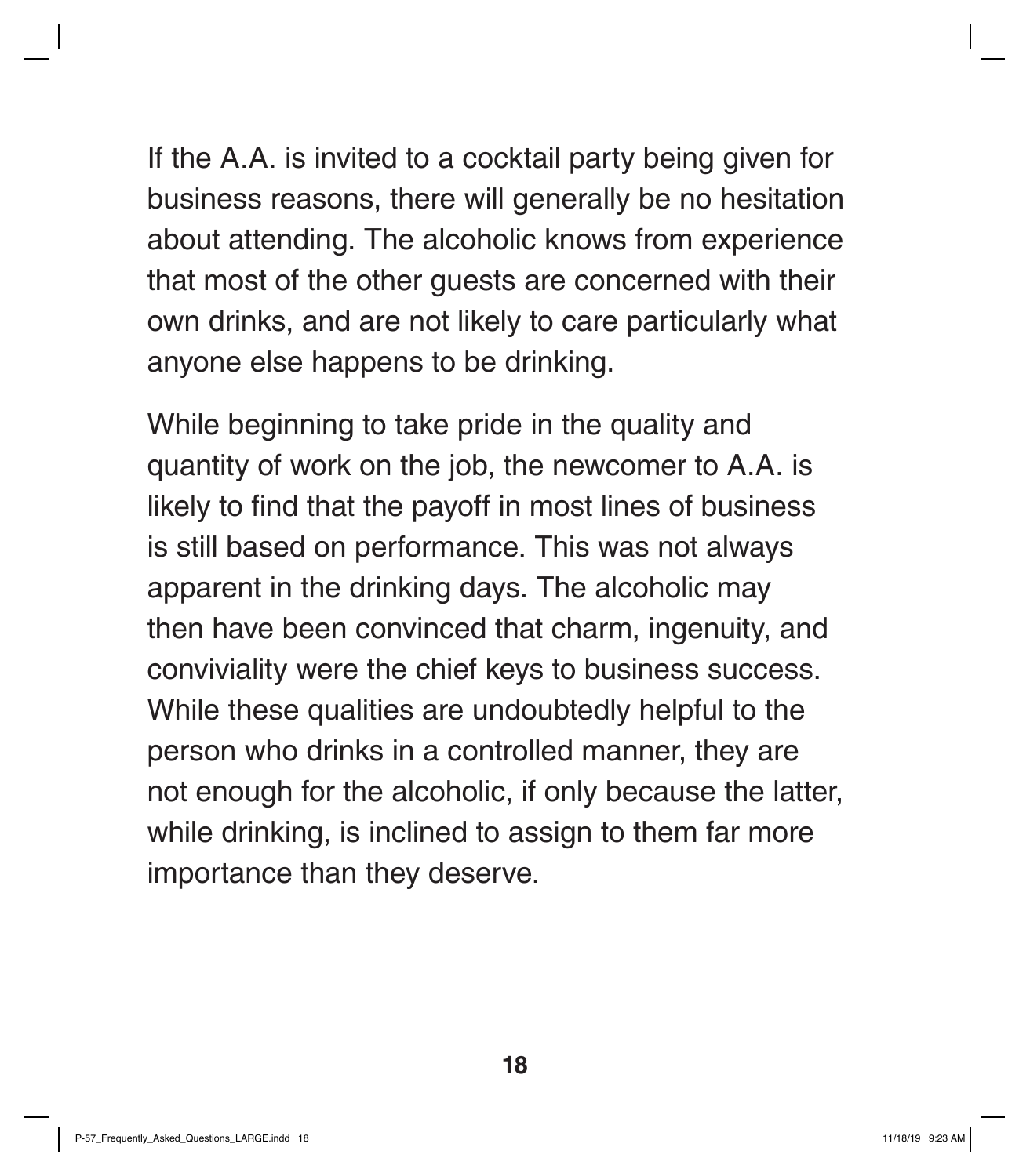If the A.A. is invited to a cocktail party being given for business reasons, there will generally be no hesitation about attending. The alcoholic knows from experience that most of the other guests are concerned with their own drinks, and are not likely to care particularly what anyone else happens to be drinking.

While beginning to take pride in the quality and quantity of work on the job, the newcomer to A.A. is likely to find that the payoff in most lines of business is still based on performance. This was not always apparent in the drinking days. The alcoholic may then have been convinced that charm, ingenuity, and conviviality were the chief keys to business success. While these qualities are undoubtedly helpful to the person who drinks in a controlled manner, they are not enough for the alcoholic, if only because the latter, while drinking, is inclined to assign to them far more importance than they deserve.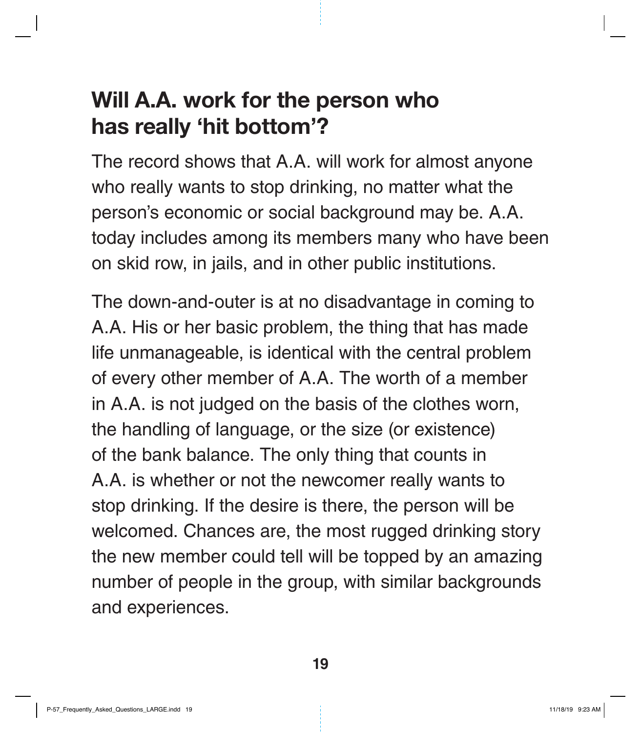## Will A.A. work for the person who has really 'hit bottom'?

The record shows that A.A. will work for almost anyone who really wants to stop drinking, no matter what the person's economic or social background may be. A.A. today includes among its members many who have been on skid row, in jails, and in other public institutions.

The down-and-outer is at no disadvantage in coming to A.A. His or her basic problem, the thing that has made life unmanageable, is identical with the central problem of every other member of A.A. The worth of a member in A.A. is not judged on the basis of the clothes worn, the handling of language, or the size (or existence) of the bank balance. The only thing that counts in A.A. is whether or not the newcomer really wants to stop drinking. If the desire is there, the person will be welcomed. Chances are, the most rugged drinking story the new member could tell will be topped by an amazing number of people in the group, with similar backgrounds and experiences.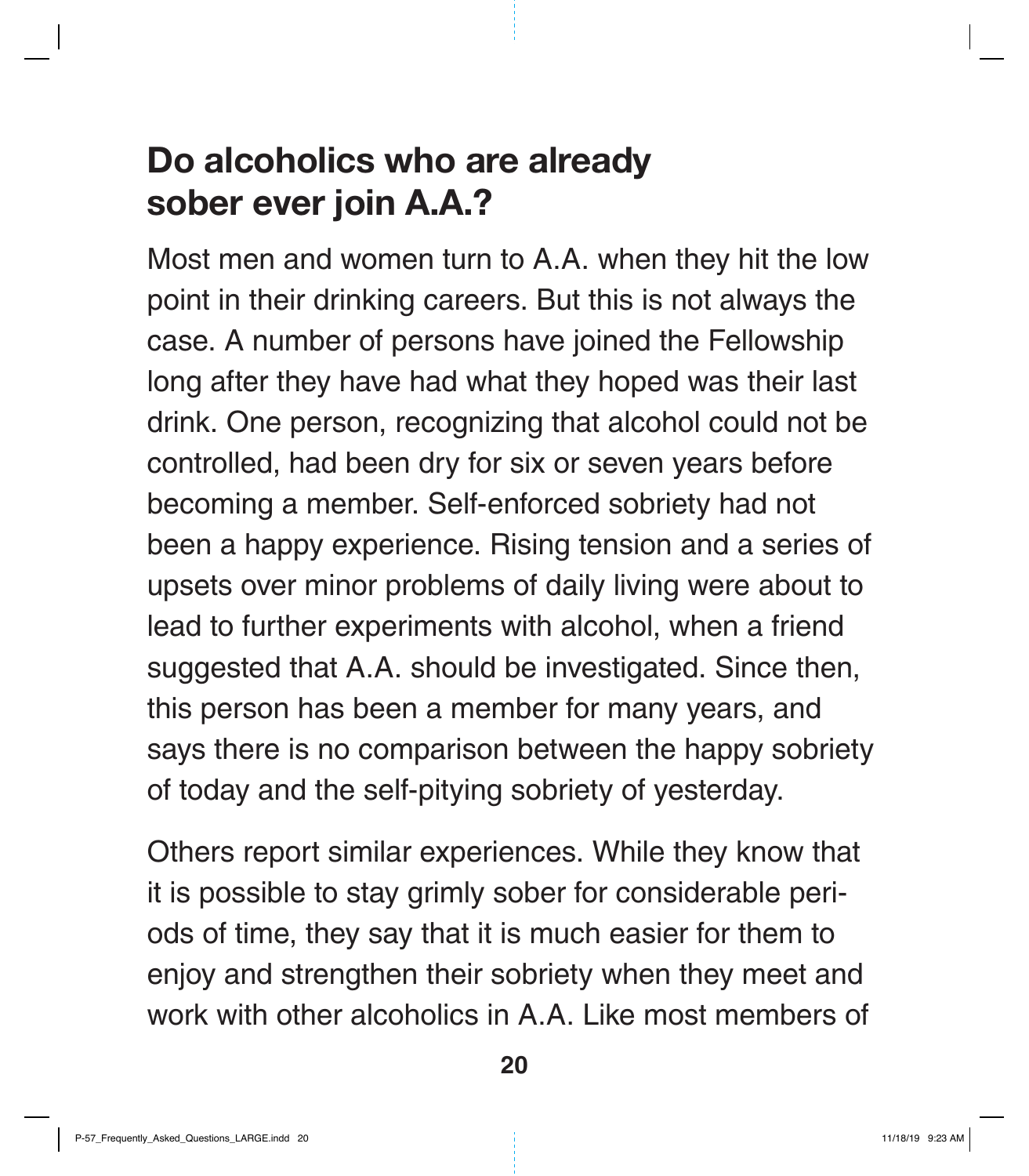## Do alcoholics who are already sober ever join A.A.?

Most men and women turn to A.A. when they hit the low point in their drinking careers. But this is not always the case. A number of persons have joined the Fellowship long after they have had what they hoped was their last drink. One person, recognizing that alcohol could not be controlled, had been dry for six or seven years before becoming a member. Self-enforced sobriety had not been a happy experience. Rising tension and a series of upsets over minor problems of daily living were about to lead to further experiments with alcohol, when a friend suggested that A.A. should be investigated. Since then, this person has been a member for many years, and says there is no comparison between the happy sobriety of today and the self-pitying sobriety of yesterday.

Others report similar experiences. While they know that it is possible to stay grimly sober for considerable periods of time, they say that it is much easier for them to enjoy and strengthen their sobriety when they meet and work with other alcoholics in A.A. Like most members of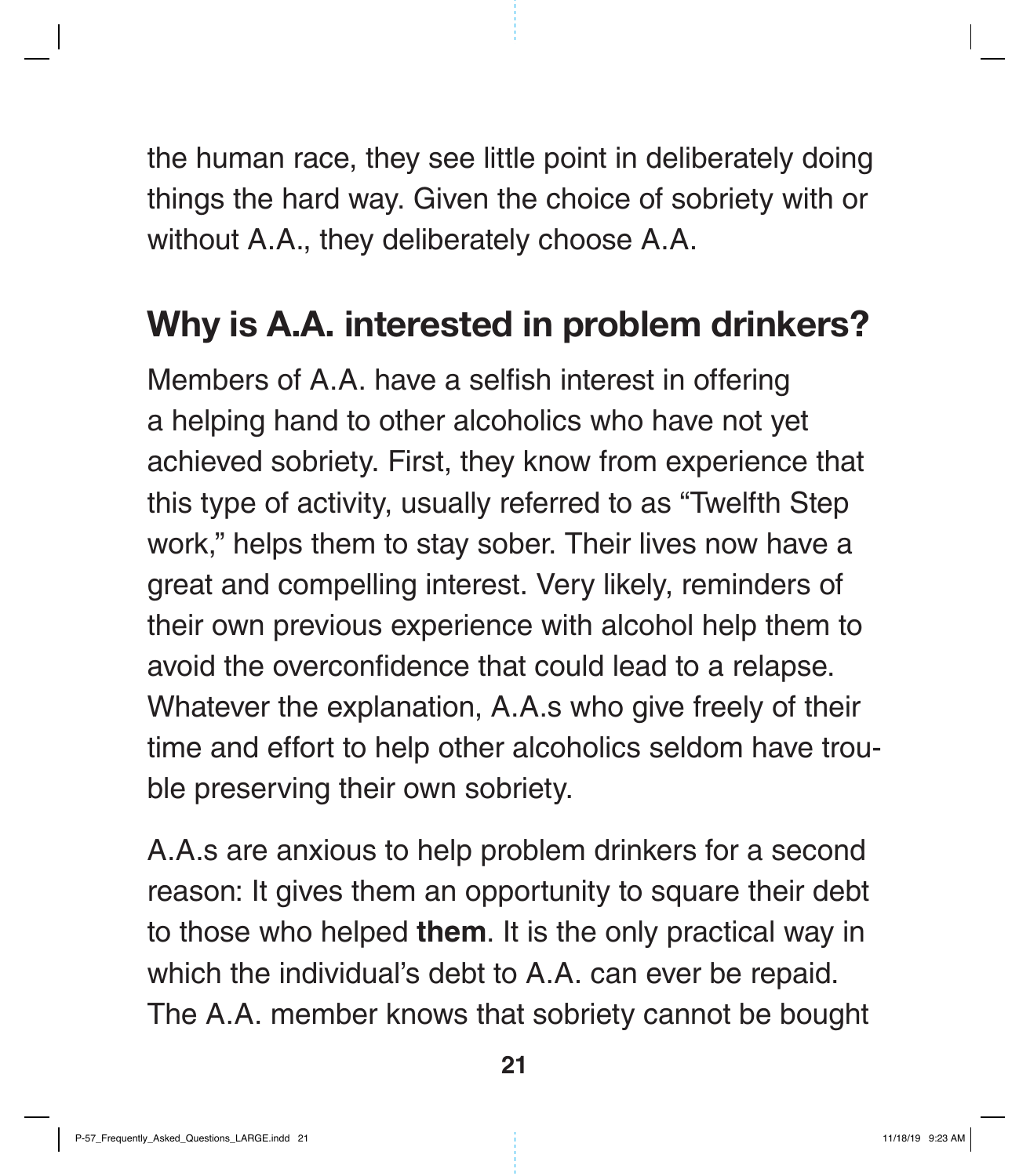the human race, they see little point in deliberately doing things the hard way. Given the choice of sobriety with or without A.A., they deliberately choose A.A.

## Why is A.A. interested in problem drinkers?

Members of A.A. have a selfish interest in offering a helping hand to other alcoholics who have not yet achieved sobriety. First, they know from experience that this type of activity, usually referred to as "Twelfth Step work," helps them to stay sober. Their lives now have a great and compelling interest. Very likely, reminders of their own previous experience with alcohol help them to avoid the overconfidence that could lead to a relapse. Whatever the explanation, A.A.s who give freely of their time and effort to help other alcoholics seldom have trouble preserving their own sobriety.

A.A.s are anxious to help problem drinkers for a second reason: It gives them an opportunity to square their debt to those who helped **them**. It is the only practical way in which the individual's debt to A.A. can ever be repaid. The A.A. member knows that sobriety cannot be bought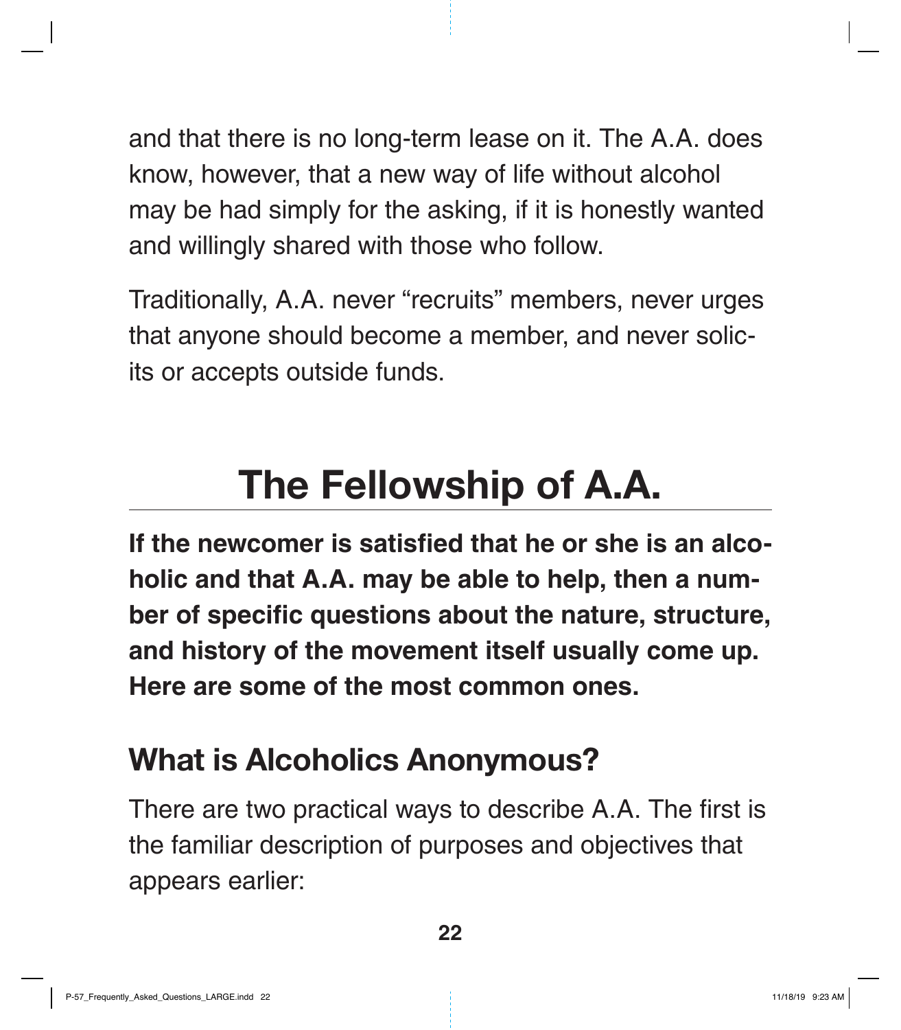and that there is no long-term lease on it. The A.A. does know, however, that a new way of life without alcohol may be had simply for the asking, if it is honestly wanted and willingly shared with those who follow.

Traditionally, A.A. never "recruits" members, never urges that anyone should become a member, and never solicits or accepts outside funds.

# The Fellowship of A.A.

**If the newcomer is satisfied that he or she is an alcoholic and that A.A. may be able to help, then a number of specific questions about the nature, structure, and history of the movement itself usually come up. Here are some of the most common ones.**

## What is Alcoholics Anonymous?

There are two practical ways to describe A.A. The first is the familiar description of purposes and objectives that appears earlier: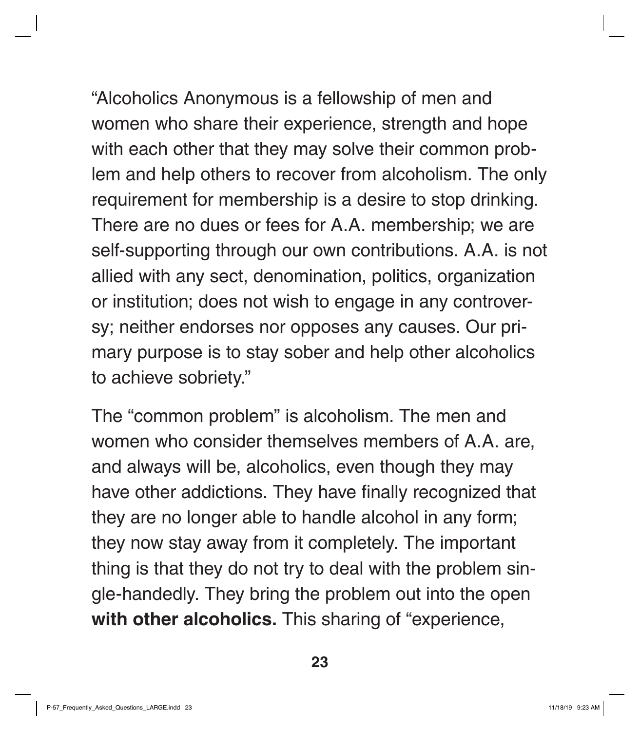"Alcoholics Anonymous is a fellowship of men and women who share their experience, strength and hope with each other that they may solve their common problem and help others to recover from alcoholism. The only requirement for membership is a desire to stop drinking. There are no dues or fees for A.A. membership; we are self-supporting through our own contributions. A.A. is not allied with any sect, denomination, politics, organization or institution; does not wish to engage in any controversy; neither endorses nor opposes any causes. Our primary purpose is to stay sober and help other alcoholics to achieve sobriety."

The "common problem" is alcoholism. The men and women who consider themselves members of A.A. are, and always will be, alcoholics, even though they may have other addictions. They have finally recognized that they are no longer able to handle alcohol in any form; they now stay away from it completely. The important thing is that they do not try to deal with the problem single-handedly. They bring the problem out into the open **with other alcoholics.** This sharing of "experience,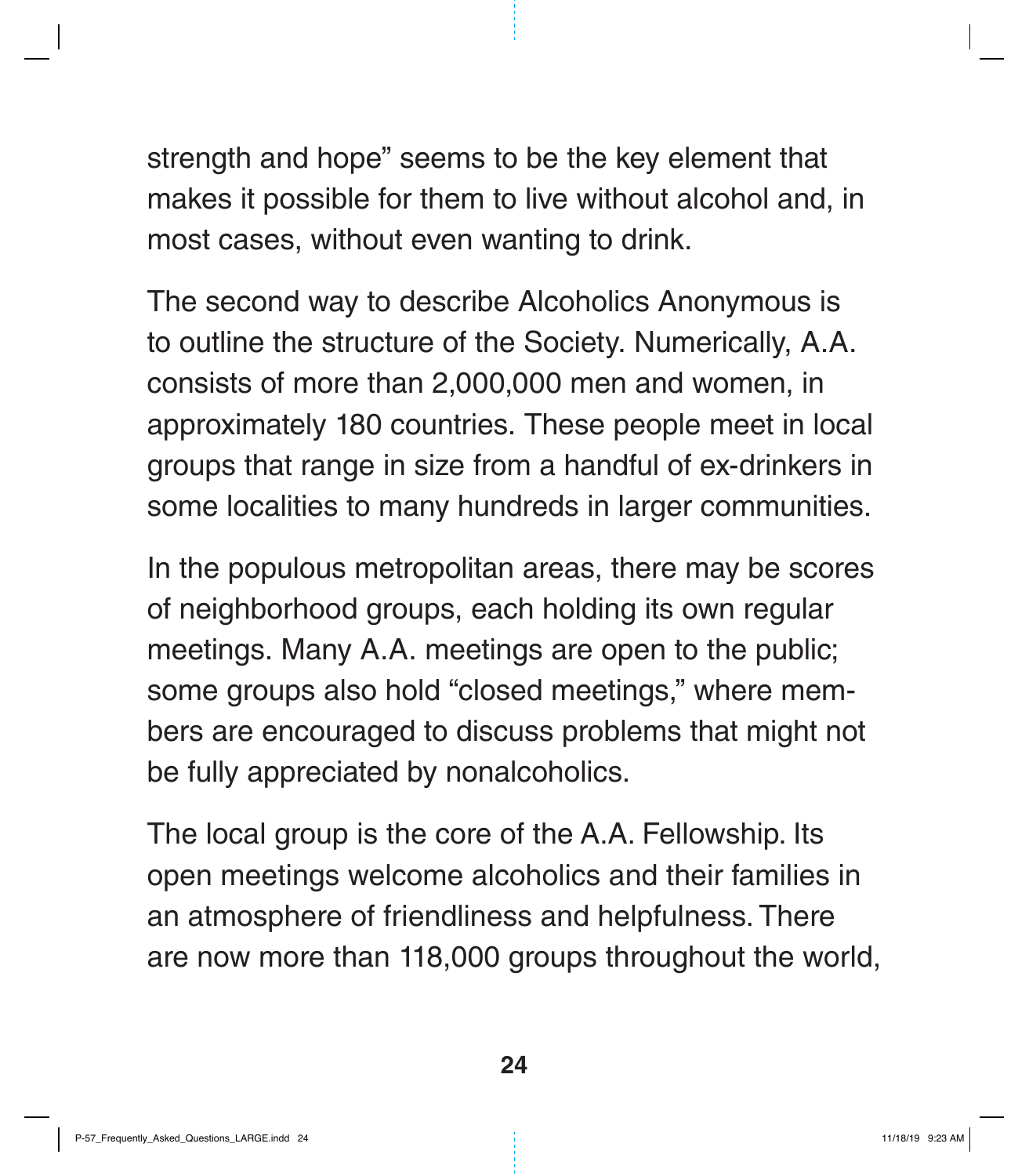strength and hope" seems to be the key element that makes it possible for them to live without alcohol and, in most cases, without even wanting to drink.

The second way to describe Alcoholics Anonymous is to outline the structure of the Society. Numerically, A.A. consists of more than 2,000,000 men and women, in approximately 180 countries. These people meet in local groups that range in size from a handful of ex-drinkers in some localities to many hundreds in larger communities.

In the populous metropolitan areas, there may be scores of neighborhood groups, each holding its own regular meetings. Many A.A. meetings are open to the public; some groups also hold "closed meetings," where members are encouraged to discuss problems that might not be fully appreciated by nonalcoholics.

The local group is the core of the A.A. Fellowship. Its open meetings welcome alcoholics and their families in an atmosphere of friendliness and helpfulness. There are now more than 118,000 groups throughout the world,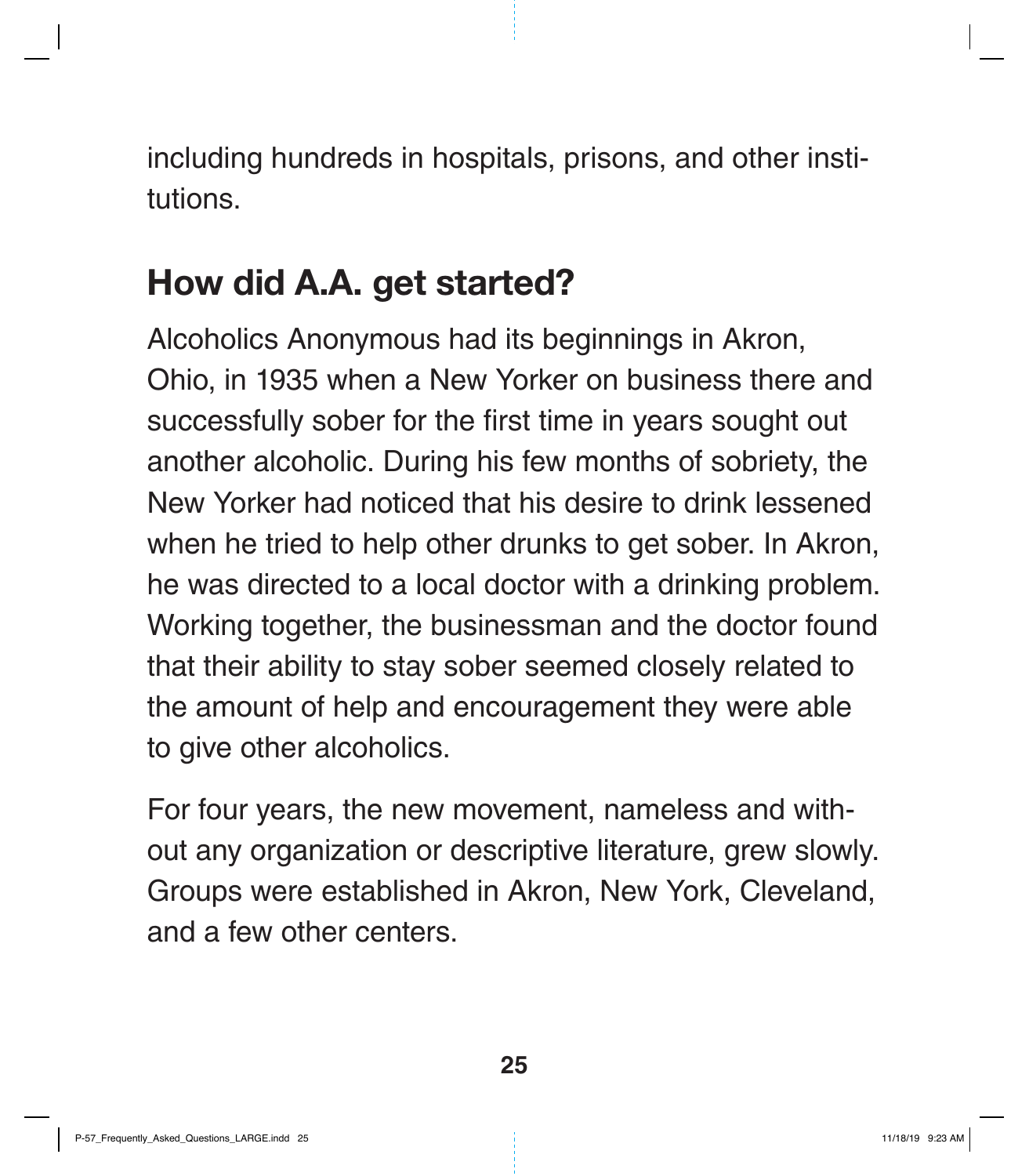including hundreds in hospitals, prisons, and other institutions.

## How did A.A. get started?

Alcoholics Anonymous had its beginnings in Akron, Ohio, in 1935 when a New Yorker on business there and successfully sober for the first time in years sought out another alcoholic. During his few months of sobriety, the New Yorker had noticed that his desire to drink lessened when he tried to help other drunks to get sober. In Akron, he was directed to a local doctor with a drinking problem. Working together, the businessman and the doctor found that their ability to stay sober seemed closely related to the amount of help and encouragement they were able to give other alcoholics.

For four years, the new movement, nameless and without any organization or descriptive literature, grew slowly. Groups were established in Akron, New York, Cleveland, and a few other centers.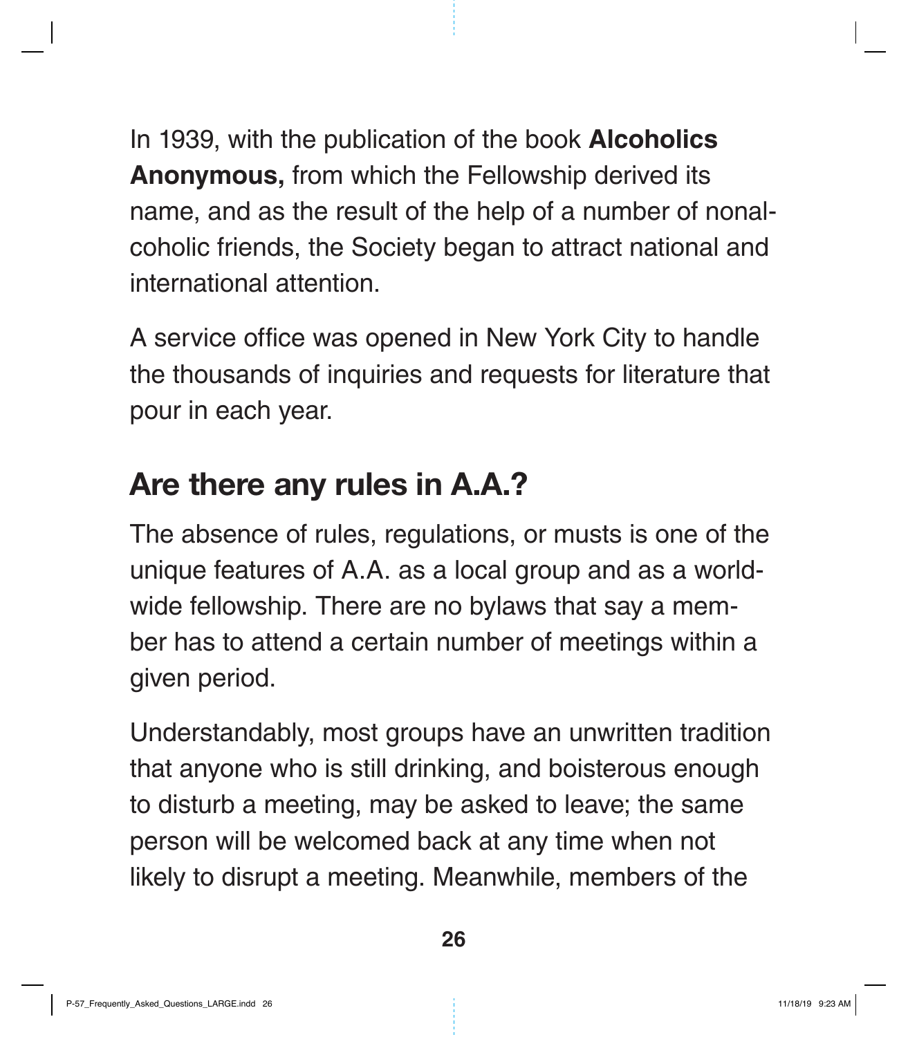In 1939, with the publication of the book **Alcoholics Anonymous,** from which the Fellowship derived its name, and as the result of the help of a number of nonalcoholic friends, the Society began to attract national and international attention.

A service office was opened in New York City to handle the thousands of inquiries and requests for literature that pour in each year.

## Are there any rules in A.A.?

The absence of rules, regulations, or musts is one of the unique features of A.A. as a local group and as a worldwide fellowship. There are no bylaws that say a member has to attend a certain number of meetings within a given period.

Understandably, most groups have an unwritten tradition that anyone who is still drinking, and boisterous enough to disturb a meeting, may be asked to leave; the same person will be welcomed back at any time when not likely to disrupt a meeting. Meanwhile, members of the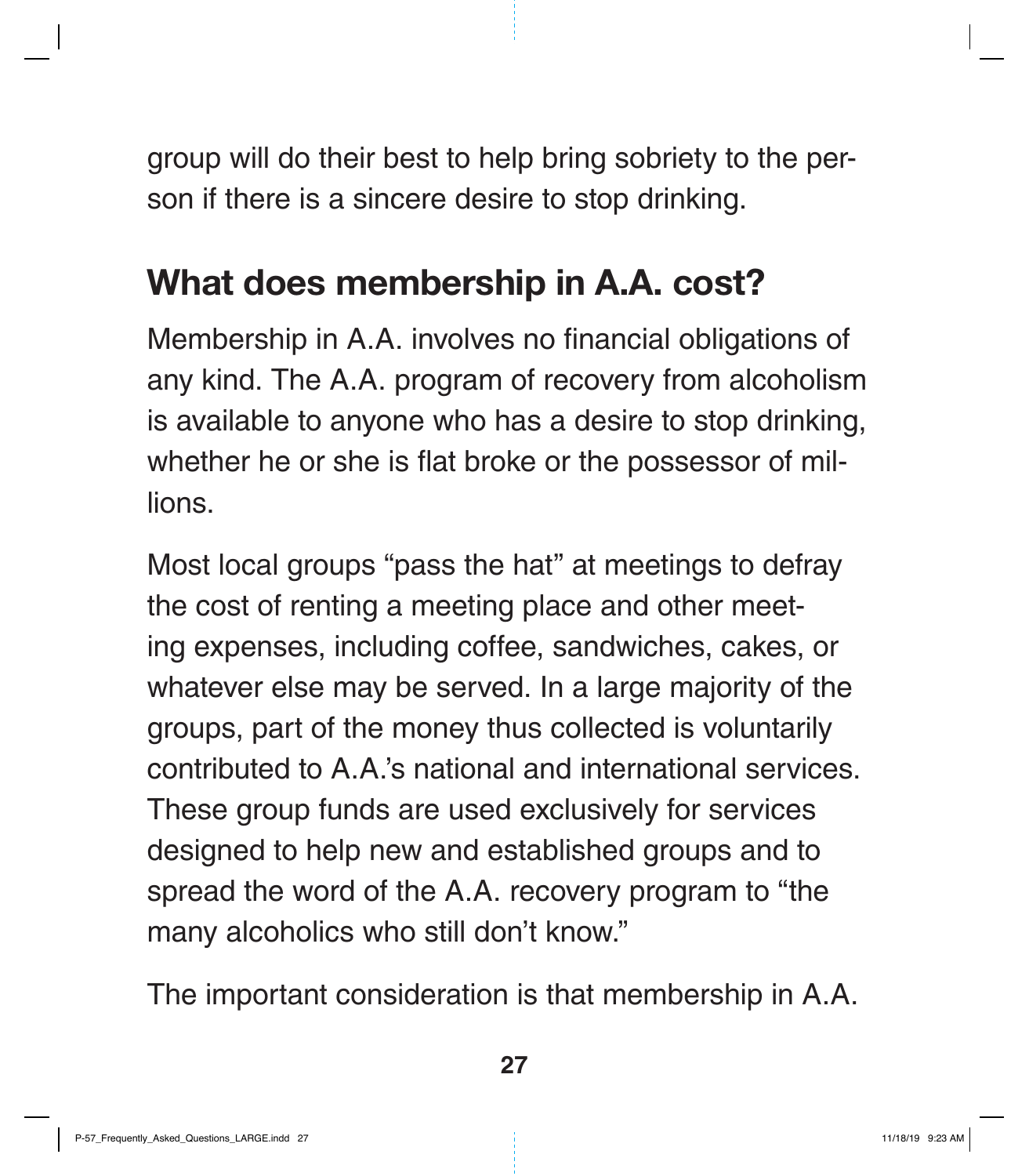group will do their best to help bring sobriety to the person if there is a sincere desire to stop drinking.

## What does membership in A.A. cost?

Membership in A.A. involves no financial obligations of any kind. The A.A. program of recovery from alcoholism is available to anyone who has a desire to stop drinking, whether he or she is flat broke or the possessor of millions.

Most local groups "pass the hat" at meetings to defray the cost of renting a meeting place and other meeting expenses, including coffee, sandwiches, cakes, or whatever else may be served. In a large majority of the groups, part of the money thus collected is voluntarily contributed to A.A.'s national and international services. These group funds are used exclusively for services designed to help new and established groups and to spread the word of the A.A. recovery program to "the many alcoholics who still don't know."

The important consideration is that membership in A.A.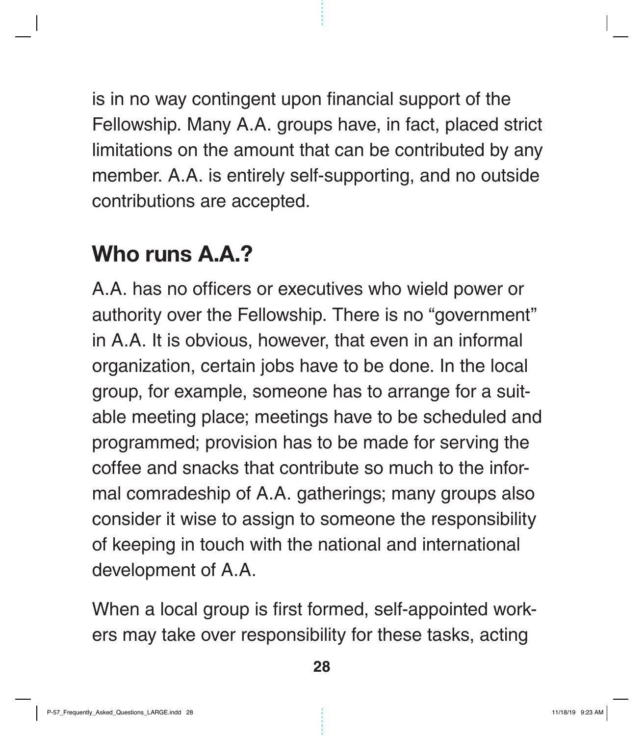is in no way contingent upon financial support of the Fellowship. Many A.A. groups have, in fact, placed strict limitations on the amount that can be contributed by any member. A.A. is entirely self-supporting, and no outside contributions are accepted.

## Who runs A.A.?

A.A. has no officers or executives who wield power or authority over the Fellowship. There is no "government" in A.A. It is obvious, however, that even in an informal organization, certain jobs have to be done. In the local group, for example, someone has to arrange for a suitable meeting place; meetings have to be scheduled and programmed; provision has to be made for serving the coffee and snacks that contribute so much to the informal comradeship of A.A. gatherings; many groups also consider it wise to assign to someone the responsibility of keeping in touch with the national and international development of A.A.

When a local group is first formed, self-appointed workers may take over responsibility for these tasks, acting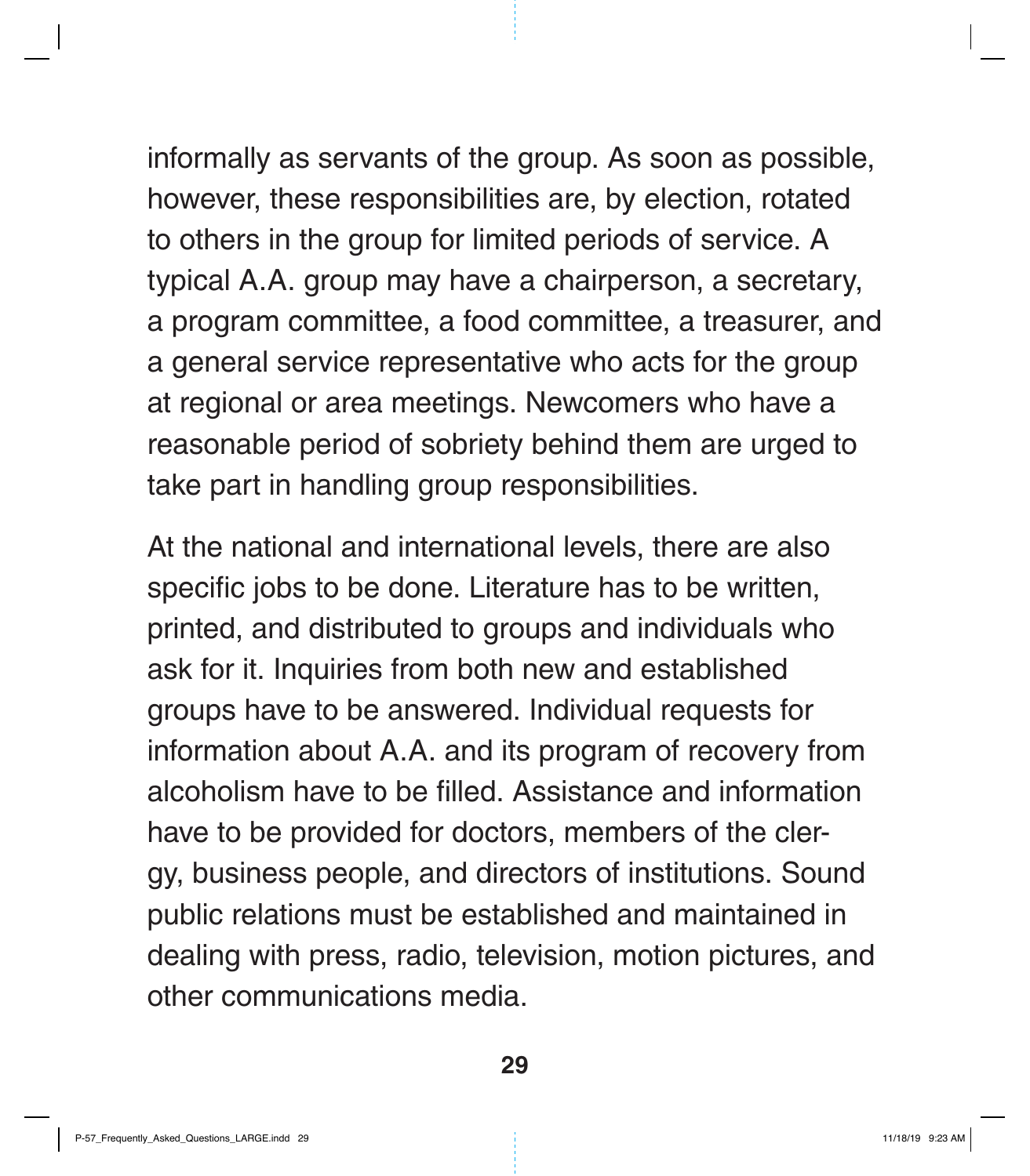informally as servants of the group. As soon as possible, however, these responsibilities are, by election, rotated to others in the group for limited periods of service. A typical A.A. group may have a chairperson, a secretary, a program committee, a food committee, a treasurer, and a general service representative who acts for the group at regional or area meetings. Newcomers who have a reasonable period of sobriety behind them are urged to take part in handling group responsibilities.

At the national and international levels, there are also specific jobs to be done. Literature has to be written, printed, and distributed to groups and individuals who ask for it. Inquiries from both new and established groups have to be answered. Individual requests for information about A.A. and its program of recovery from alcoholism have to be filled. Assistance and information have to be provided for doctors, members of the clergy, business people, and directors of institutions. Sound public relations must be established and maintained in dealing with press, radio, television, motion pictures, and other communications media.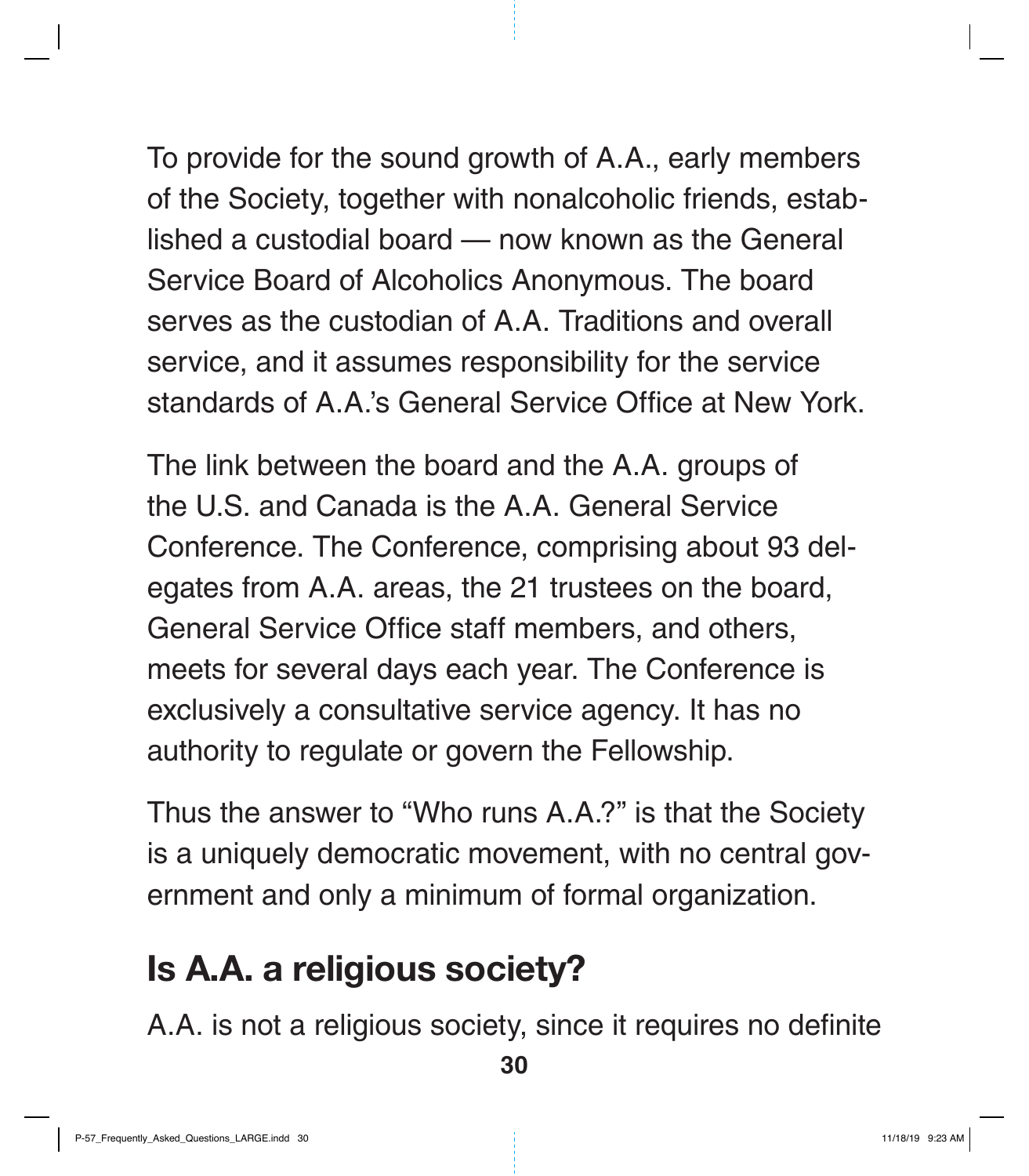To provide for the sound growth of A.A., early members of the Society, together with nonalcoholic friends, established a custodial board — now known as the General Service Board of Alcoholics Anonymous. The board serves as the custodian of A.A. Traditions and overall service, and it assumes responsibility for the service standards of A.A.'s General Service Office at New York.

The link between the board and the A.A. groups of the U.S. and Canada is the A.A. General Service Conference. The Conference, comprising about 93 delegates from A.A. areas, the 21 trustees on the board, General Service Office staff members, and others, meets for several days each year. The Conference is exclusively a consultative service agency. It has no authority to regulate or govern the Fellowship.

Thus the answer to "Who runs A.A.?" is that the Society is a uniquely democratic movement, with no central government and only a minimum of formal organization.

## Is A.A. a religious society?

A.A. is not a religious society, since it requires no definite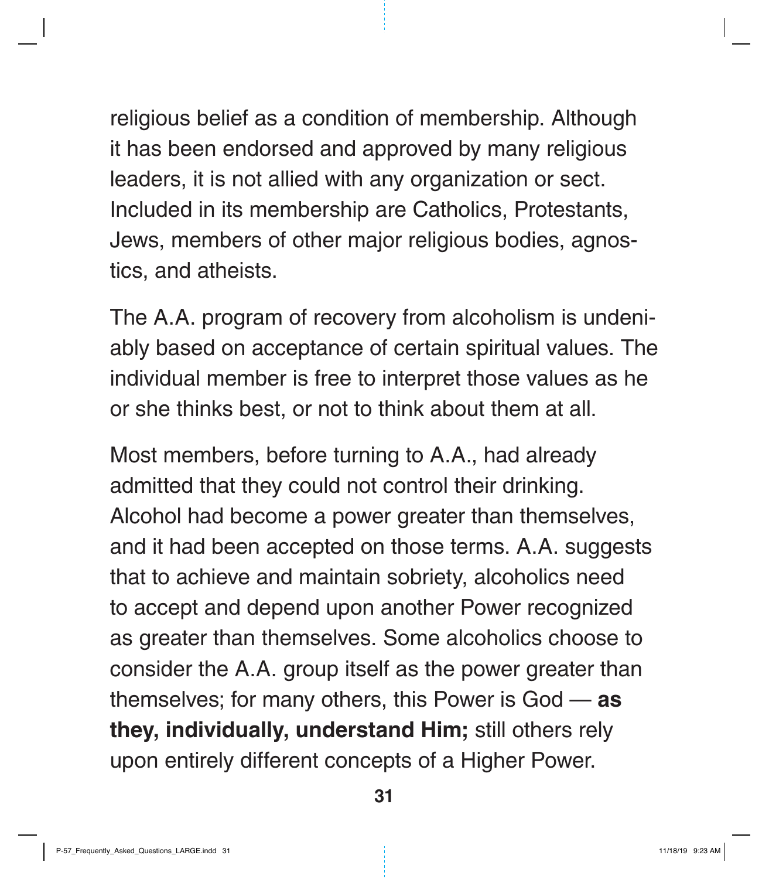religious belief as a condition of membership. Although it has been endorsed and approved by many religious leaders, it is not allied with any organization or sect. Included in its membership are Catholics, Protestants, Jews, members of other major religious bodies, agnostics, and atheists.

The A.A. program of recovery from alcoholism is undeniably based on acceptance of certain spiritual values. The individual member is free to interpret those values as he or she thinks best, or not to think about them at all.

Most members, before turning to A.A., had already admitted that they could not control their drinking. Alcohol had become a power greater than themselves, and it had been accepted on those terms. A.A. suggests that to achieve and maintain sobriety, alcoholics need to accept and depend upon another Power recognized as greater than themselves. Some alcoholics choose to consider the A.A. group itself as the power greater than themselves; for many others, this Power is God — **as they, individually, understand Him;** still others rely upon entirely different concepts of a Higher Power.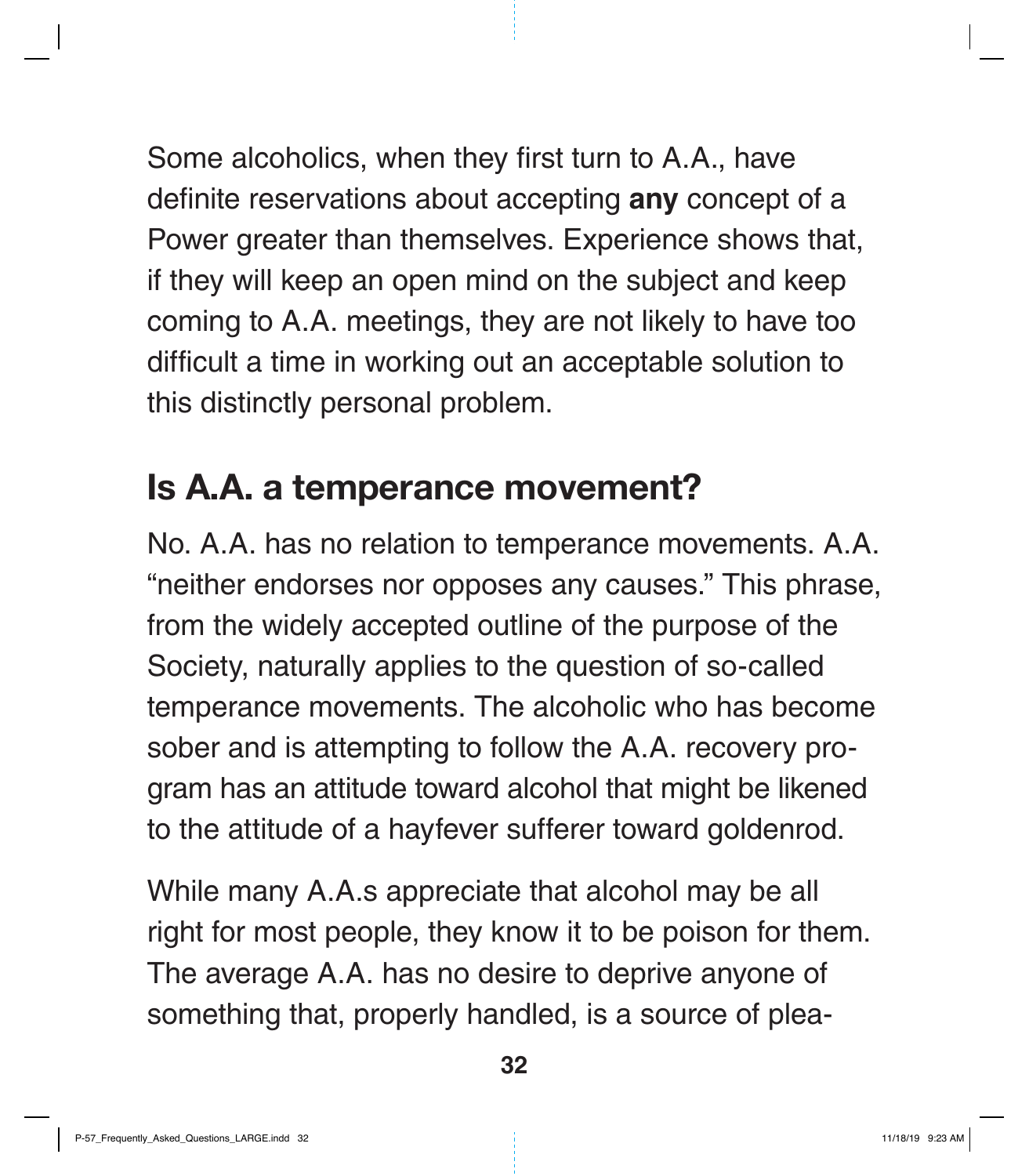Some alcoholics, when they first turn to A.A., have definite reservations about accepting **any** concept of a Power greater than themselves. Experience shows that, if they will keep an open mind on the subject and keep coming to A.A. meetings, they are not likely to have too difficult a time in working out an acceptable solution to this distinctly personal problem.

## Is A.A. a temperance movement?

No. A.A. has no relation to temperance movements. A.A. "neither endorses nor opposes any causes." This phrase, from the widely accepted outline of the purpose of the Society, naturally applies to the question of so-called temperance movements. The alcoholic who has become sober and is attempting to follow the A.A. recovery program has an attitude toward alcohol that might be likened to the attitude of a hayfever sufferer toward goldenrod.

While many A.A.s appreciate that alcohol may be all right for most people, they know it to be poison for them. The average A.A. has no desire to deprive anyone of something that, properly handled, is a source of plea-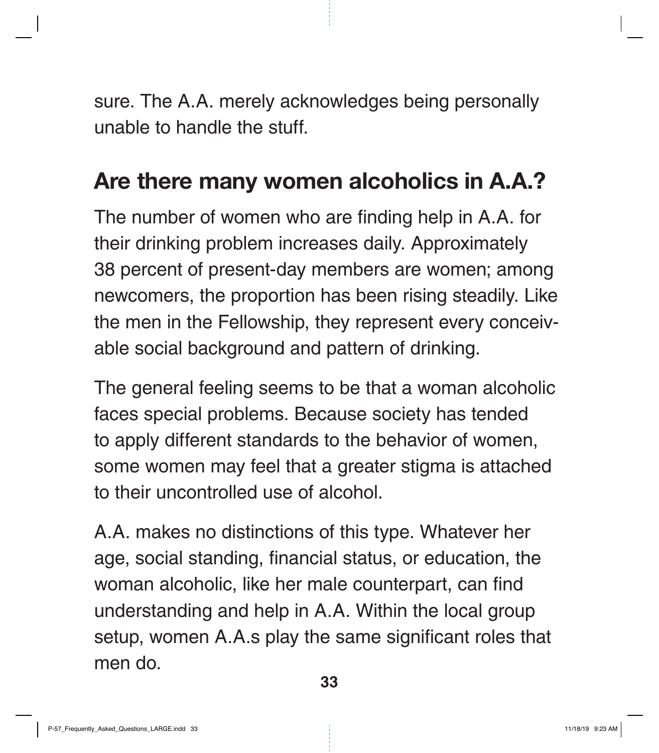sure. The A.A. merely acknowledges being personally unable to handle the stuff.

## Are there many women alcoholics in A.A.?

The number of women who are finding help in A.A. for their drinking problem increases daily. Approximately 38 percent of present-day members are women; among newcomers, the proportion has been rising steadily. Like the men in the Fellowship, they represent every conceivable social background and pattern of drinking.

The general feeling seems to be that a woman alcoholic faces special problems. Because society has tended to apply different standards to the behavior of women, some women may feel that a greater stigma is attached to their uncontrolled use of alcohol.

A.A. makes no distinctions of this type. Whatever her age, social standing, financial status, or education, the woman alcoholic, like her male counterpart, can find understanding and help in A.A. Within the local group setup, women A.A.s play the same significant roles that men do.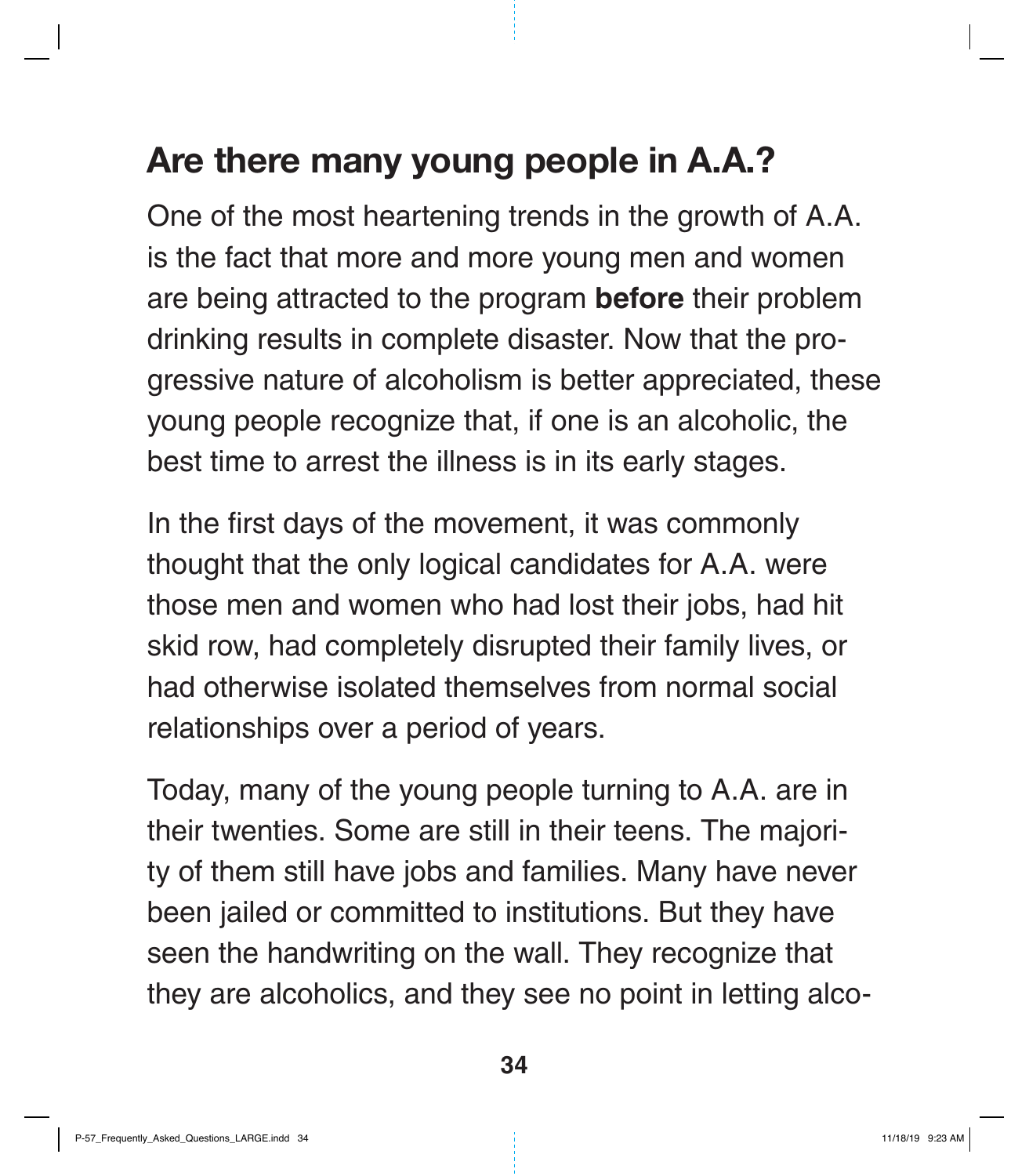## Are there many young people in A.A.?

One of the most heartening trends in the growth of A.A. is the fact that more and more young men and women are being attracted to the program **before** their problem drinking results in complete disaster. Now that the progressive nature of alcoholism is better appreciated, these young people recognize that, if one is an alcoholic, the best time to arrest the illness is in its early stages.

In the first days of the movement, it was commonly thought that the only logical candidates for A.A. were those men and women who had lost their jobs, had hit skid row, had completely disrupted their family lives, or had otherwise isolated themselves from normal social relationships over a period of years.

Today, many of the young people turning to A.A. are in their twenties. Some are still in their teens. The majority of them still have jobs and families. Many have never been jailed or committed to institutions. But they have seen the handwriting on the wall. They recognize that they are alcoholics, and they see no point in letting alco-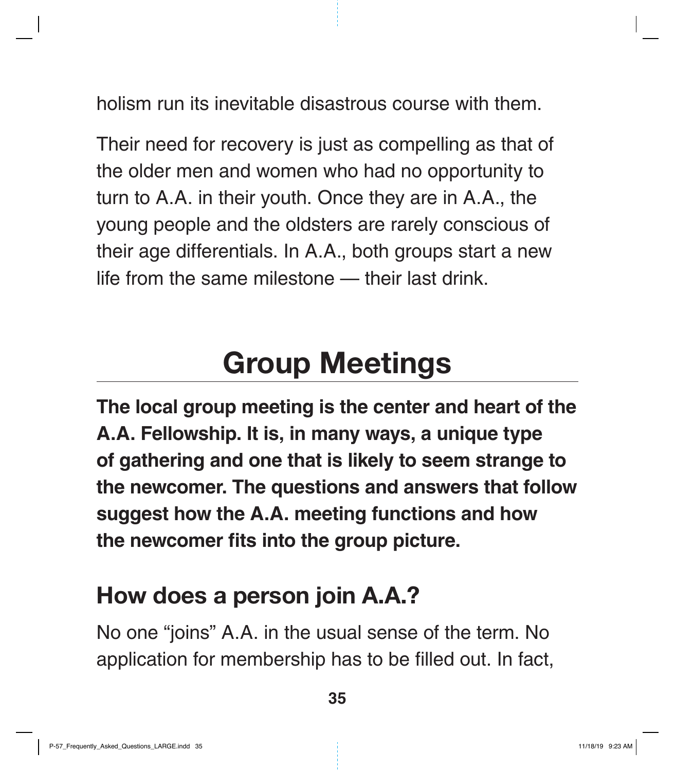holism run its inevitable disastrous course with them.

Their need for recovery is just as compelling as that of the older men and women who had no opportunity to turn to A.A. in their youth. Once they are in A.A., the young people and the oldsters are rarely conscious of their age differentials. In A.A., both groups start a new life from the same milestone — their last drink.

# Group Meetings

**The local group meeting is the center and heart of the A.A. Fellowship. It is, in many ways, a unique type of gathering and one that is likely to seem strange to the newcomer. The questions and answers that follow suggest how the A.A. meeting functions and how the newcomer fits into the group picture.**

## How does a person join A.A.?

No one "joins" A.A. in the usual sense of the term. No application for membership has to be filled out. In fact,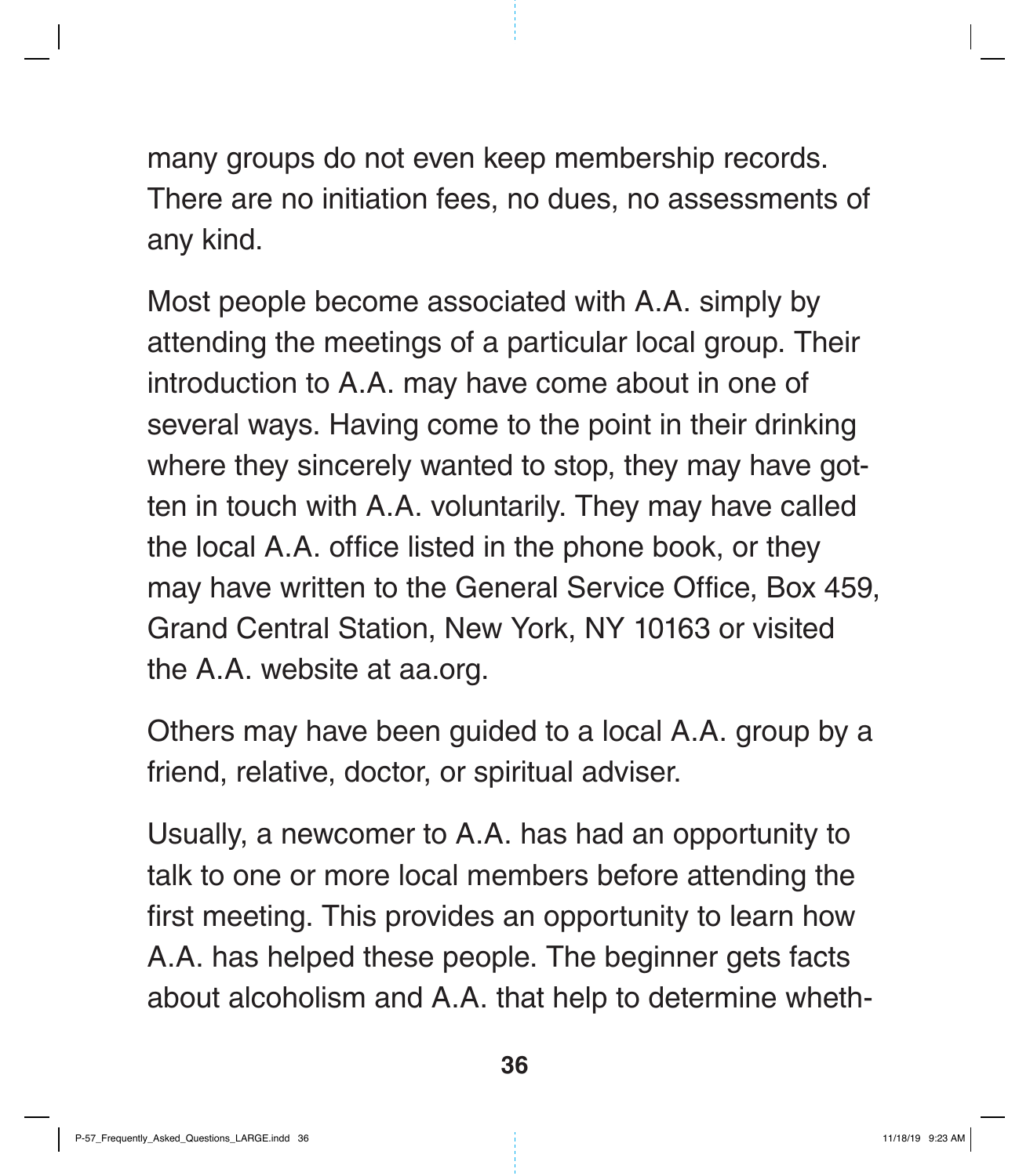many groups do not even keep membership records. There are no initiation fees, no dues, no assessments of any kind.

Most people become associated with A.A. simply by attending the meetings of a particular local group. Their introduction to A.A. may have come about in one of several ways. Having come to the point in their drinking where they sincerely wanted to stop, they may have gotten in touch with A.A. voluntarily. They may have called the local A.A. office listed in the phone book, or they may have written to the General Service Office, Box 459, Grand Central Station, New York, NY 10163 or visited the A.A. website at aa.org.

Others may have been guided to a local A.A. group by a friend, relative, doctor, or spiritual adviser.

Usually, a newcomer to A.A. has had an opportunity to talk to one or more local members before attending the first meeting. This provides an opportunity to learn how A.A. has helped these people. The beginner gets facts about alcoholism and A.A. that help to determine wheth-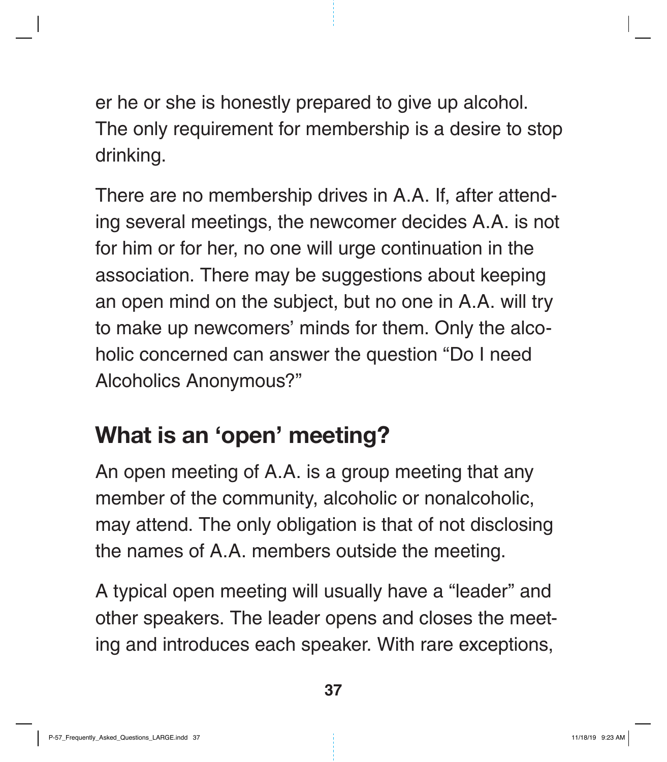er he or she is honestly prepared to give up alcohol. The only requirement for membership is a desire to stop drinking.

There are no membership drives in A.A. If, after attending several meetings, the newcomer decides A.A. is not for him or for her, no one will urge continuation in the association. There may be suggestions about keeping an open mind on the subject, but no one in A.A. will try to make up newcomers' minds for them. Only the alcoholic concerned can answer the question "Do I need Alcoholics Anonymous?"

## What is an 'open' meeting?

An open meeting of A.A. is a group meeting that any member of the community, alcoholic or nonalcoholic, may attend. The only obligation is that of not disclosing the names of A.A. members outside the meeting.

A typical open meeting will usually have a "leader" and other speakers. The leader opens and closes the meeting and introduces each speaker. With rare exceptions,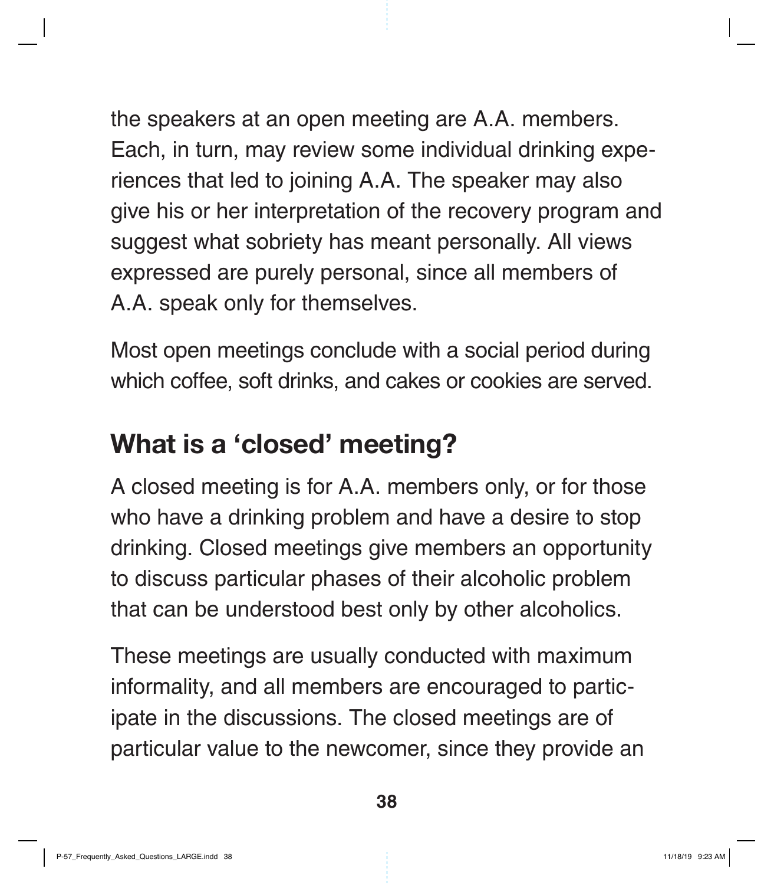the speakers at an open meeting are A.A. members. Each, in turn, may review some individual drinking experiences that led to joining A.A. The speaker may also give his or her interpretation of the recovery program and suggest what sobriety has meant personally. All views expressed are purely personal, since all members of A.A. speak only for themselves.

Most open meetings conclude with a social period during which coffee, soft drinks, and cakes or cookies are served.

## What is a 'closed' meeting?

A closed meeting is for A.A. members only, or for those who have a drinking problem and have a desire to stop drinking. Closed meetings give members an opportunity to discuss particular phases of their alcoholic problem that can be understood best only by other alcoholics.

These meetings are usually conducted with maximum informality, and all members are encouraged to participate in the discussions. The closed meetings are of particular value to the newcomer, since they provide an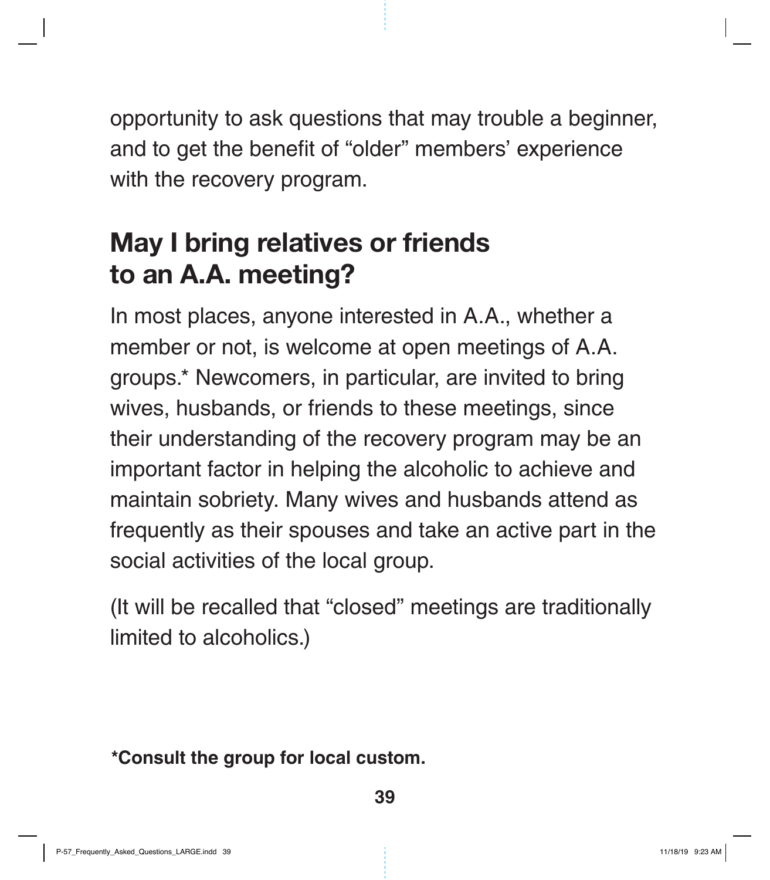opportunity to ask questions that may trouble a beginner, and to get the benefit of "older" members' experience with the recovery program.

## May I bring relatives or friends to an A.A. meeting?

In most places, anyone interested in A.A., whether a member or not, is welcome at open meetings of A.A. groups.* Newcomers, in particular, are invited to bring wives, husbands, or friends to these meetings, since their understanding of the recovery program may be an important factor in helping the alcoholic to achieve and maintain sobriety. Many wives and husbands attend as frequently as their spouses and take an active part in the social activities of the local group.

(It will be recalled that "closed" meetings are traditionally limited to alcoholics.)

**\*Consult the group for local custom.**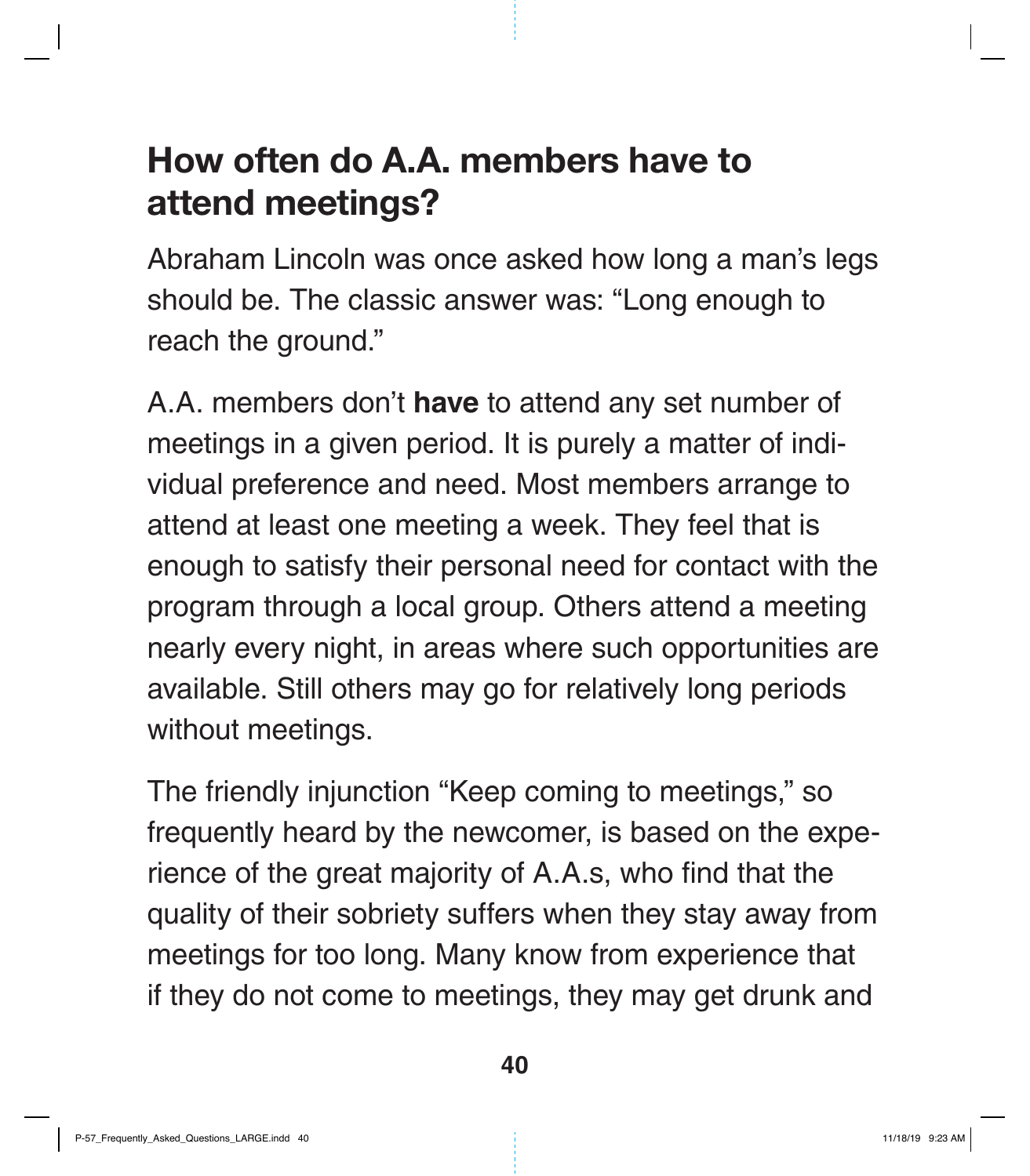## How often do A.A. members have to attend meetings?

Abraham Lincoln was once asked how long a man's legs should be. The classic answer was: "Long enough to reach the ground."

A.A. members don't **have** to attend any set number of meetings in a given period. It is purely a matter of individual preference and need. Most members arrange to attend at least one meeting a week. They feel that is enough to satisfy their personal need for contact with the program through a local group. Others attend a meeting nearly every night, in areas where such opportunities are available. Still others may go for relatively long periods without meetings.

The friendly injunction "Keep coming to meetings," so frequently heard by the newcomer, is based on the experience of the great majority of A.A.s, who find that the quality of their sobriety suffers when they stay away from meetings for too long. Many know from experience that if they do not come to meetings, they may get drunk and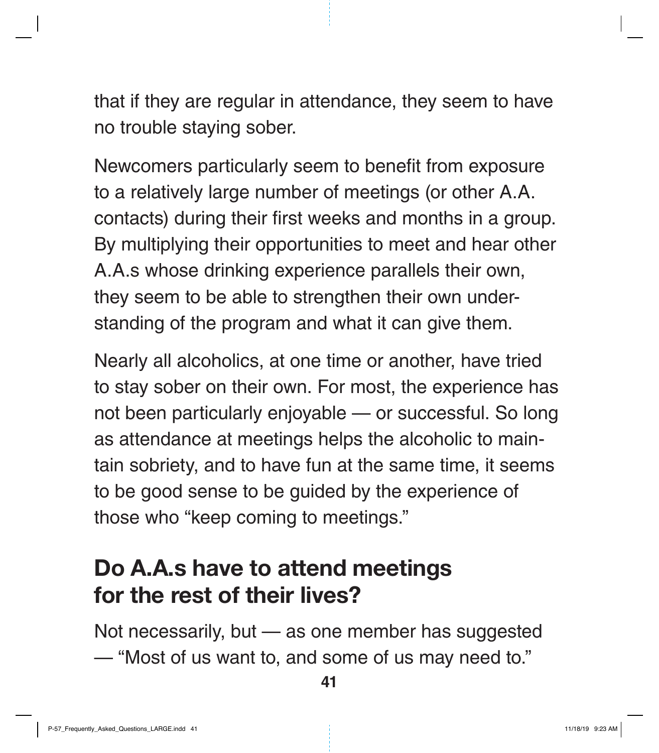that if they are regular in attendance, they seem to have no trouble staying sober.

Newcomers particularly seem to benefit from exposure to a relatively large number of meetings (or other A.A. contacts) during their first weeks and months in a group. By multiplying their opportunities to meet and hear other A.A.s whose drinking experience parallels their own, they seem to be able to strengthen their own understanding of the program and what it can give them.

Nearly all alcoholics, at one time or another, have tried to stay sober on their own. For most, the experience has not been particularly enjoyable — or successful. So long as attendance at meetings helps the alcoholic to maintain sobriety, and to have fun at the same time, it seems to be good sense to be guided by the experience of those who "keep coming to meetings."

## Do A.A.s have to attend meetings for the rest of their lives?

Not necessarily, but — as one member has suggested — "Most of us want to, and some of us may need to."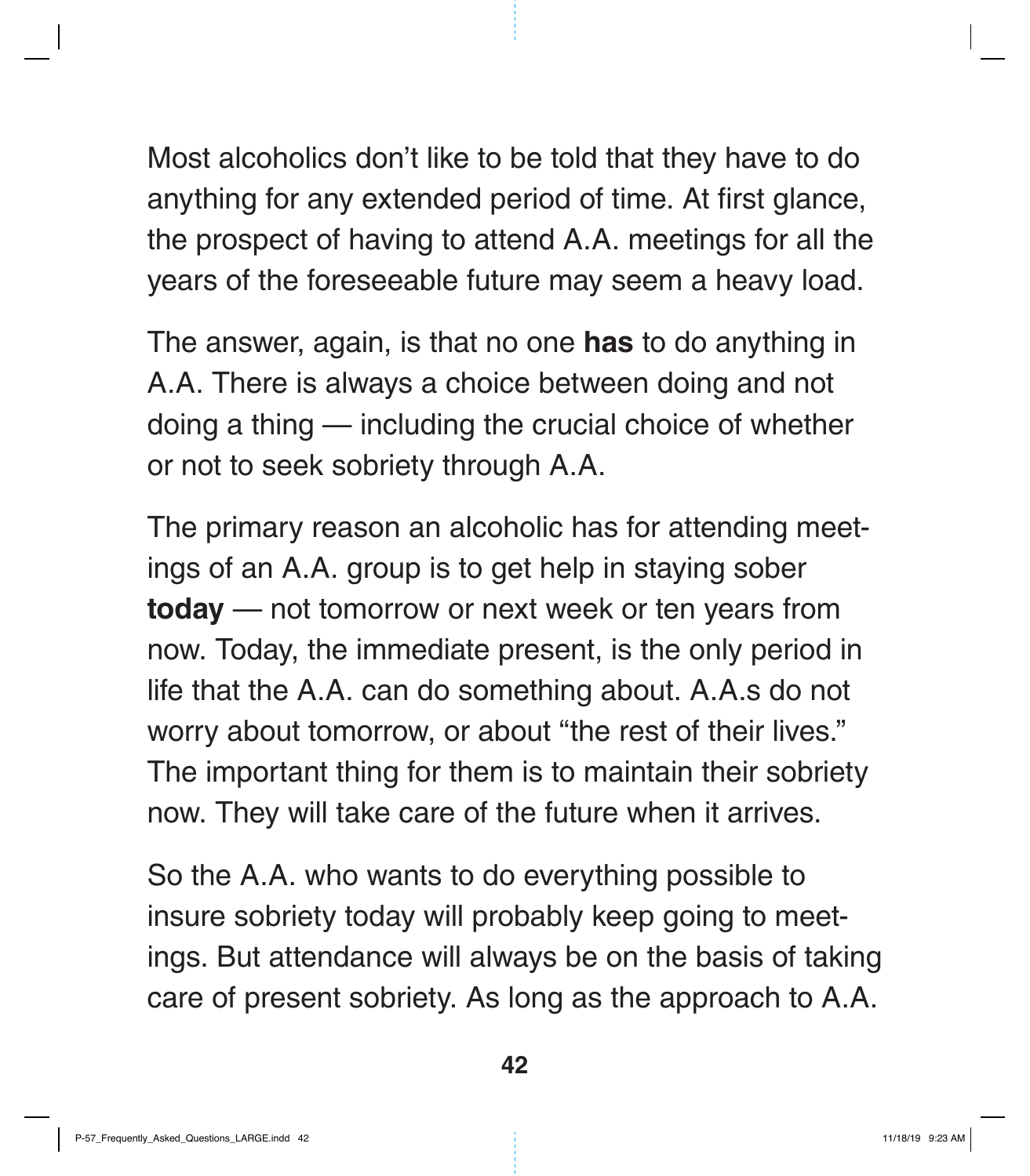Most alcoholics don't like to be told that they have to do anything for any extended period of time. At first glance, the prospect of having to attend A.A. meetings for all the years of the foreseeable future may seem a heavy load.

The answer, again, is that no one **has** to do anything in A.A. There is always a choice between doing and not doing a thing — including the crucial choice of whether or not to seek sobriety through A.A.

The primary reason an alcoholic has for attending meetings of an A.A. group is to get help in staying sober **today** — not tomorrow or next week or ten years from now. Today, the immediate present, is the only period in life that the A.A. can do something about. A.A.s do not worry about tomorrow, or about "the rest of their lives." The important thing for them is to maintain their sobriety now. They will take care of the future when it arrives.

So the A.A. who wants to do everything possible to insure sobriety today will probably keep going to meetings. But attendance will always be on the basis of taking care of present sobriety. As long as the approach to A.A.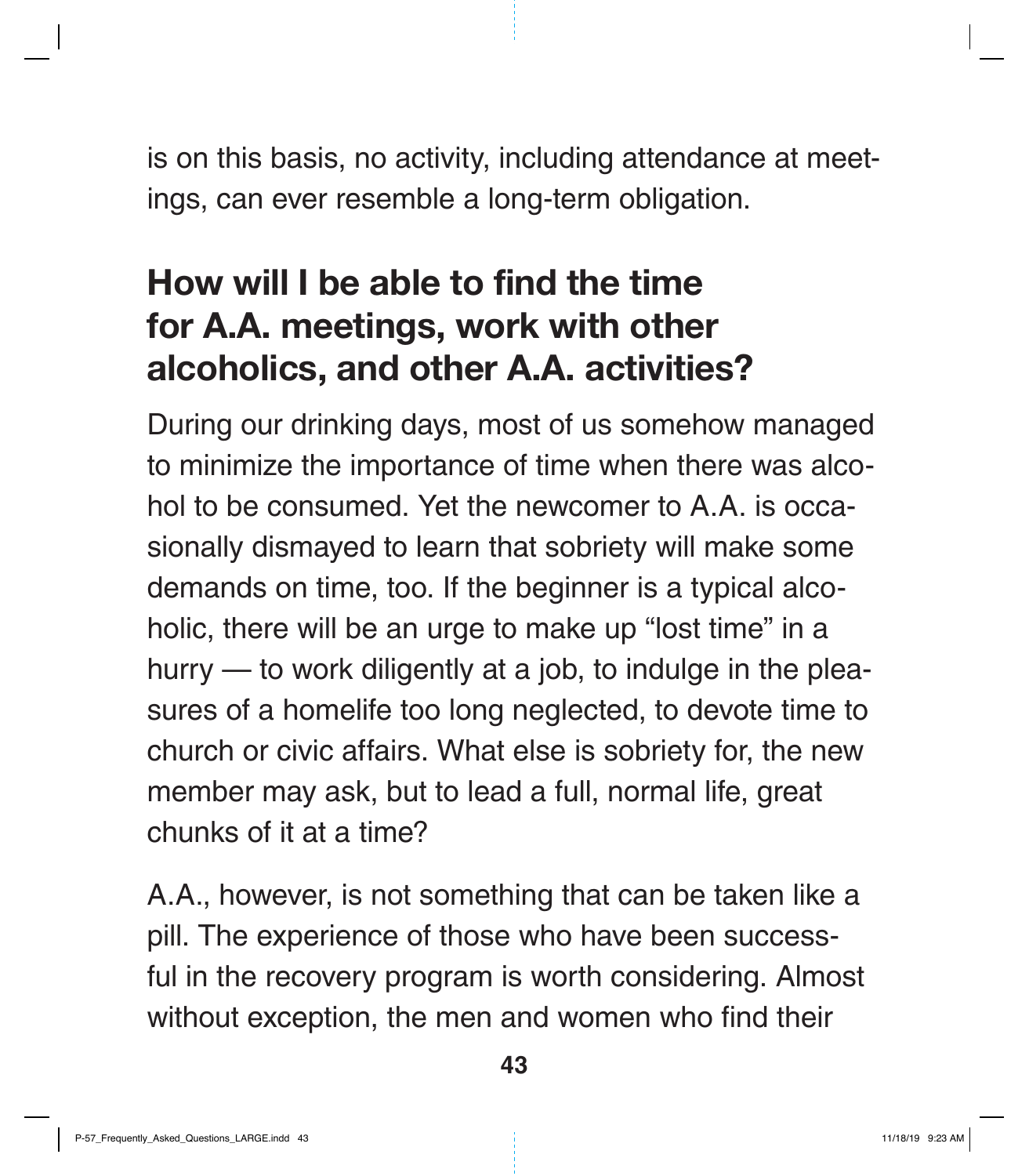is on this basis, no activity, including attendance at meetings, can ever resemble a long-term obligation.

## How will I be able to find the time for A.A. meetings, work with other alcoholics, and other A.A. activities?

During our drinking days, most of us somehow managed to minimize the importance of time when there was alcohol to be consumed. Yet the newcomer to A.A. is occasionally dismayed to learn that sobriety will make some demands on time, too. If the beginner is a typical alcoholic, there will be an urge to make up "lost time" in a hurry — to work diligently at a job, to indulge in the pleasures of a homelife too long neglected, to devote time to church or civic affairs. What else is sobriety for, the new member may ask, but to lead a full, normal life, great chunks of it at a time?

A.A., however, is not something that can be taken like a pill. The experience of those who have been successful in the recovery program is worth considering. Almost without exception, the men and women who find their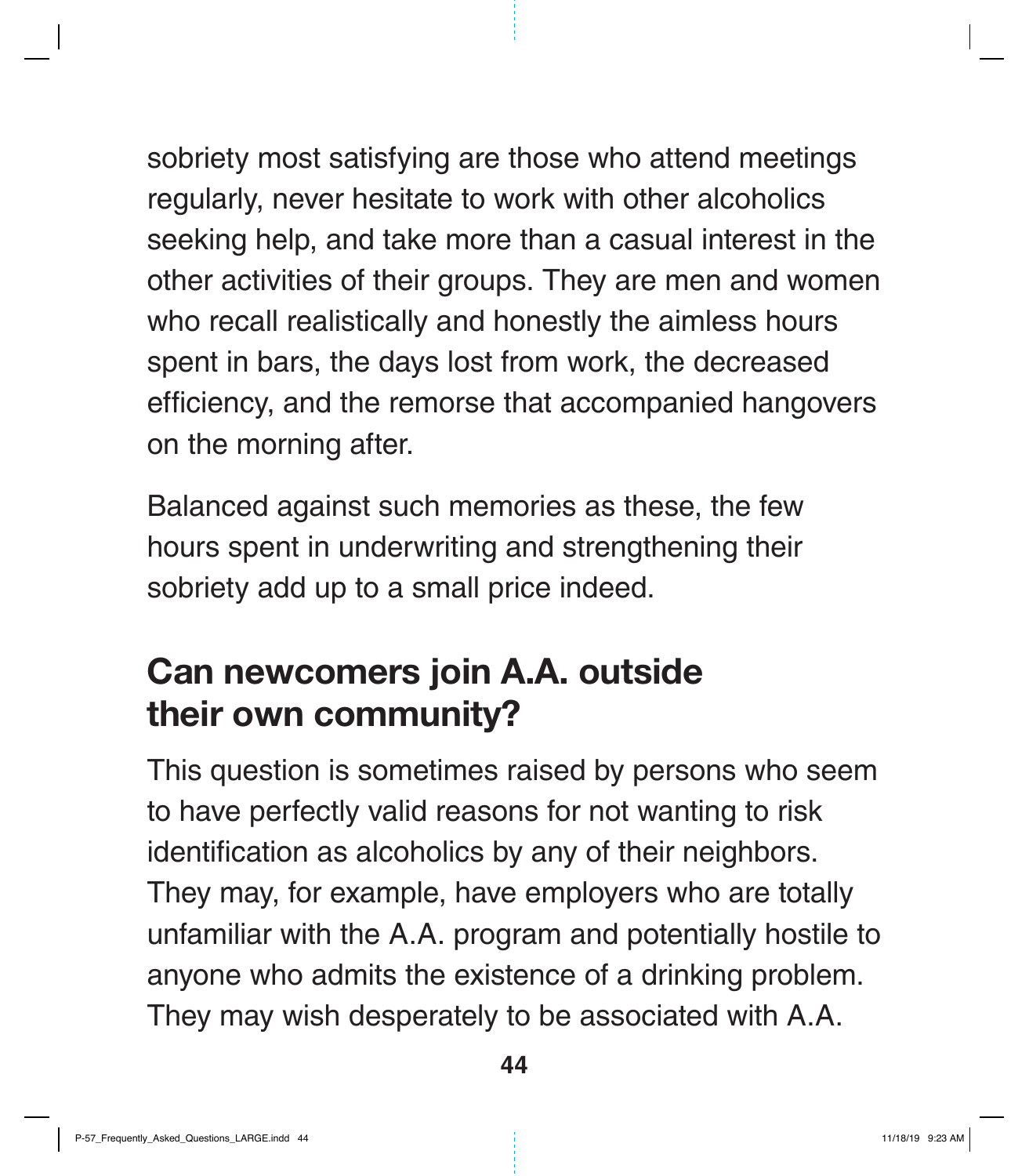sobriety most satisfying are those who attend meetings regularly, never hesitate to work with other alcoholics seeking help, and take more than a casual interest in the other activities of their groups. They are men and women who recall realistically and honestly the aimless hours spent in bars, the days lost from work, the decreased efficiency, and the remorse that accompanied hangovers on the morning after.

Balanced against such memories as these, the few hours spent in underwriting and strengthening their sobriety add up to a small price indeed.

## Can newcomers join A.A. outside their own community?

This question is sometimes raised by persons who seem to have perfectly valid reasons for not wanting to risk identification as alcoholics by any of their neighbors. They may, for example, have employers who are totally unfamiliar with the A.A. program and potentially hostile to anyone who admits the existence of a drinking problem. They may wish desperately to be associated with A.A.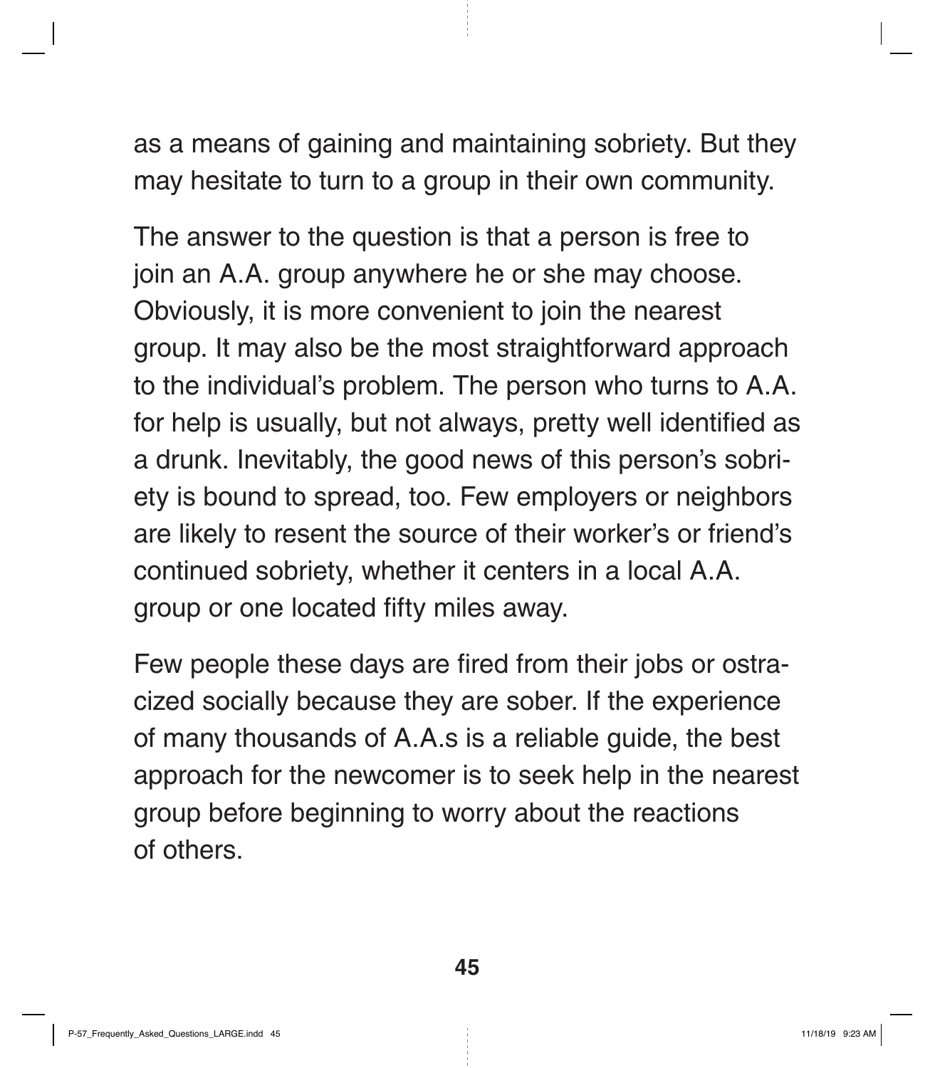as a means of gaining and maintaining sobriety. But they may hesitate to turn to a group in their own community.

The answer to the question is that a person is free to join an A.A. group anywhere he or she may choose. Obviously, it is more convenient to join the nearest group. It may also be the most straightforward approach to the individual's problem. The person who turns to A.A. for help is usually, but not always, pretty well identified as a drunk. Inevitably, the good news of this person's sobriety is bound to spread, too. Few employers or neighbors are likely to resent the source of their worker's or friend's continued sobriety, whether it centers in a local A.A. group or one located fifty miles away.

Few people these days are fired from their jobs or ostracized socially because they are sober. If the experience of many thousands of A.A.s is a reliable guide, the best approach for the newcomer is to seek help in the nearest group before beginning to worry about the reactions of others.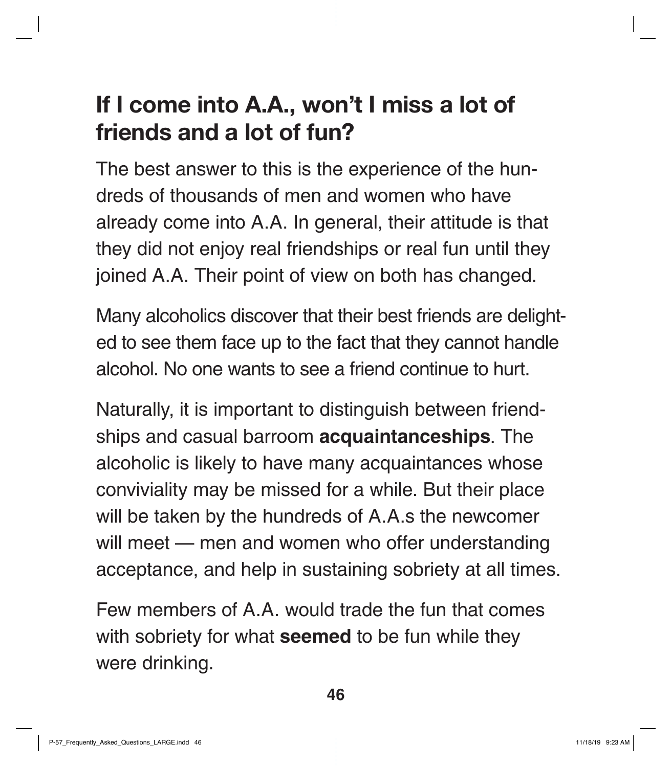## If I come into A.A., won't I miss a lot of friends and a lot of fun?

The best answer to this is the experience of the hundreds of thousands of men and women who have already come into A.A. In general, their attitude is that they did not enjoy real friendships or real fun until they joined A.A. Their point of view on both has changed.

Many alcoholics discover that their best friends are delighted to see them face up to the fact that they cannot handle alcohol. No one wants to see a friend continue to hurt.

Naturally, it is important to distinguish between friendships and casual barroom **acquaintanceships**. The alcoholic is likely to have many acquaintances whose conviviality may be missed for a while. But their place will be taken by the hundreds of A.A.s the newcomer will meet — men and women who offer understanding acceptance, and help in sustaining sobriety at all times.

Few members of A.A. would trade the fun that comes with sobriety for what **seemed** to be fun while they were drinking.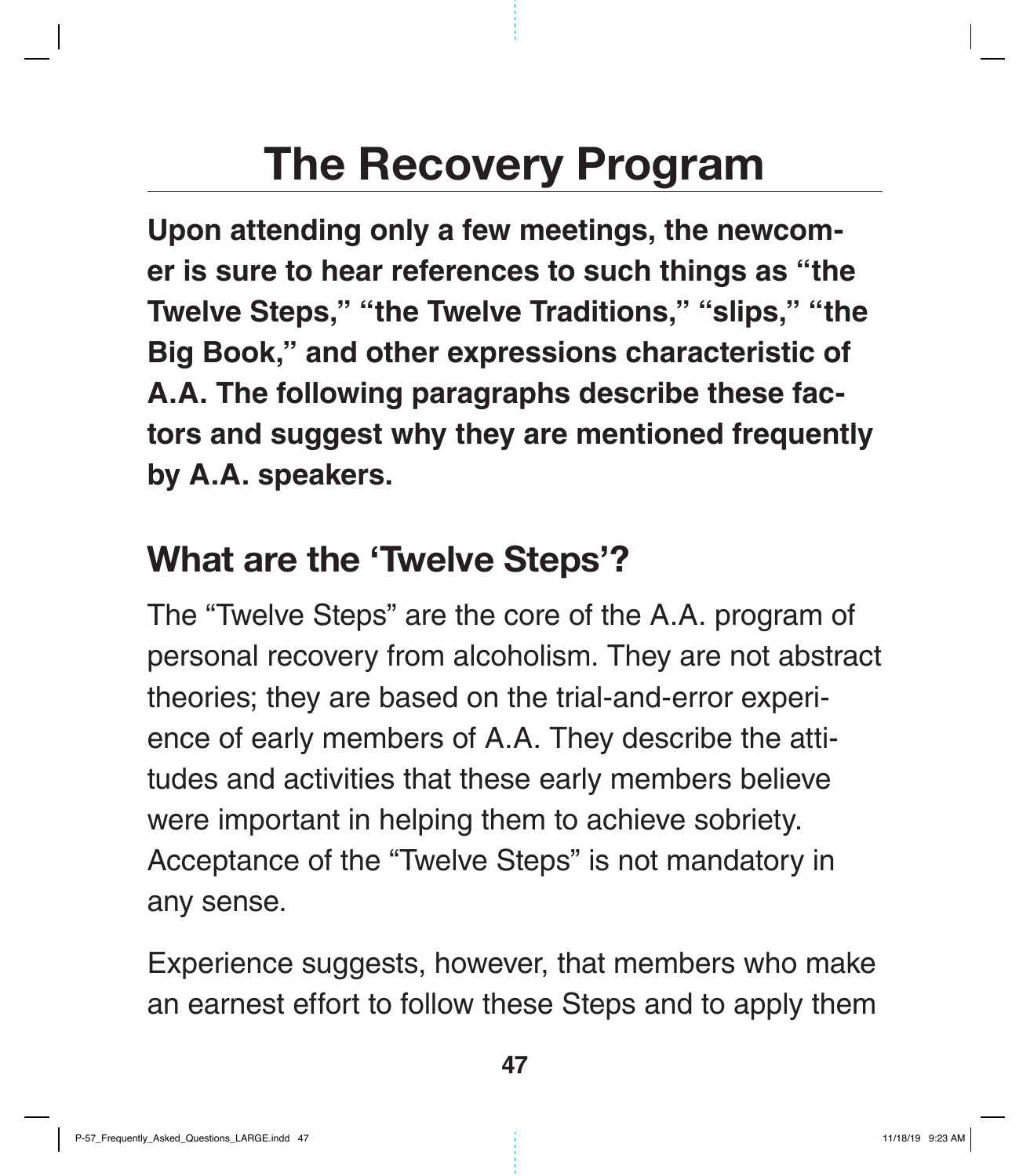# The Recovery Program

**Upon attending only a few meetings, the newcomer is sure to hear references to such things as "the Twelve Steps," "the Twelve Traditions," "slips," "the Big Book," and other expressions characteristic of A.A. The following paragraphs describe these factors and suggest why they are mentioned frequently by A.A. speakers.**

## What are the 'Twelve Steps'?

The "Twelve Steps" are the core of the A.A. program of personal recovery from alcoholism. They are not abstract theories; they are based on the trial-and-error experience of early members of A.A. They describe the attitudes and activities that these early members believe were important in helping them to achieve sobriety. Acceptance of the "Twelve Steps" is not mandatory in any sense.

Experience suggests, however, that members who make an earnest effort to follow these Steps and to apply them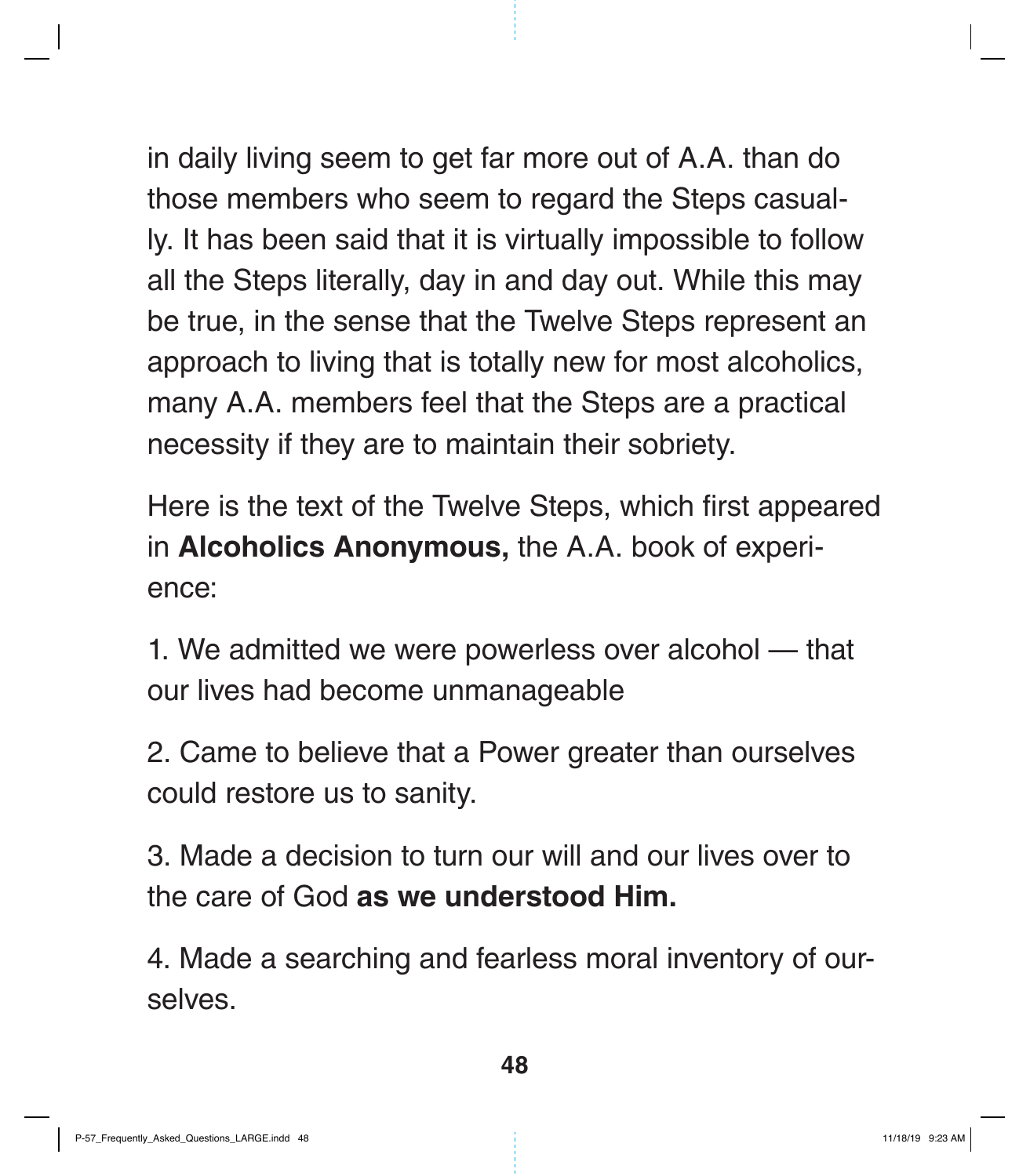in daily living seem to get far more out of A.A. than do those members who seem to regard the Steps casually. It has been said that it is virtually impossible to follow all the Steps literally, day in and day out. While this may be true, in the sense that the Twelve Steps represent an approach to living that is totally new for most alcoholics, many A.A. members feel that the Steps are a practical necessity if they are to maintain their sobriety.

Here is the text of the Twelve Steps, which first appeared in **Alcoholics Anonymous,** the A.A. book of experience:

1. We admitted we were powerless over alcohol — that our lives had become unmanageable

2. Came to believe that a Power greater than ourselves could restore us to sanity.

3. Made a decision to turn our will and our lives over to the care of God **as we understood Him.**

4. Made a searching and fearless moral inventory of ourselves.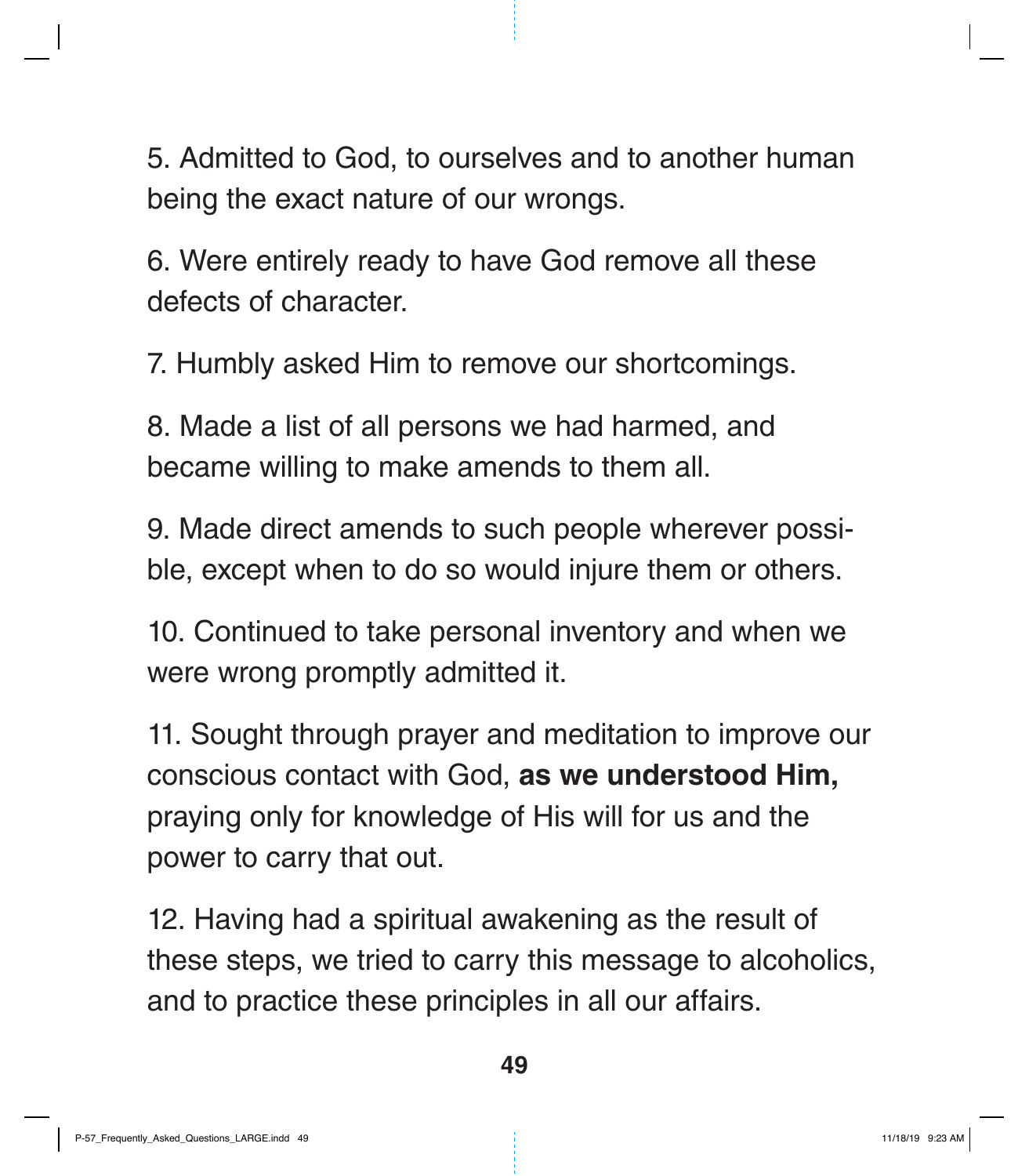5. Admitted to God, to ourselves and to another human being the exact nature of our wrongs.

6. Were entirely ready to have God remove all these defects of character.

7. Humbly asked Him to remove our shortcomings.

8. Made a list of all persons we had harmed, and became willing to make amends to them all.

9. Made direct amends to such people wherever possible, except when to do so would injure them or others.

10. Continued to take personal inventory and when we were wrong promptly admitted it.

11. Sought through prayer and meditation to improve our conscious contact with God, **as we understood Him,** praying only for knowledge of His will for us and the power to carry that out.

12. Having had a spiritual awakening as the result of these steps, we tried to carry this message to alcoholics, and to practice these principles in all our affairs.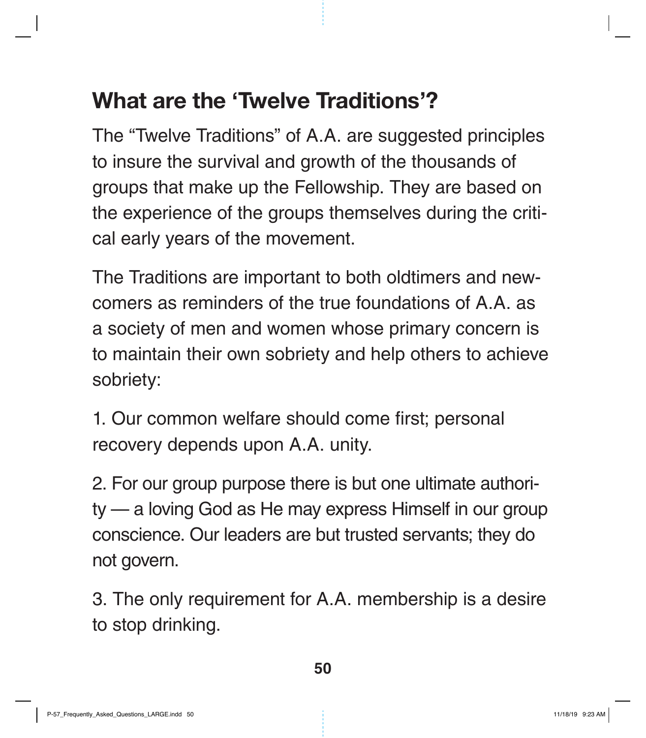## What are the 'Twelve Traditions'?

The "Twelve Traditions" of A.A. are suggested principles to insure the survival and growth of the thousands of groups that make up the Fellowship. They are based on the experience of the groups themselves during the critical early years of the movement.

The Traditions are important to both oldtimers and newcomers as reminders of the true foundations of A.A. as a society of men and women whose primary concern is to maintain their own sobriety and help others to achieve sobriety:

1. Our common welfare should come first; personal recovery depends upon A.A. unity.

2. For our group purpose there is but one ultimate authority — a loving God as He may express Himself in our group conscience. Our leaders are but trusted servants; they do not govern.

3. The only requirement for A.A. membership is a desire to stop drinking.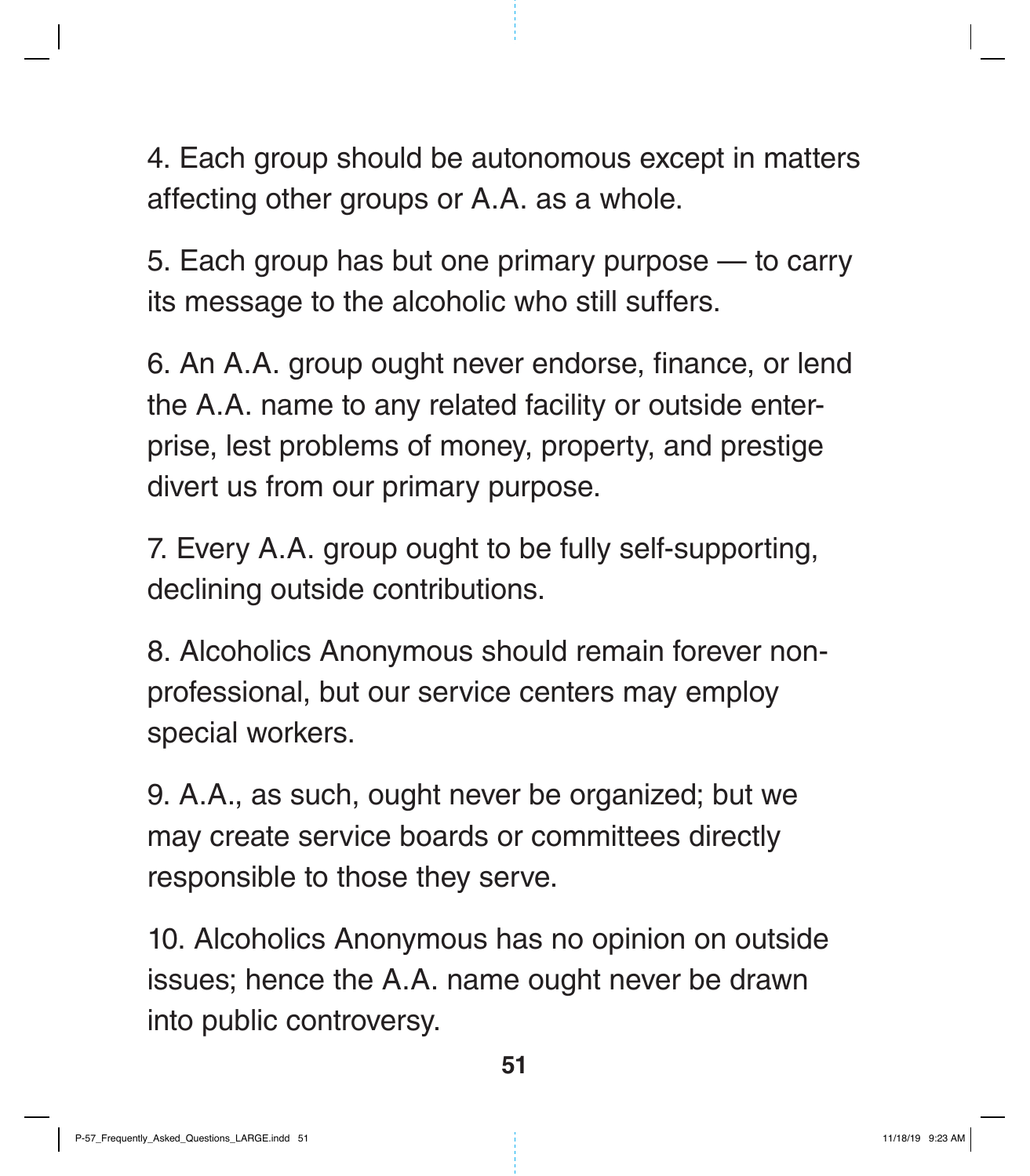4. Each group should be autonomous except in matters affecting other groups or A.A. as a whole.

5. Each group has but one primary purpose — to carry its message to the alcoholic who still suffers.

6. An A.A. group ought never endorse, finance, or lend the A.A. name to any related facility or outside enterprise, lest problems of money, property, and prestige divert us from our primary purpose.

7. Every A.A. group ought to be fully self-supporting, declining outside contributions.

8. Alcoholics Anonymous should remain forever non-professional, but our service centers may employ special workers.

9. A.A., as such, ought never be organized; but we may create service boards or committees directly responsible to those they serve.

10. Alcoholics Anonymous has no opinion on outside issues; hence the A.A. name ought never be drawn into public controversy.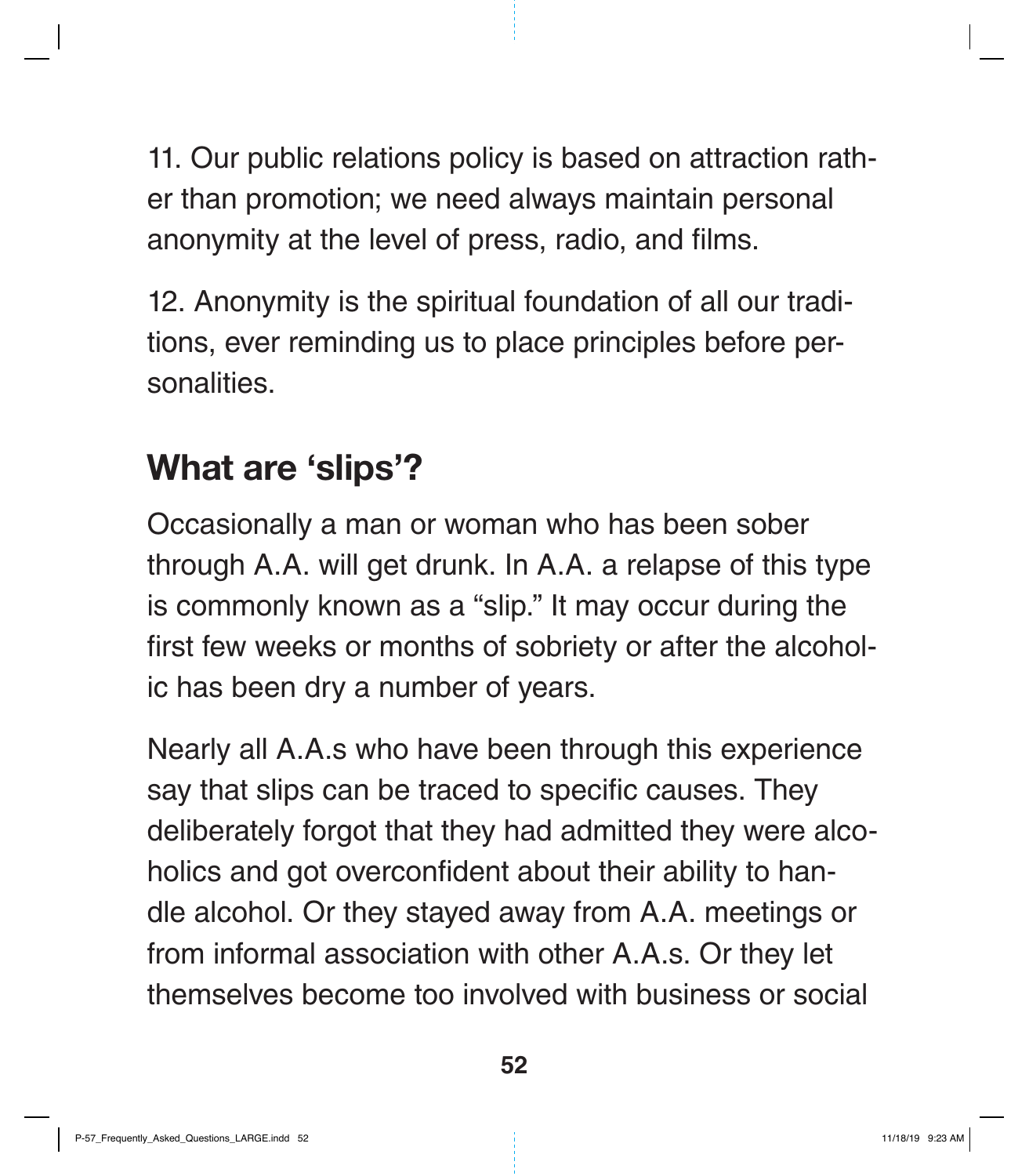11. Our public relations policy is based on attraction rather than promotion; we need always maintain personal anonymity at the level of press, radio, and films.

12. Anonymity is the spiritual foundation of all our traditions, ever reminding us to place principles before personalities.

## What are 'slips'?

Occasionally a man or woman who has been sober through A.A. will get drunk. In A.A. a relapse of this type is commonly known as a "slip." It may occur during the first few weeks or months of sobriety or after the alcoholic has been dry a number of years.

Nearly all A.A.s who have been through this experience say that slips can be traced to specific causes. They deliberately forgot that they had admitted they were alcoholics and got overconfident about their ability to handle alcohol. Or they stayed away from A.A. meetings or from informal association with other A.A.s. Or they let themselves become too involved with business or social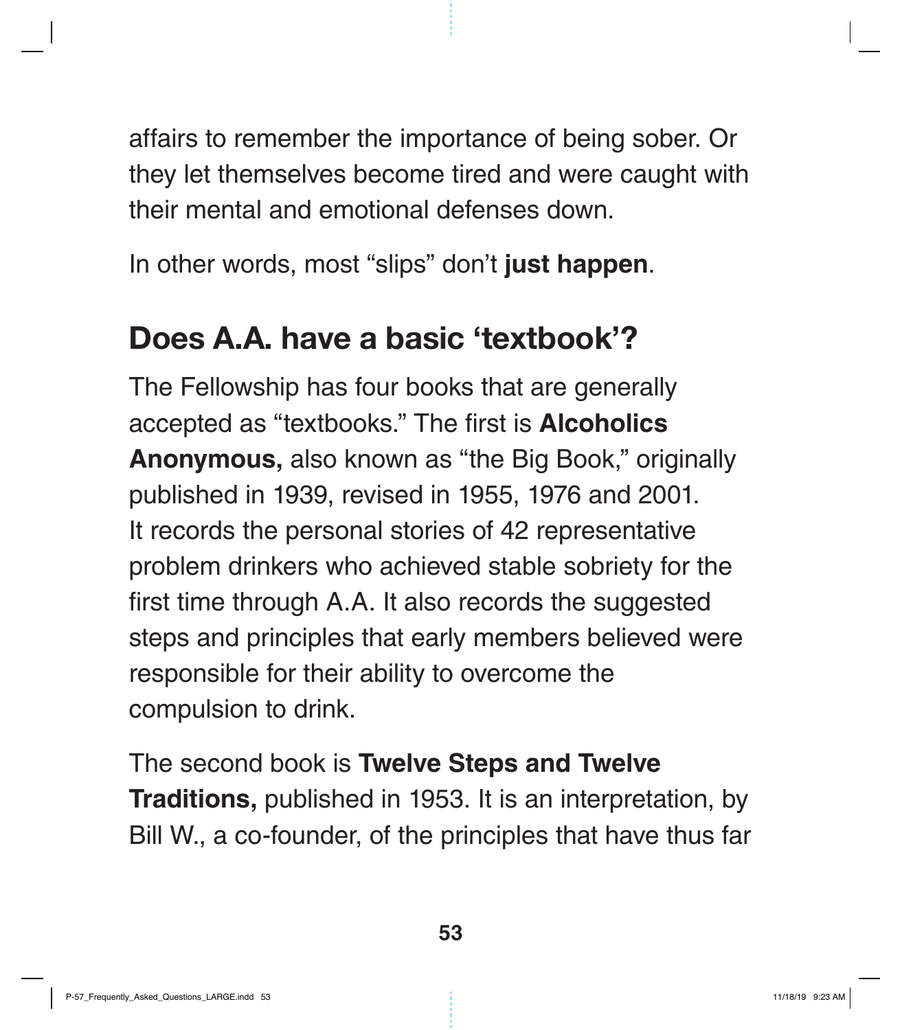affairs to remember the importance of being sober. Or they let themselves become tired and were caught with their mental and emotional defenses down.

In other words, most "slips" don't **just happen**.

## Does A.A. have a basic 'textbook'?

The Fellowship has four books that are generally accepted as "textbooks." The first is **Alcoholics Anonymous,** also known as "the Big Book," originally published in 1939, revised in 1955, 1976 and 2001. It records the personal stories of 42 representative problem drinkers who achieved stable sobriety for the first time through A.A. It also records the suggested steps and principles that early members believed were responsible for their ability to overcome the compulsion to drink.

The second book is **Twelve Steps and Twelve Traditions,** published in 1953. It is an interpretation, by Bill W., a co-founder, of the principles that have thus far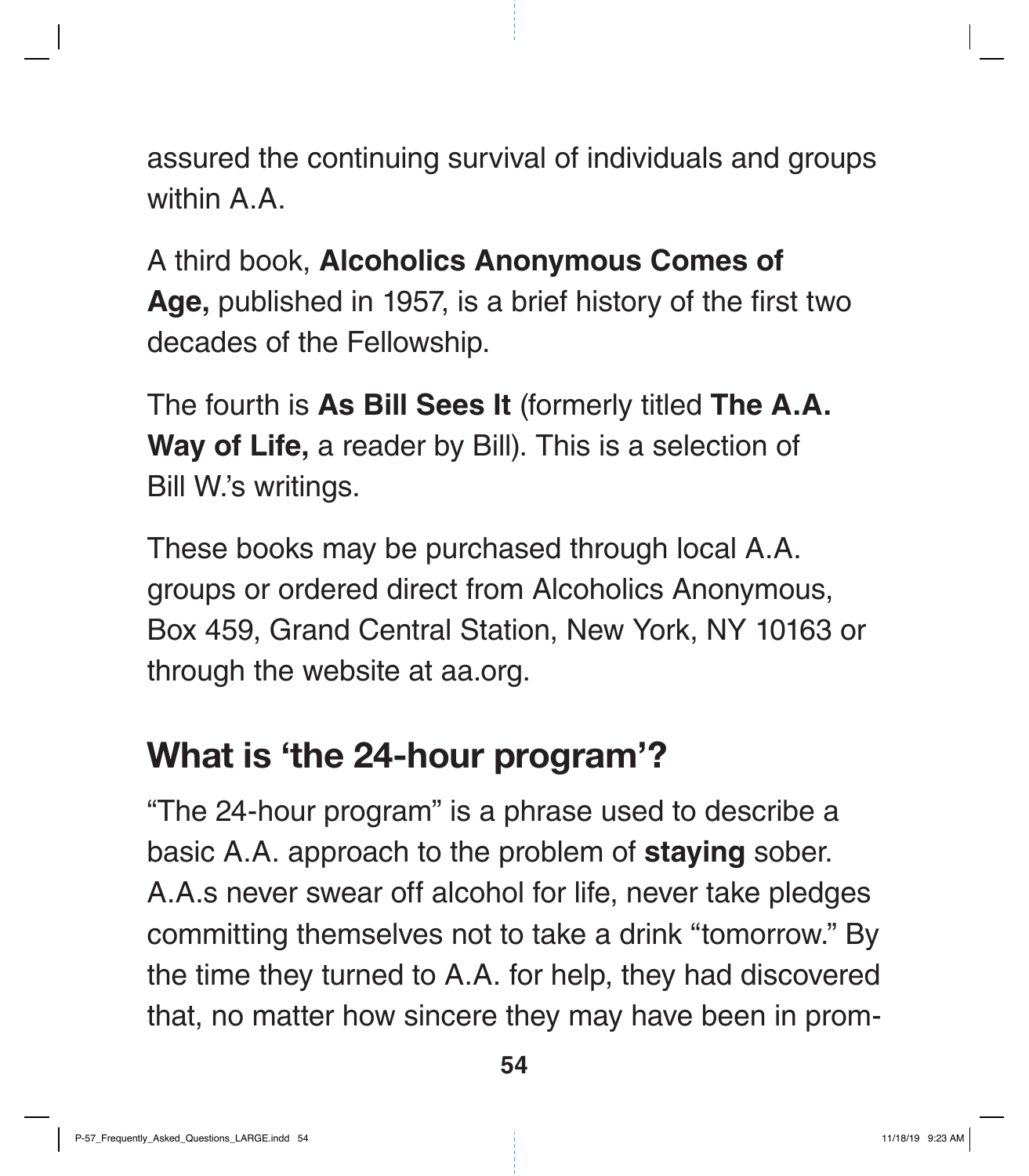assured the continuing survival of individuals and groups within A.A.

A third book, **Alcoholics Anonymous Comes of Age,** published in 1957, is a brief history of the first two decades of the Fellowship.

The fourth is **As Bill Sees It** (formerly titled **The A.A. Way of Life,** a reader by Bill). This is a selection of Bill W.'s writings.

These books may be purchased through local A.A. groups or ordered direct from Alcoholics Anonymous, Box 459, Grand Central Station, New York, NY 10163 or through the website at aa.org.

## What is 'the 24-hour program'?

"The 24-hour program" is a phrase used to describe a basic A.A. approach to the problem of **staying** sober. A.A.s never swear off alcohol for life, never take pledges committing themselves not to take a drink "tomorrow." By the time they turned to A.A. for help, they had discovered that, no matter how sincere they may have been in prom-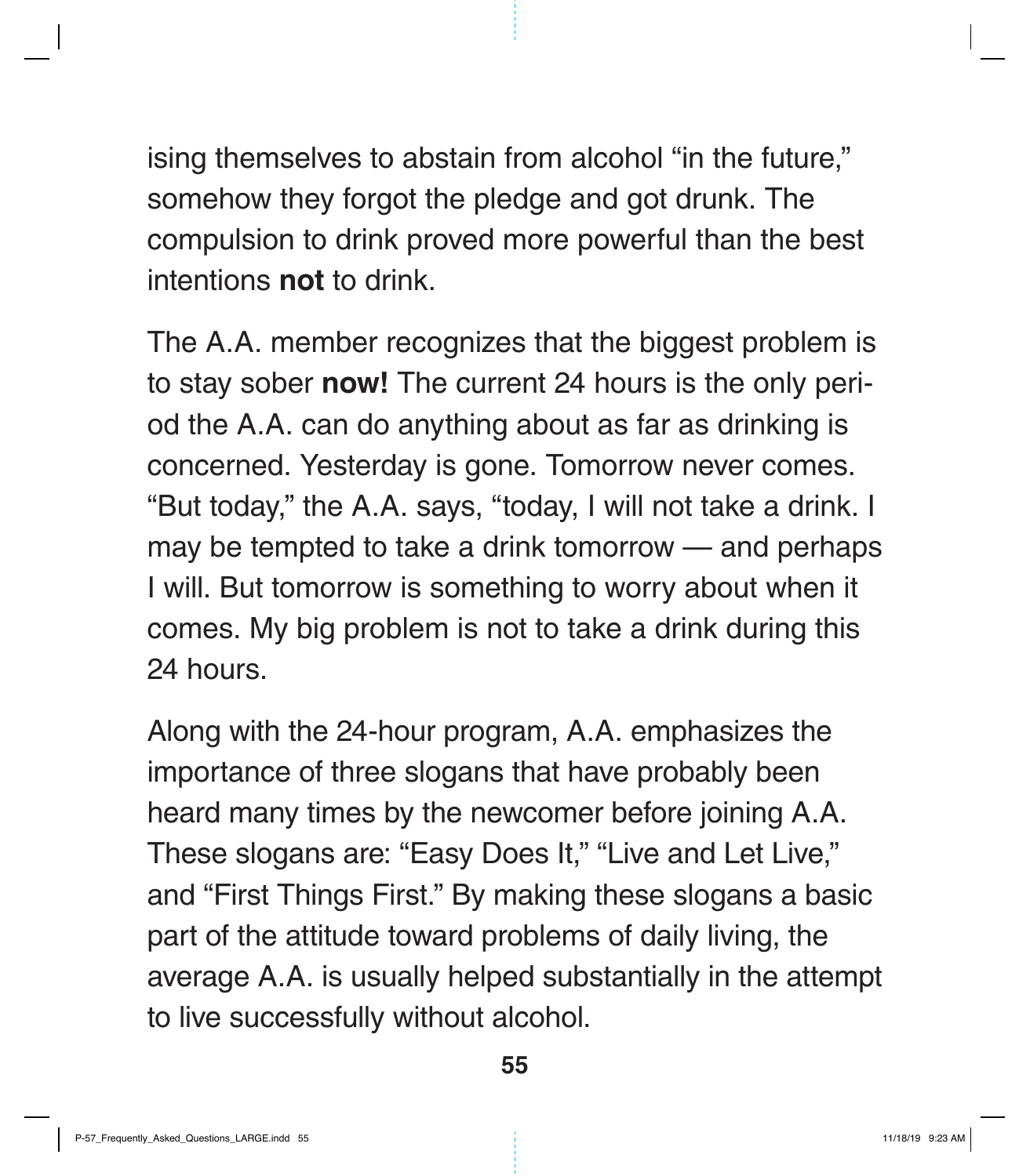ising themselves to abstain from alcohol “in the future,” somehow they forgot the pledge and got drunk. The compulsion to drink proved more powerful than the best intentions **not** to drink.

The A.A. member recognizes that the biggest problem is to stay sober **now!** The current 24 hours is the only period the A.A. can do anything about as far as drinking is concerned. Yesterday is gone. Tomorrow never comes. “But today,” the A.A. says, “today, I will not take a drink. I may be tempted to take a drink tomorrow — and perhaps I will. But tomorrow is something to worry about when it comes. My big problem is not to take a drink during this 24 hours.

Along with the 24-hour program, A.A. emphasizes the importance of three slogans that have probably been heard many times by the newcomer before joining A.A. These slogans are: “Easy Does It,” “Live and Let Live,” and “First Things First.” By making these slogans a basic part of the attitude toward problems of daily living, the average A.A. is usually helped substantially in the attempt to live successfully without alcohol.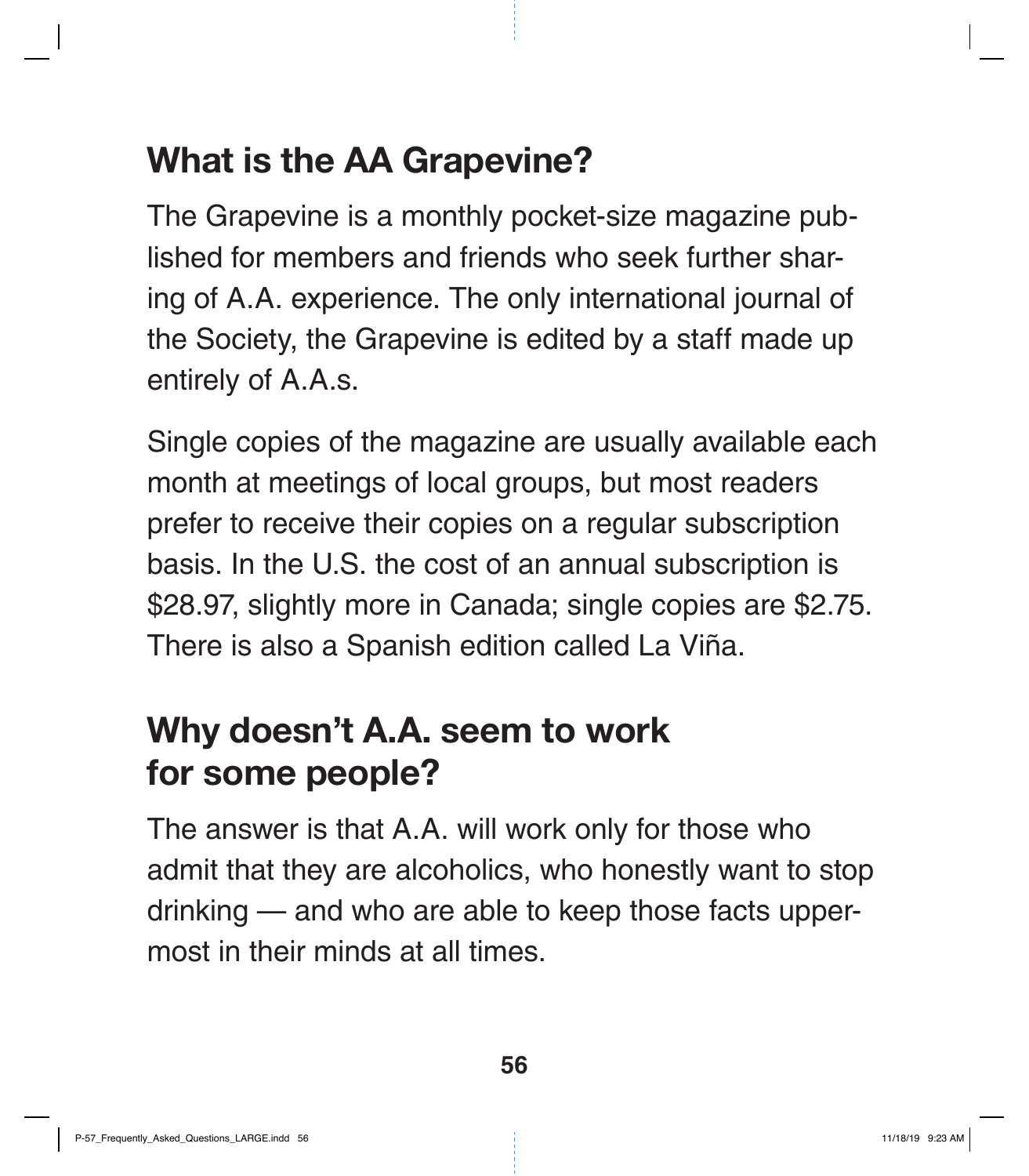## What is the AA Grapevine?

The Grapevine is a monthly pocket-size magazine published for members and friends who seek further sharing of A.A. experience. The only international journal of the Society, the Grapevine is edited by a staff made up entirely of A.A.s.

Single copies of the magazine are usually available each month at meetings of local groups, but most readers prefer to receive their copies on a regular subscription basis. In the U.S. the cost of an annual subscription is $28.97, slightly more in Canada; single copies are $2.75. There is also a Spanish edition called La Viña.

## Why doesn't A.A. seem to work for some people?

The answer is that A.A. will work only for those who admit that they are alcoholics, who honestly want to stop drinking — and who are able to keep those facts uppermost in their minds at all times.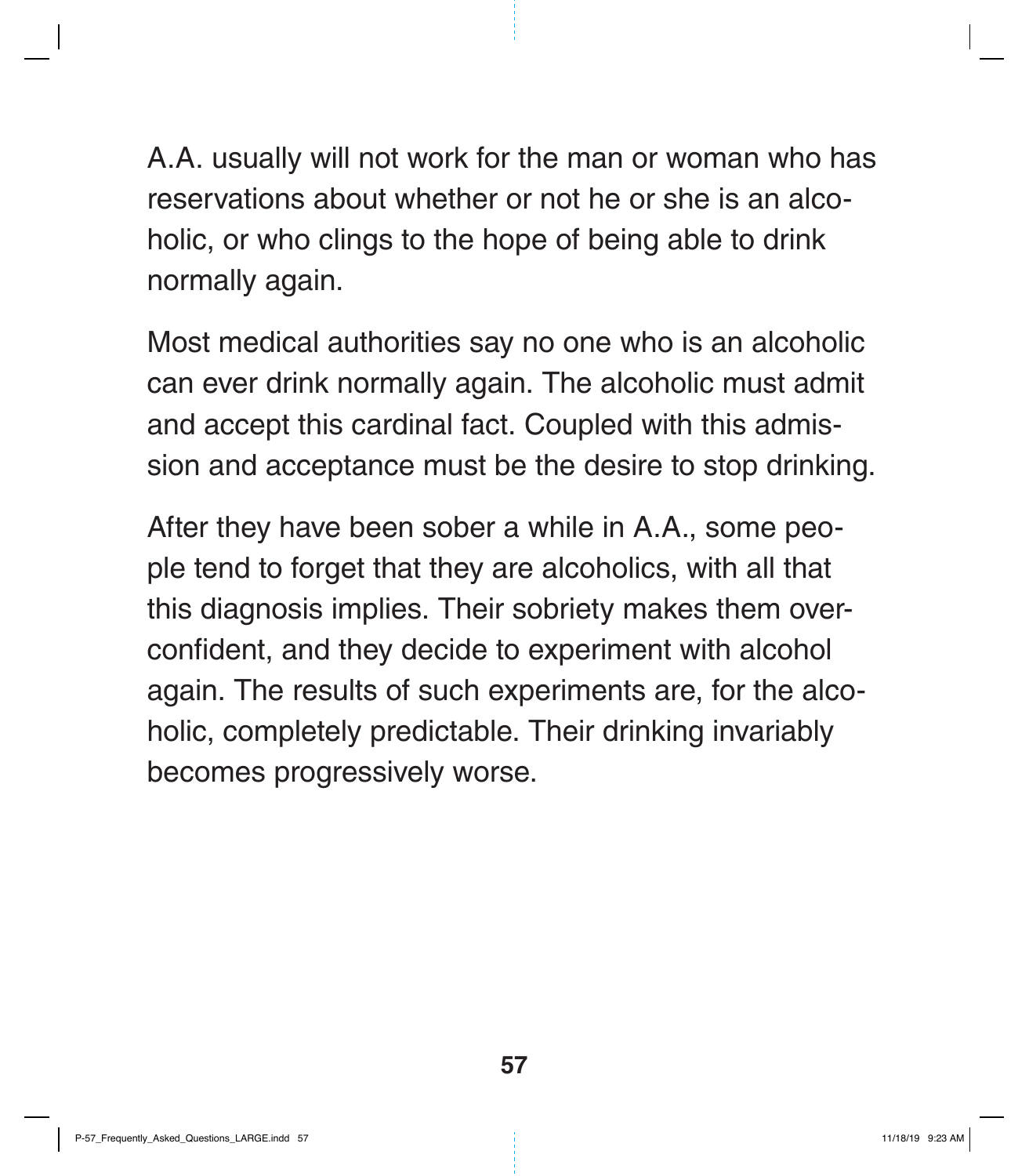A.A. usually will not work for the man or woman who has reservations about whether or not he or she is an alcoholic, or who clings to the hope of being able to drink normally again.

Most medical authorities say no one who is an alcoholic can ever drink normally again. The alcoholic must admit and accept this cardinal fact. Coupled with this admission and acceptance must be the desire to stop drinking.

After they have been sober a while in A.A., some people tend to forget that they are alcoholics, with all that this diagnosis implies. Their sobriety makes them overconfident, and they decide to experiment with alcohol again. The results of such experiments are, for the alcoholic, completely predictable. Their drinking invariably becomes progressively worse.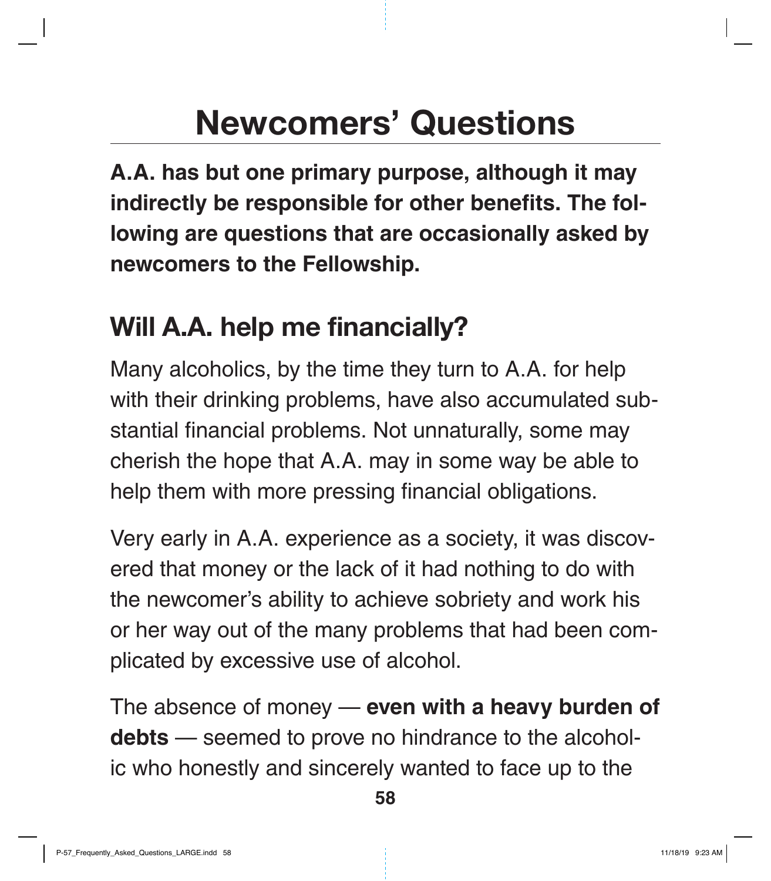# Newcomers' Questions

**A.A. has but one primary purpose, although it may indirectly be responsible for other benefits. The following are questions that are occasionally asked by newcomers to the Fellowship.**

## Will A.A. help me financially?

Many alcoholics, by the time they turn to A.A. for help with their drinking problems, have also accumulated substantial financial problems. Not unnaturally, some may cherish the hope that A.A. may in some way be able to help them with more pressing financial obligations.

Very early in A.A. experience as a society, it was discovered that money or the lack of it had nothing to do with the newcomer's ability to achieve sobriety and work his or her way out of the many problems that had been complicated by excessive use of alcohol.

The absence of money — **even with a heavy burden of debts** — seemed to prove no hindrance to the alcoholic who honestly and sincerely wanted to face up to the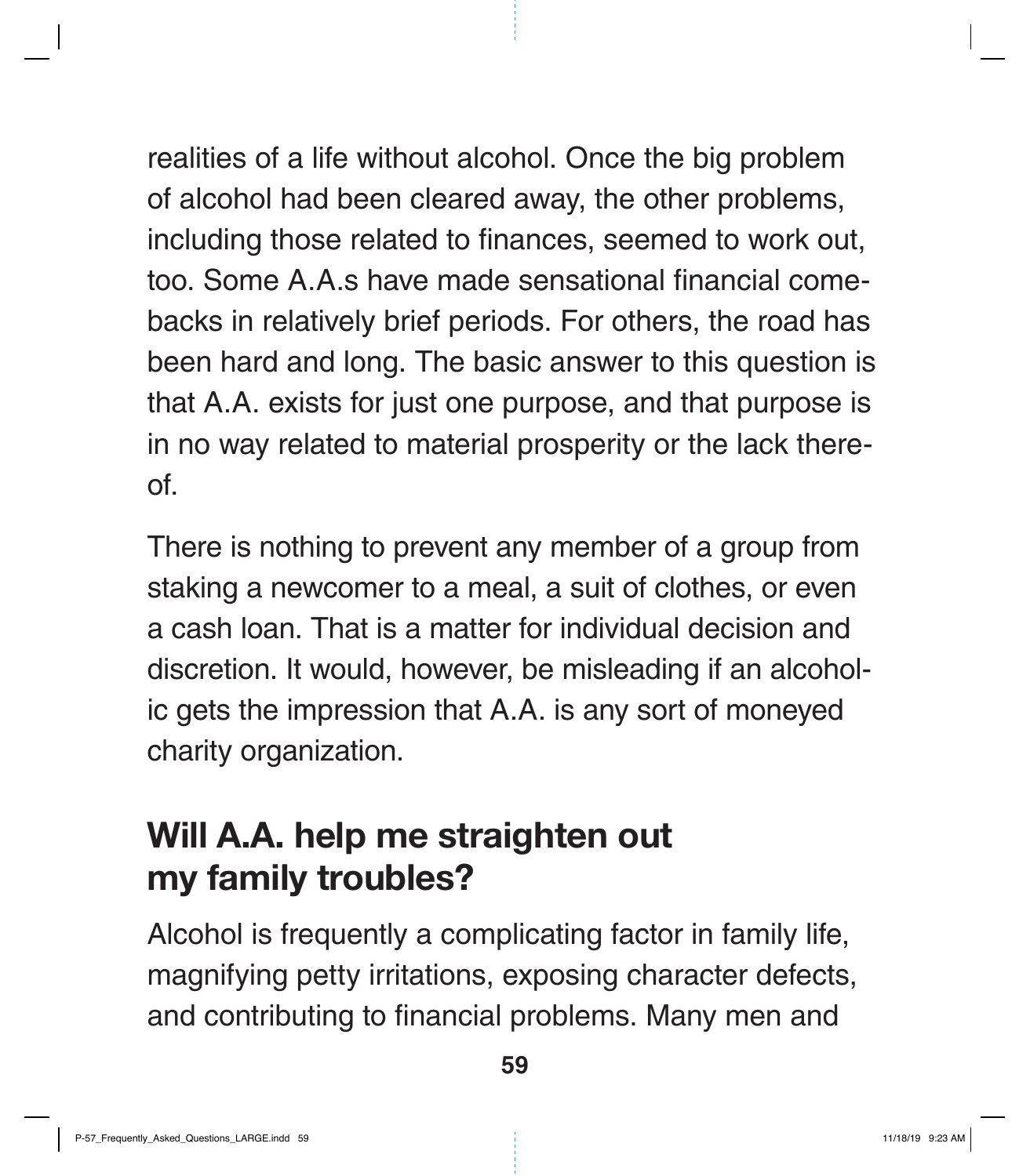realities of a life without alcohol. Once the big problem of alcohol had been cleared away, the other problems, including those related to finances, seemed to work out, too. Some A.A.s have made sensational financial comebacks in relatively brief periods. For others, the road has been hard and long. The basic answer to this question is that A.A. exists for just one purpose, and that purpose is in no way related to material prosperity or the lack thereof.

There is nothing to prevent any member of a group from staking a newcomer to a meal, a suit of clothes, or even a cash loan. That is a matter for individual decision and discretion. It would, however, be misleading if an alcoholic gets the impression that A.A. is any sort of moneyed charity organization.

## Will A.A. help me straighten out my family troubles?

Alcohol is frequently a complicating factor in family life, magnifying petty irritations, exposing character defects, and contributing to financial problems. Many men and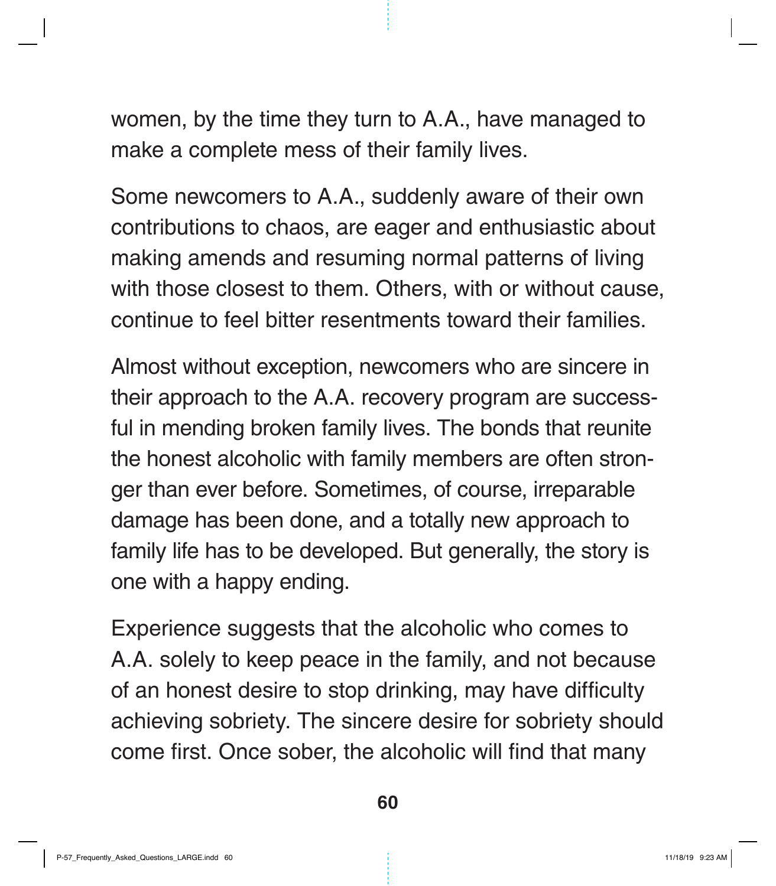women, by the time they turn to A.A., have managed to make a complete mess of their family lives.

Some newcomers to A.A., suddenly aware of their own contributions to chaos, are eager and enthusiastic about making amends and resuming normal patterns of living with those closest to them. Others, with or without cause, continue to feel bitter resentments toward their families.

Almost without exception, newcomers who are sincere in their approach to the A.A. recovery program are successful in mending broken family lives. The bonds that reunite the honest alcoholic with family members are often stronger than ever before. Sometimes, of course, irreparable damage has been done, and a totally new approach to family life has to be developed. But generally, the story is one with a happy ending.

Experience suggests that the alcoholic who comes to A.A. solely to keep peace in the family, and not because of an honest desire to stop drinking, may have difficulty achieving sobriety. The sincere desire for sobriety should come first. Once sober, the alcoholic will find that many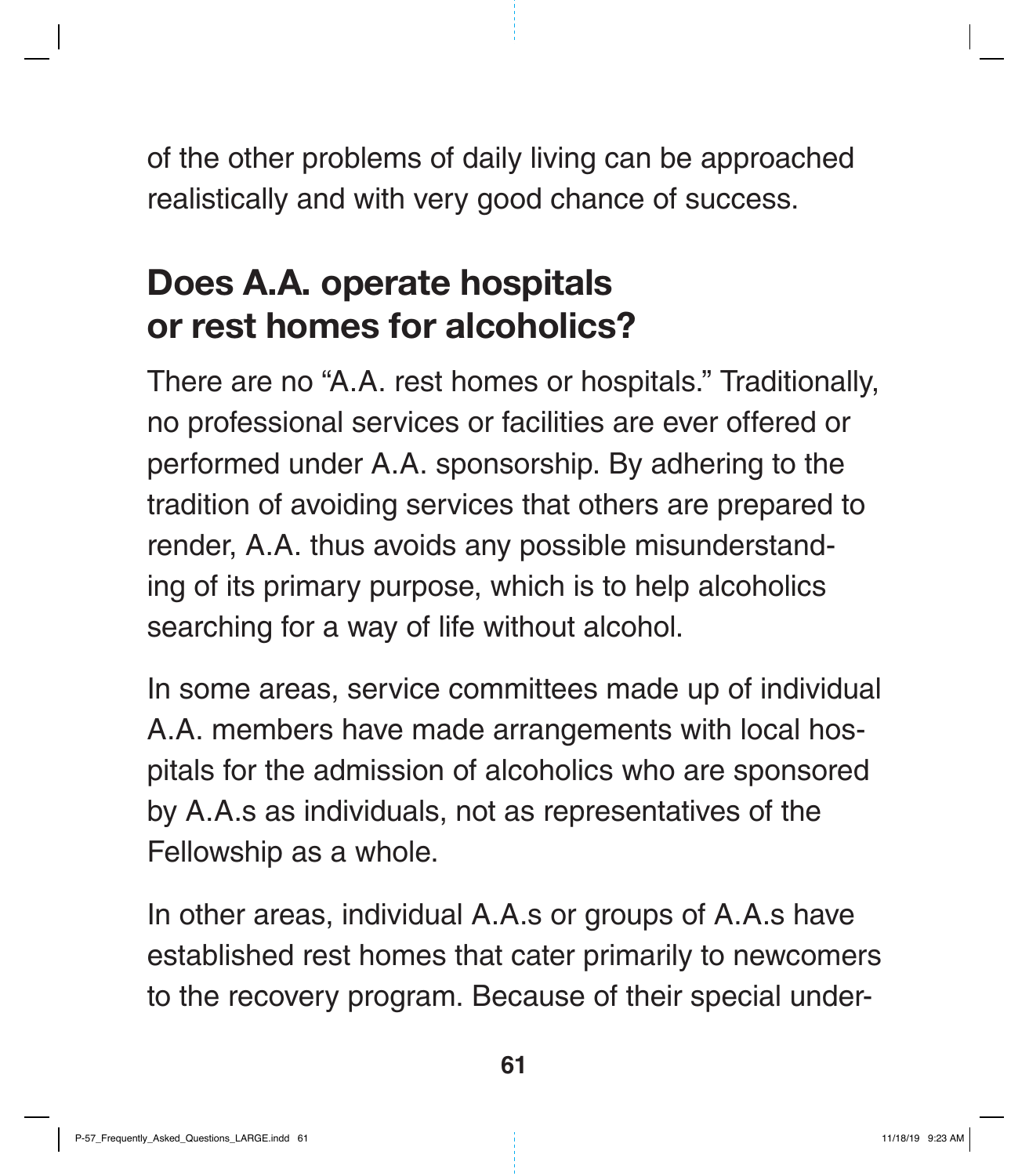of the other problems of daily living can be approached realistically and with very good chance of success.

## Does A.A. operate hospitals or rest homes for alcoholics?

There are no "A.A. rest homes or hospitals." Traditionally, no professional services or facilities are ever offered or performed under A.A. sponsorship. By adhering to the tradition of avoiding services that others are prepared to render, A.A. thus avoids any possible misunderstanding of its primary purpose, which is to help alcoholics searching for a way of life without alcohol.

In some areas, service committees made up of individual A.A. members have made arrangements with local hospitals for the admission of alcoholics who are sponsored by A.A.s as individuals, not as representatives of the Fellowship as a whole.

In other areas, individual A.A.s or groups of A.A.s have established rest homes that cater primarily to newcomers to the recovery program. Because of their special under-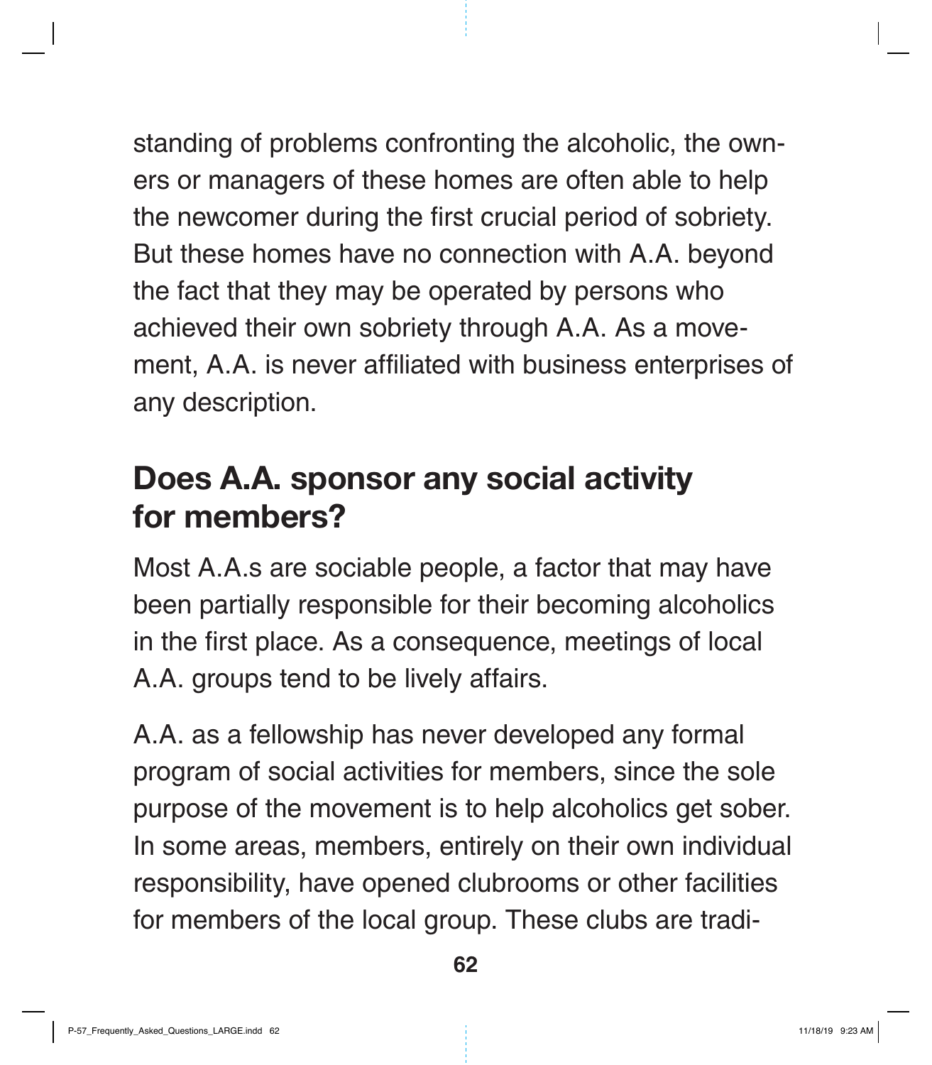standing of problems confronting the alcoholic, the owners or managers of these homes are often able to help the newcomer during the first crucial period of sobriety. But these homes have no connection with A.A. beyond the fact that they may be operated by persons who achieved their own sobriety through A.A. As a movement, A.A. is never affiliated with business enterprises of any description.

## Does A.A. sponsor any social activity for members?

Most A.A.s are sociable people, a factor that may have been partially responsible for their becoming alcoholics in the first place. As a consequence, meetings of local A.A. groups tend to be lively affairs.

A.A. as a fellowship has never developed any formal program of social activities for members, since the sole purpose of the movement is to help alcoholics get sober. In some areas, members, entirely on their own individual responsibility, have opened clubrooms or other facilities for members of the local group. These clubs are tradi-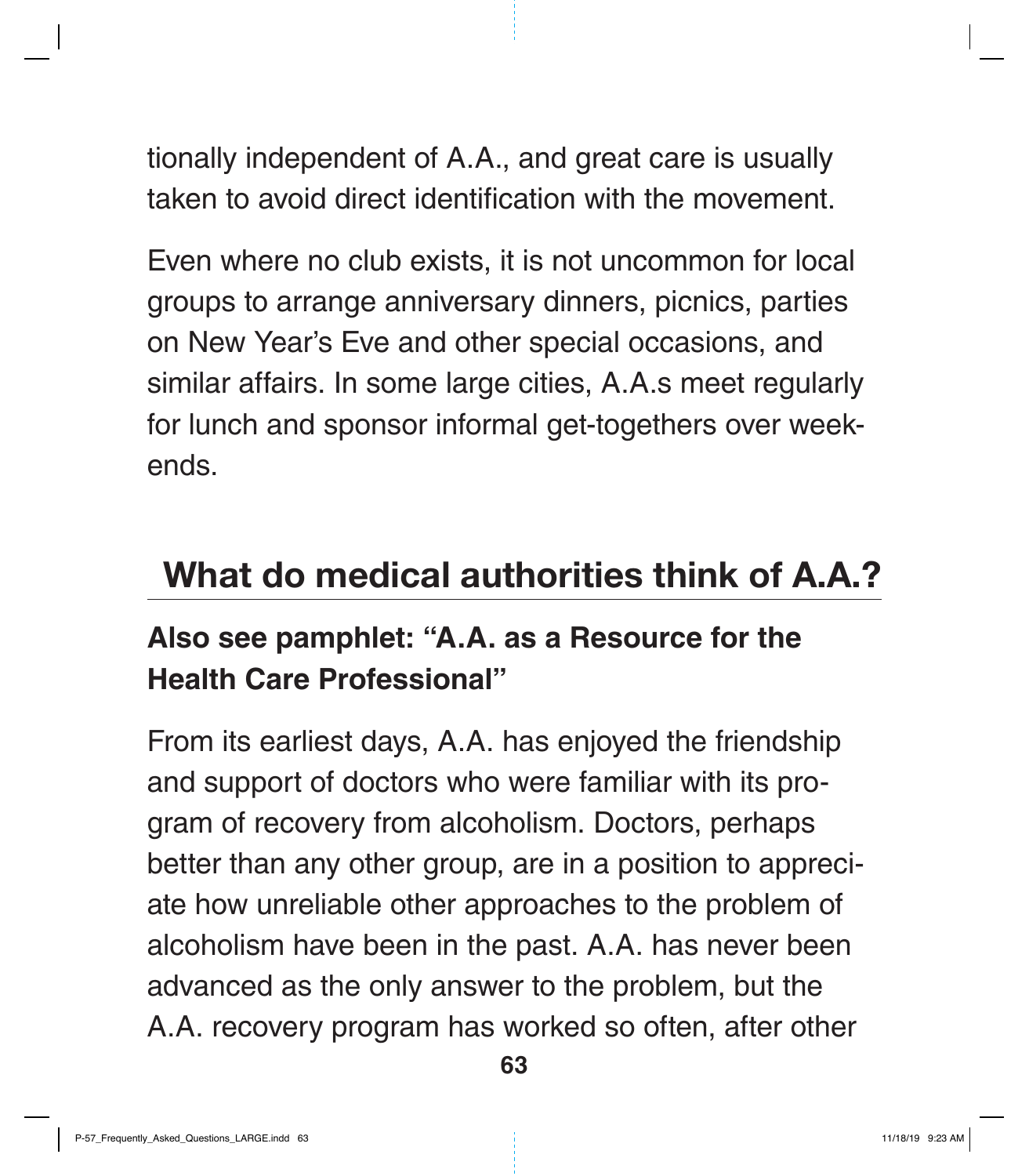tionally independent of A.A., and great care is usually taken to avoid direct identification with the movement.

Even where no club exists, it is not uncommon for local groups to arrange anniversary dinners, picnics, parties on New Year's Eve and other special occasions, and similar affairs. In some large cities, A.A.s meet regularly for lunch and sponsor informal get-togethers over weekends.

## What do medical authorities think of A.A.?

**Also see pamphlet: "A.A. as a Resource for the Health Care Professional"**

From its earliest days, A.A. has enjoyed the friendship and support of doctors who were familiar with its program of recovery from alcoholism. Doctors, perhaps better than any other group, are in a position to appreciate how unreliable other approaches to the problem of alcoholism have been in the past. A.A. has never been advanced as the only answer to the problem, but the A.A. recovery program has worked so often, after other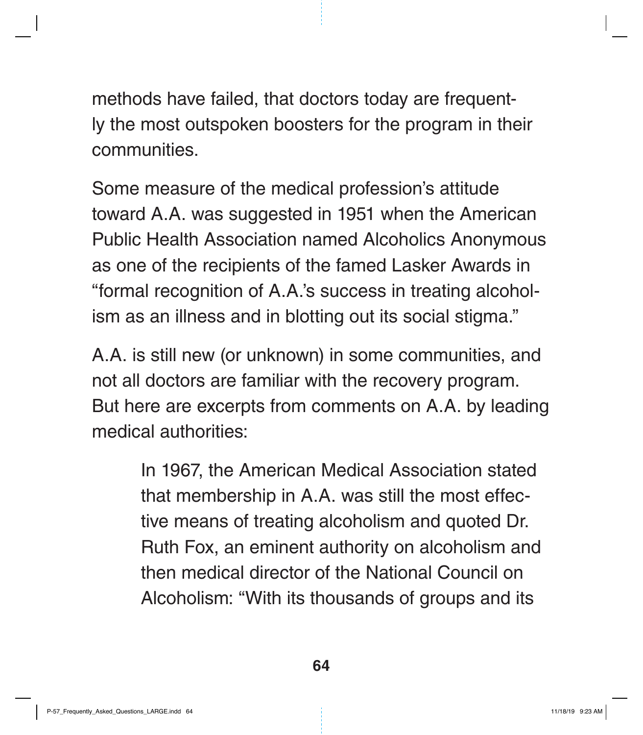methods have failed, that doctors today are frequently the most outspoken boosters for the program in their communities.

Some measure of the medical profession's attitude toward A.A. was suggested in 1951 when the American Public Health Association named Alcoholics Anonymous as one of the recipients of the famed Lasker Awards in "formal recognition of A.A.'s success in treating alcoholism as an illness and in blotting out its social stigma."

A.A. is still new (or unknown) in some communities, and not all doctors are familiar with the recovery program. But here are excerpts from comments on A.A. by leading medical authorities:

> In 1967, the American Medical Association stated that membership in A.A. was still the most effective means of treating alcoholism and quoted Dr. Ruth Fox, an eminent authority on alcoholism and then medical director of the National Council on Alcoholism: "With its thousands of groups and its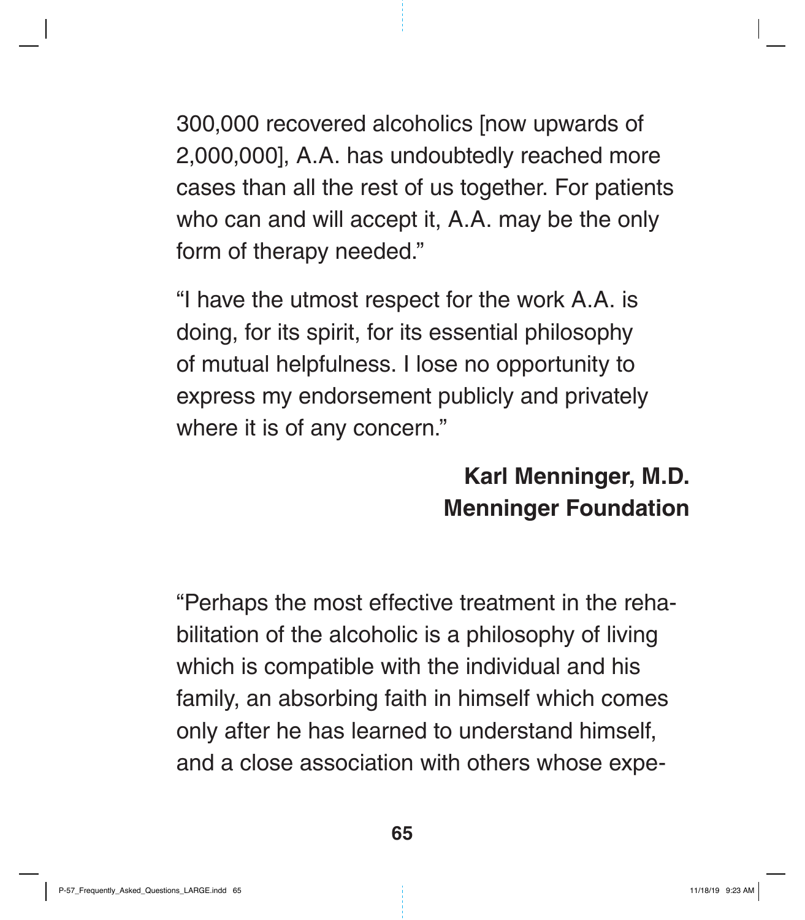300,000 recovered alcoholics [now upwards of 2,000,000], A.A. has undoubtedly reached more cases than all the rest of us together. For patients who can and will accept it, A.A. may be the only form of therapy needed."

"I have the utmost respect for the work A.A. is doing, for its spirit, for its essential philosophy of mutual helpfulness. I lose no opportunity to express my endorsement publicly and privately where it is of any concern."

**Karl Menninger, M.D.**
**Menninger Foundation**

"Perhaps the most effective treatment in the rehabilitation of the alcoholic is a philosophy of living which is compatible with the individual and his family, an absorbing faith in himself which comes only after he has learned to understand himself, and a close association with others whose expe-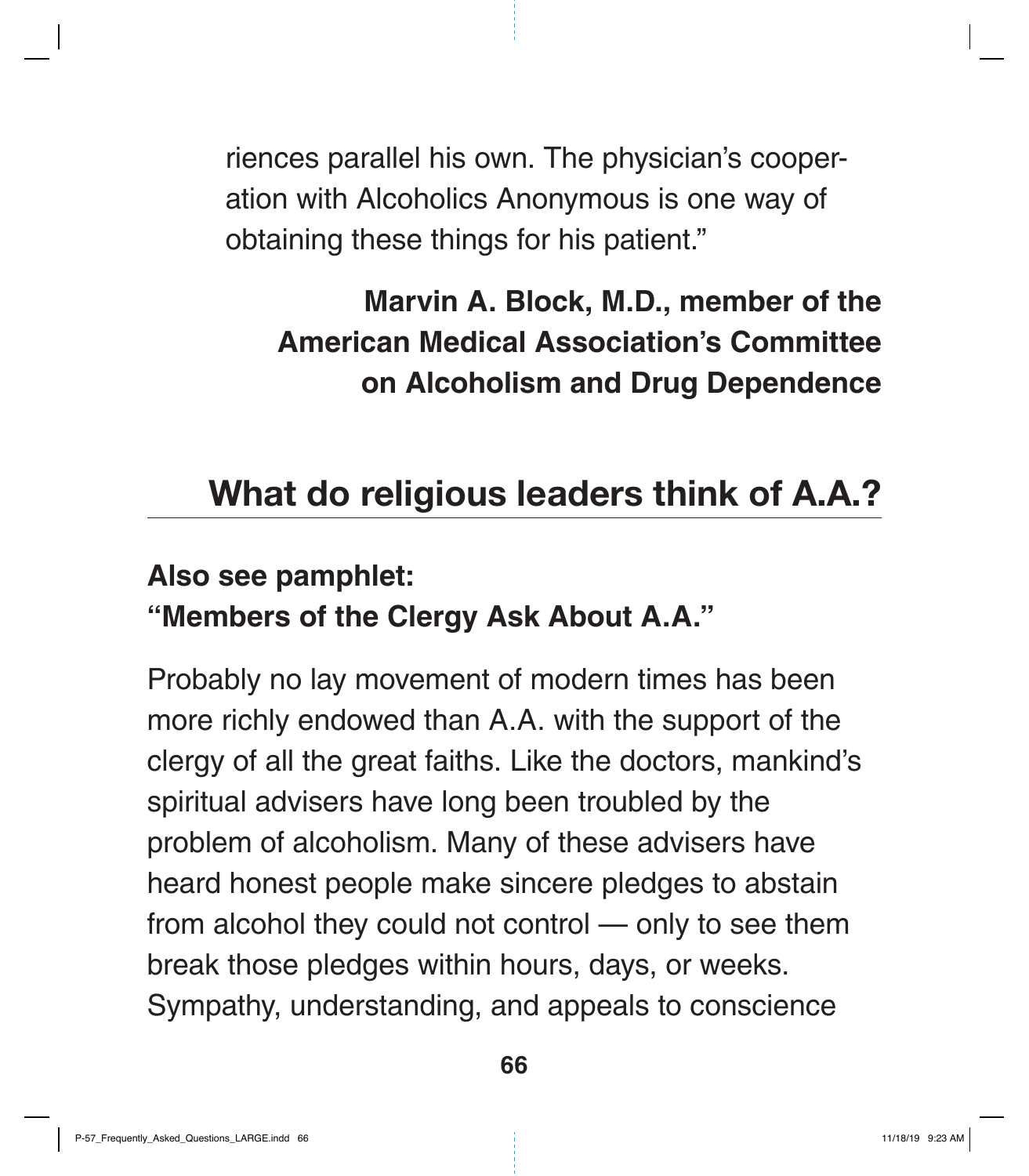riences parallel his own. The physician's cooperation with Alcoholics Anonymous is one way of obtaining these things for his patient."

**Marvin A. Block, M.D., member of the American Medical Association's Committee on Alcoholism and Drug Dependence**

## What do religious leaders think of A.A.?

**Also see pamphlet:**
**"Members of the Clergy Ask About A.A."**

Probably no lay movement of modern times has been more richly endowed than A.A. with the support of the clergy of all the great faiths. Like the doctors, mankind's spiritual advisers have long been troubled by the problem of alcoholism. Many of these advisers have heard honest people make sincere pledges to abstain from alcohol they could not control — only to see them break those pledges within hours, days, or weeks. Sympathy, understanding, and appeals to conscience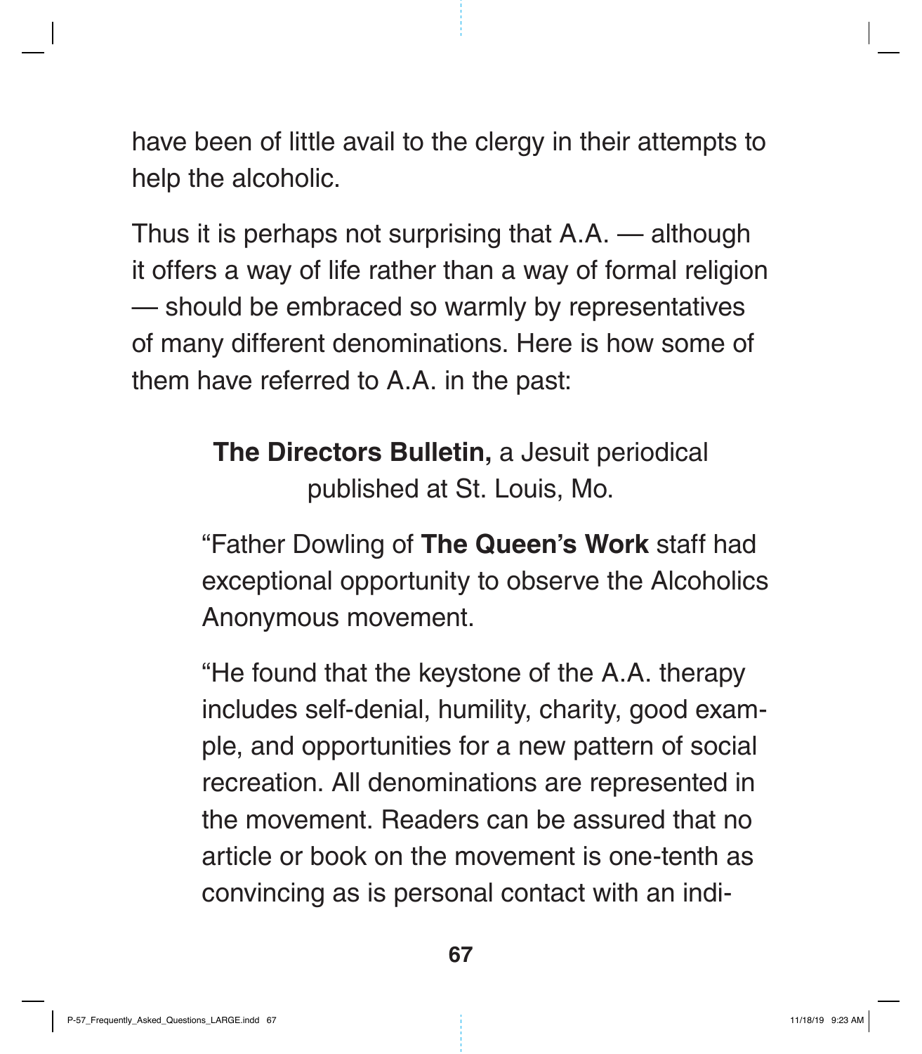have been of little avail to the clergy in their attempts to help the alcoholic.

Thus it is perhaps not surprising that A.A. — although it offers a way of life rather than a way of formal religion — should be embraced so warmly by representatives of many different denominations. Here is how some of them have referred to A.A. in the past:

**The Directors Bulletin,** a Jesuit periodical published at St. Louis, Mo.

> "Father Dowling of **The Queen's Work** staff had exceptional opportunity to observe the Alcoholics Anonymous movement.
>
> "He found that the keystone of the A.A. therapy includes self-denial, humility, charity, good example, and opportunities for a new pattern of social recreation. All denominations are represented in the movement. Readers can be assured that no article or book on the movement is one-tenth as convincing as is personal contact with an indi-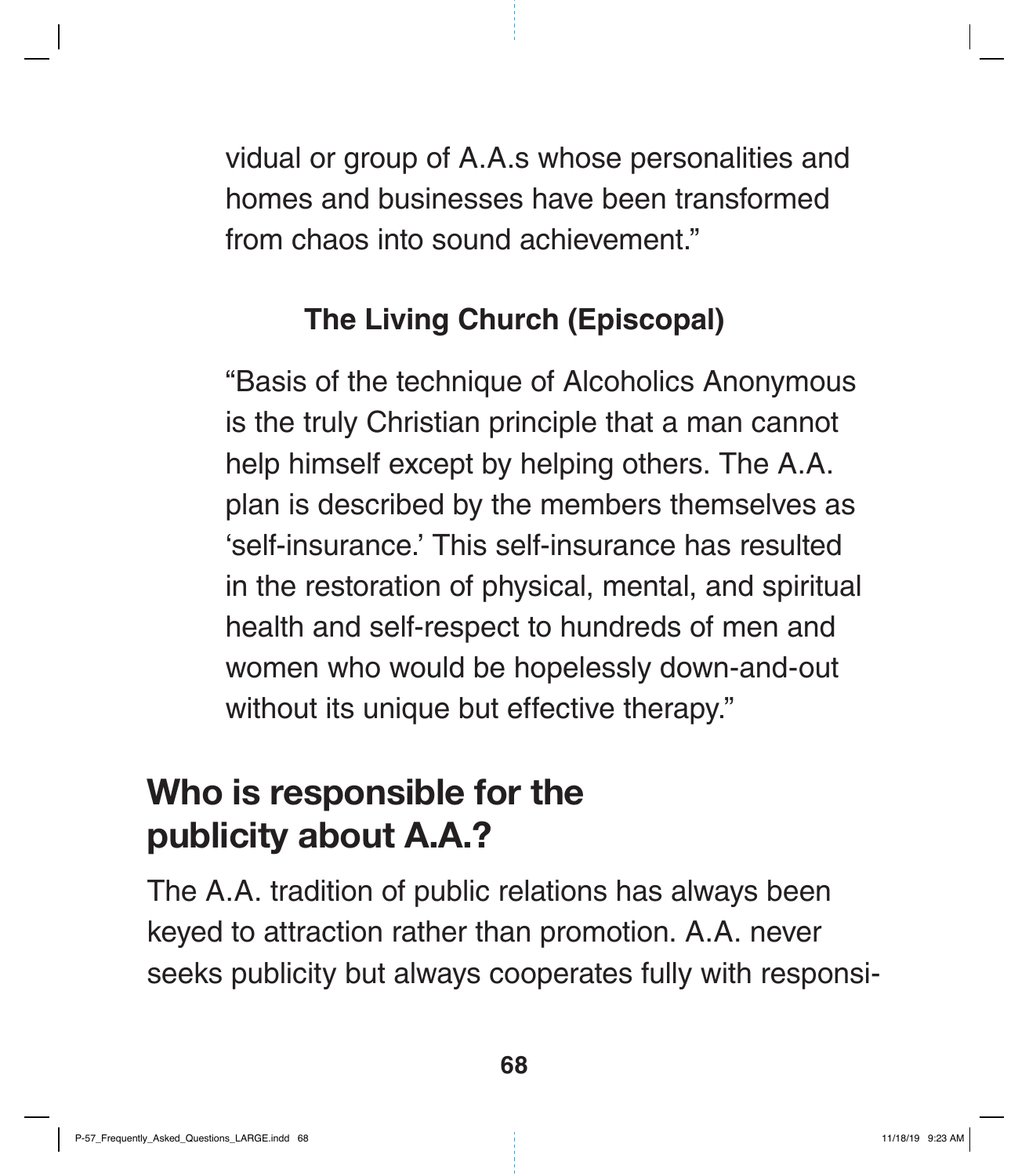vidual or group of A.A.s whose personalities and homes and businesses have been transformed from chaos into sound achievement."

### The Living Church (Episcopal)

"Basis of the technique of Alcoholics Anonymous is the truly Christian principle that a man cannot help himself except by helping others. The A.A. plan is described by the members themselves as 'self-insurance.' This self-insurance has resulted in the restoration of physical, mental, and spiritual health and self-respect to hundreds of men and women who would be hopelessly down-and-out without its unique but effective therapy."

## Who is responsible for the publicity about A.A.?

The A.A. tradition of public relations has always been keyed to attraction rather than promotion. A.A. never seeks publicity but always cooperates fully with responsi-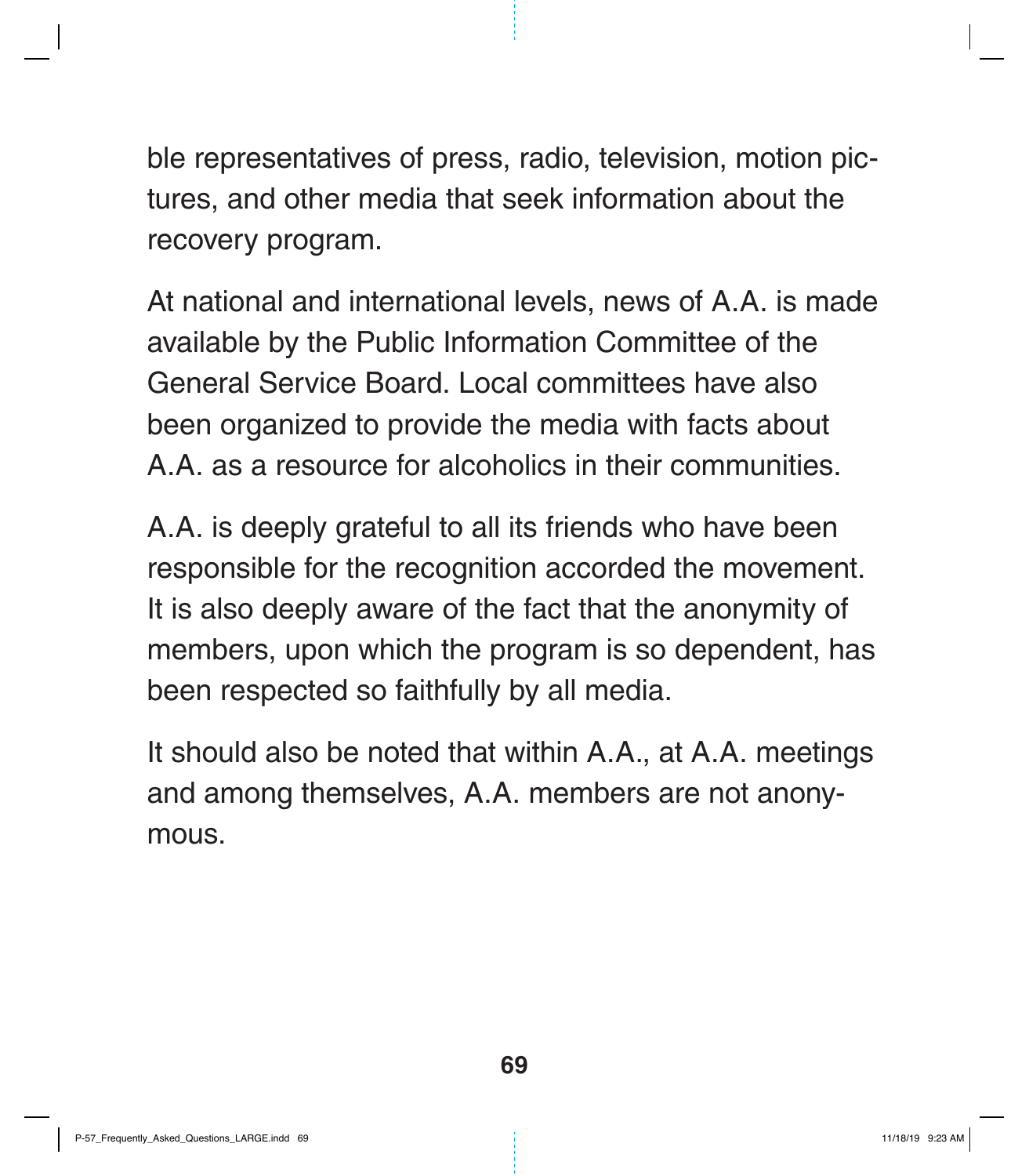ble representatives of press, radio, television, motion pictures, and other media that seek information about the recovery program.

At national and international levels, news of A.A. is made available by the Public Information Committee of the General Service Board. Local committees have also been organized to provide the media with facts about A.A. as a resource for alcoholics in their communities.

A.A. is deeply grateful to all its friends who have been responsible for the recognition accorded the movement. It is also deeply aware of the fact that the anonymity of members, upon which the program is so dependent, has been respected so faithfully by all media.

It should also be noted that within A.A., at A.A. meetings and among themselves, A.A. members are not anonymous.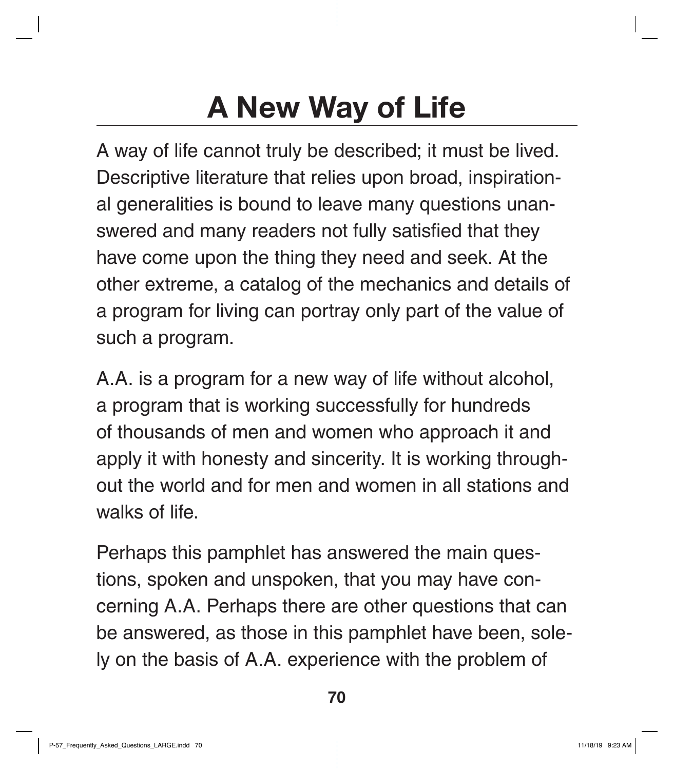# A New Way of Life

A way of life cannot truly be described; it must be lived. Descriptive literature that relies upon broad, inspirational generalities is bound to leave many questions unanswered and many readers not fully satisfied that they have come upon the thing they need and seek. At the other extreme, a catalog of the mechanics and details of a program for living can portray only part of the value of such a program.

A.A. is a program for a new way of life without alcohol, a program that is working successfully for hundreds of thousands of men and women who approach it and apply it with honesty and sincerity. It is working throughout the world and for men and women in all stations and walks of life.

Perhaps this pamphlet has answered the main questions, spoken and unspoken, that you may have concerning A.A. Perhaps there are other questions that can be answered, as those in this pamphlet have been, solely on the basis of A.A. experience with the problem of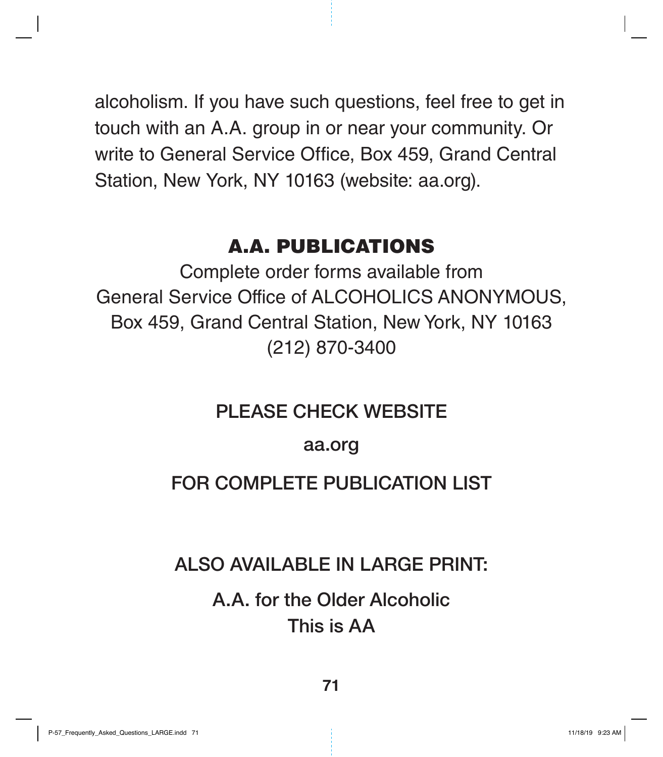alcoholism. If you have such questions, feel free to get in touch with an A.A. group in or near your community. Or write to General Service Office, Box 459, Grand Central Station, New York, NY 10163 (website: aa.org).

## A.A. PUBLICATIONS

Complete order forms available from
General Service Office of ALCOHOLICS ANONYMOUS,
Box 459, Grand Central Station, New York, NY 10163
(212) 870-3400

PLEASE CHECK WEBSITE

aa.org

FOR COMPLETE PUBLICATION LIST

ALSO AVAILABLE IN LARGE PRINT:

A.A. for the Older Alcoholic
This is AA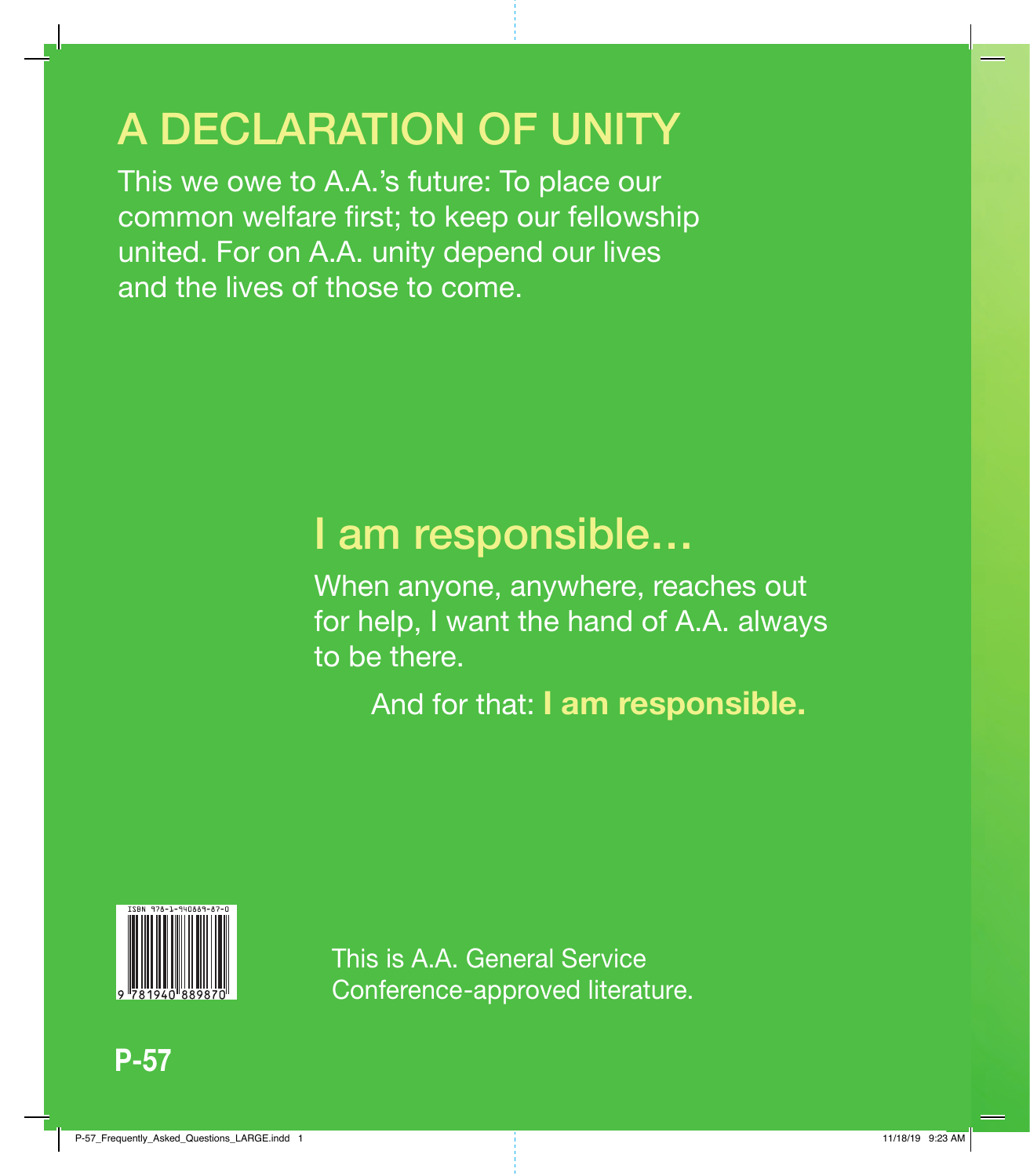# A DECLARATION OF UNITY

This we owe to A.A.'s future: To place our common welfare first; to keep our fellowship united. For on A.A. unity depend our lives and the lives of those to come.

## I am responsible…

When anyone, anywhere, reaches out for help, I want the hand of A.A. always to be there.

And for that: **I am responsible.**

ISBN 978-1-940889-87-0

9 781940 889870

This is A.A. General Service Conference-approved literature.

**P-57**